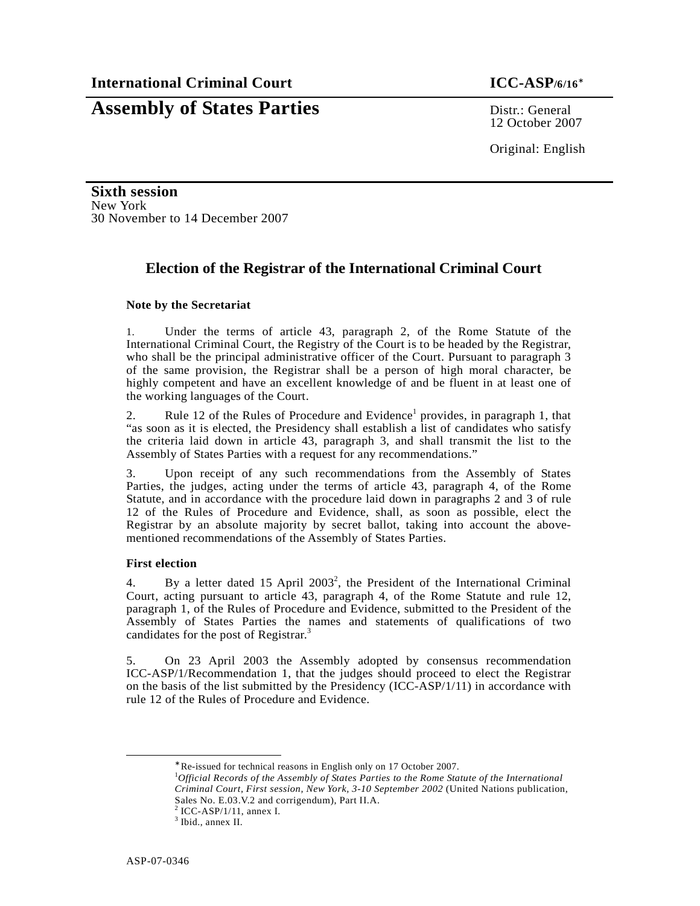**International Criminal Court** **ICC-ASP/6/16***

# Assembly of States Parties

Distr.: General
12 October 2007

Original: English

**Sixth session**
New York
30 November to 14 December 2007

## Election of the Registrar of the International Criminal Court

**Note by the Secretariat**

1. Under the terms of article 43, paragraph 2, of the Rome Statute of the International Criminal Court, the Registry of the Court is to be headed by the Registrar, who shall be the principal administrative officer of the Court. Pursuant to paragraph 3 of the same provision, the Registrar shall be a person of high moral character, be highly competent and have an excellent knowledge of and be fluent in at least one of the working languages of the Court.

2. Rule 12 of the Rules of Procedure and Evidence[1] provides, in paragraph 1, that "as soon as it is elected, the Presidency shall establish a list of candidates who satisfy the criteria laid down in article 43, paragraph 3, and shall transmit the list to the Assembly of States Parties with a request for any recommendations."

3. Upon receipt of any such recommendations from the Assembly of States Parties, the judges, acting under the terms of article 43, paragraph 4, of the Rome Statute, and in accordance with the procedure laid down in paragraphs 2 and 3 of rule 12 of the Rules of Procedure and Evidence, shall, as soon as possible, elect the Registrar by an absolute majority by secret ballot, taking into account the above-mentioned recommendations of the Assembly of States Parties.

**First election**

4. By a letter dated 15 April 2003[2], the President of the International Criminal Court, acting pursuant to article 43, paragraph 4, of the Rome Statute and rule 12, paragraph 1, of the Rules of Procedure and Evidence, submitted to the President of the Assembly of States Parties the names and statements of qualifications of two candidates for the post of Registrar.[3]

5. On 23 April 2003 the Assembly adopted by consensus recommendation ICC-ASP/1/Recommendation 1, that the judges should proceed to elect the Registrar on the basis of the list submitted by the Presidency (ICC-ASP/1/11) in accordance with rule 12 of the Rules of Procedure and Evidence.

---

* Re-issued for technical reasons in English only on 17 October 2007.

[1] *Official Records of the Assembly of States Parties to the Rome Statute of the International Criminal Court, First session, New York, 3-10 September 2002* (United Nations publication, Sales No. E.03.V.2 and corrigendum), Part II.A.

[2] ICC-ASP/1/11, annex I.

[3] Ibid., annex II.

ASP-07-0346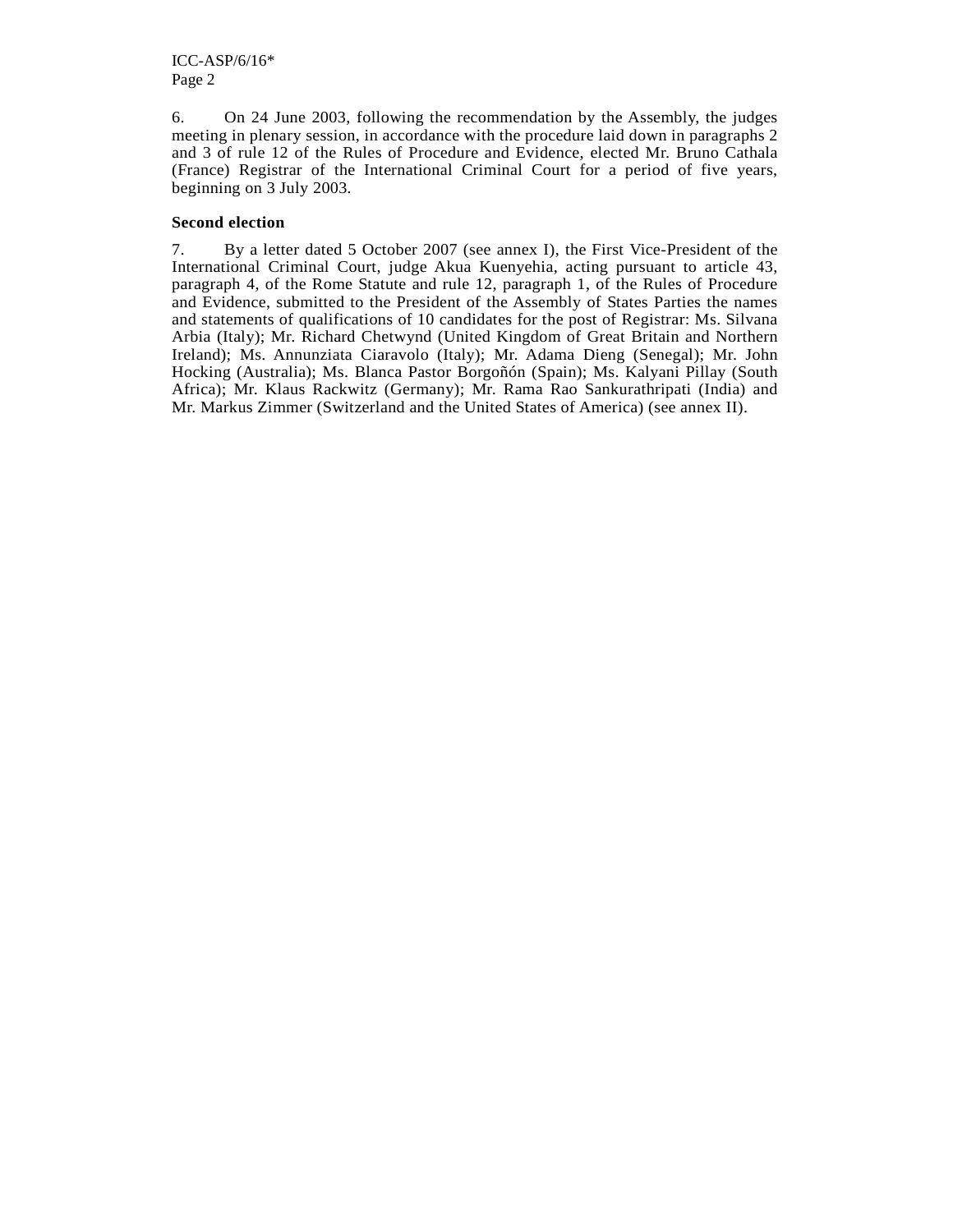6. On 24 June 2003, following the recommendation by the Assembly, the judges meeting in plenary session, in accordance with the procedure laid down in paragraphs 2 and 3 of rule 12 of the Rules of Procedure and Evidence, elected Mr. Bruno Cathala (France) Registrar of the International Criminal Court for a period of five years, beginning on 3 July 2003.

**Second election**

7. By a letter dated 5 October 2007 (see annex I), the First Vice-President of the International Criminal Court, judge Akua Kuenyehia, acting pursuant to article 43, paragraph 4, of the Rome Statute and rule 12, paragraph 1, of the Rules of Procedure and Evidence, submitted to the President of the Assembly of States Parties the names and statements of qualifications of 10 candidates for the post of Registrar: Ms. Silvana Arbia (Italy); Mr. Richard Chetwynd (United Kingdom of Great Britain and Northern Ireland); Ms. Annunziata Ciaravolo (Italy); Mr. Adama Dieng (Senegal); Mr. John Hocking (Australia); Ms. Blanca Pastor Borgoñón (Spain); Ms. Kalyani Pillay (South Africa); Mr. Klaus Rackwitz (Germany); Mr. Rama Rao Sankurathripati (India) and Mr. Markus Zimmer (Switzerland and the United States of America) (see annex II).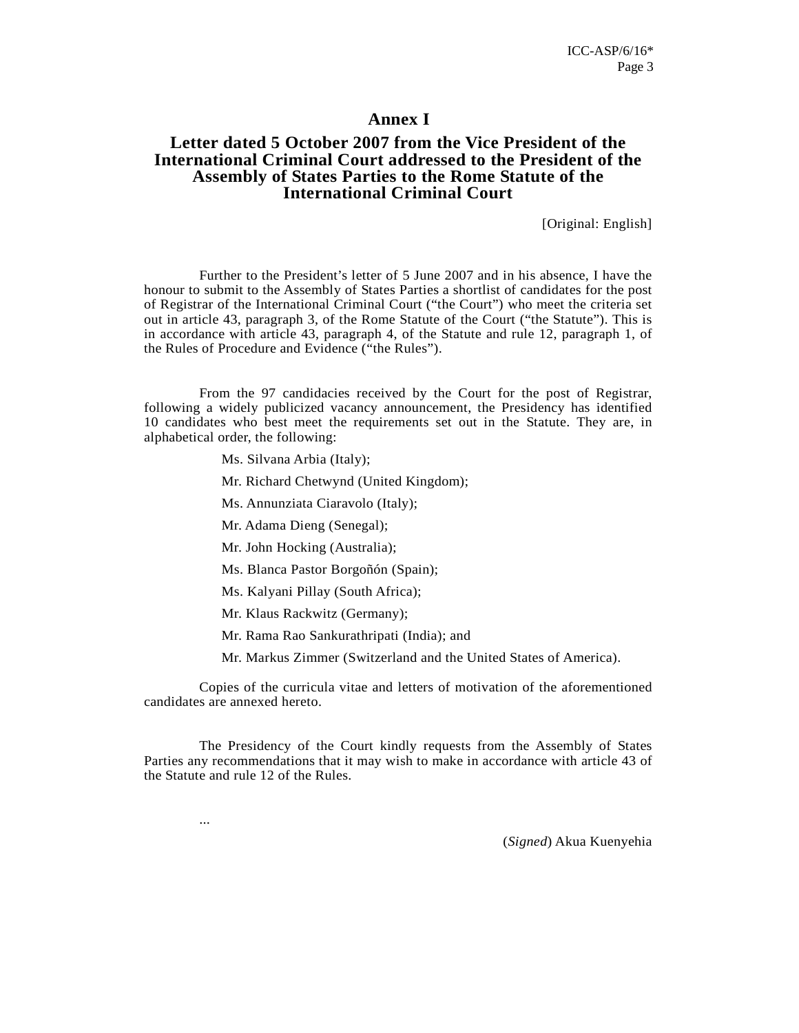# Annex I

## Letter dated 5 October 2007 from the Vice President of the International Criminal Court addressed to the President of the Assembly of States Parties to the Rome Statute of the International Criminal Court

[Original: English]

Further to the President's letter of 5 June 2007 and in his absence, I have the honour to submit to the Assembly of States Parties a shortlist of candidates for the post of Registrar of the International Criminal Court ("the Court") who meet the criteria set out in article 43, paragraph 3, of the Rome Statute of the Court ("the Statute"). This is in accordance with article 43, paragraph 4, of the Statute and rule 12, paragraph 1, of the Rules of Procedure and Evidence ("the Rules").

From the 97 candidacies received by the Court for the post of Registrar, following a widely publicized vacancy announcement, the Presidency has identified 10 candidates who best meet the requirements set out in the Statute. They are, in alphabetical order, the following:

Ms. Silvana Arbia (Italy);

Mr. Richard Chetwynd (United Kingdom);

Ms. Annunziata Ciaravolo (Italy);

Mr. Adama Dieng (Senegal);

Mr. John Hocking (Australia);

Ms. Blanca Pastor Borgoñón (Spain);

Ms. Kalyani Pillay (South Africa);

Mr. Klaus Rackwitz (Germany);

Mr. Rama Rao Sankurathripati (India); and

Mr. Markus Zimmer (Switzerland and the United States of America).

Copies of the curricula vitae and letters of motivation of the aforementioned candidates are annexed hereto.

The Presidency of the Court kindly requests from the Assembly of States Parties any recommendations that it may wish to make in accordance with article 43 of the Statute and rule 12 of the Rules.

...

(*Signed*) Akua Kuenyehia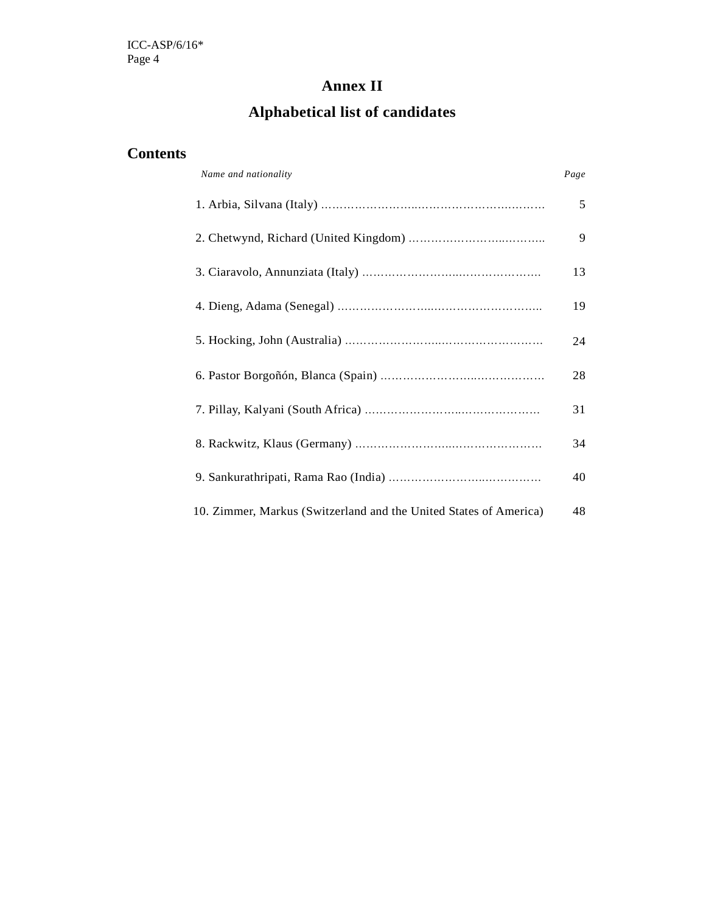# Annex II

## Alphabetical list of candidates

### Contents

| *Name and nationality* | *Page* |
|---|---|
| 1. Arbia, Silvana (Italy) | 5 |
| 2. Chetwynd, Richard (United Kingdom) | 9 |
| 3. Ciaravolo, Annunziata (Italy) | 13 |
| 4. Dieng, Adama (Senegal) | 19 |
| 5. Hocking, John (Australia) | 24 |
| 6. Pastor Borgoñón, Blanca (Spain) | 28 |
| 7. Pillay, Kalyani (South Africa) | 31 |
| 8. Rackwitz, Klaus (Germany) | 34 |
| 9. Sankurathripati, Rama Rao (India) | 40 |
| 10. Zimmer, Markus (Switzerland and the United States of America) | 48 |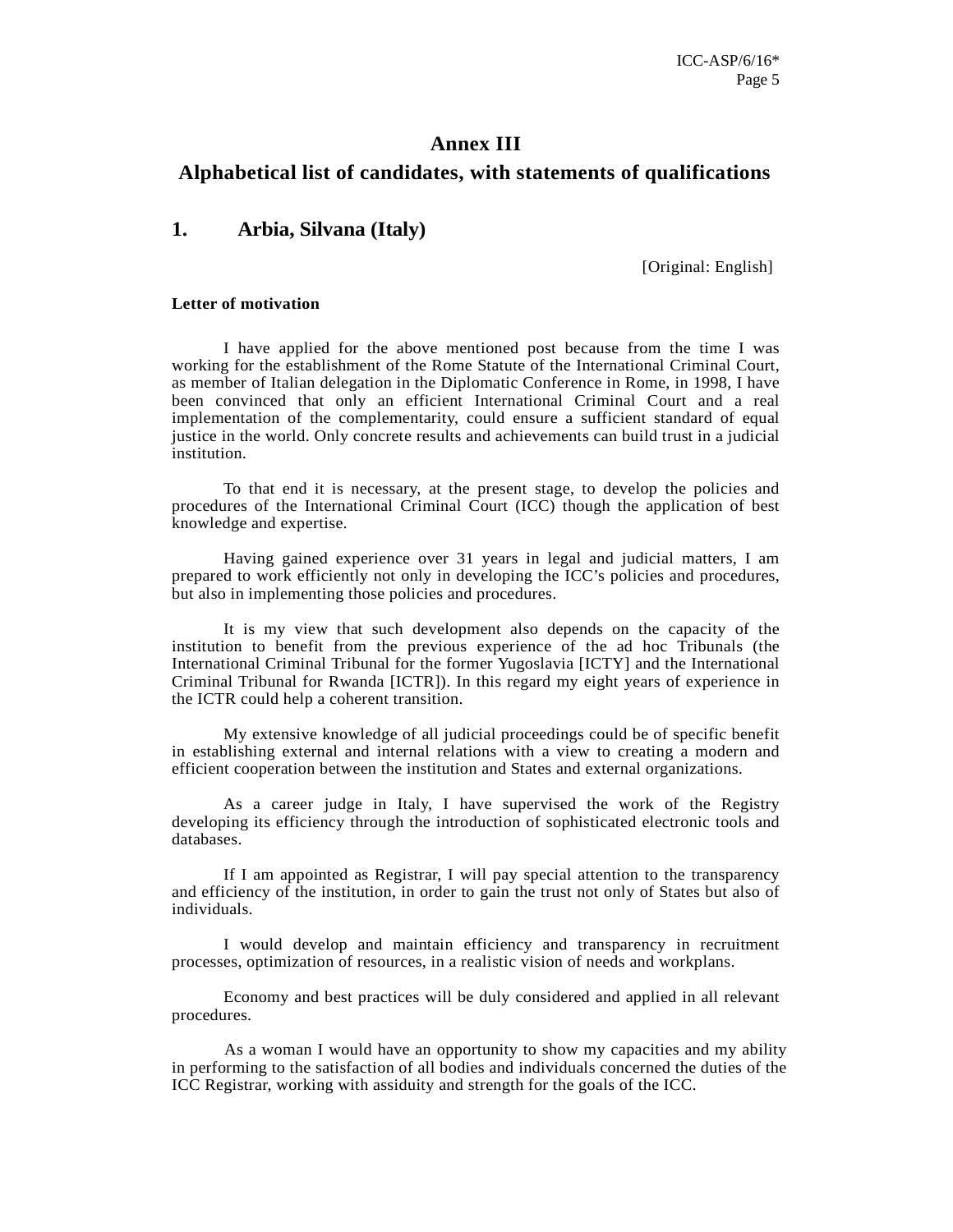# Annex III

# Alphabetical list of candidates, with statements of qualifications

## 1. Arbia, Silvana (Italy)

[Original: English]

**Letter of motivation**

I have applied for the above mentioned post because from the time I was working for the establishment of the Rome Statute of the International Criminal Court, as member of Italian delegation in the Diplomatic Conference in Rome, in 1998, I have been convinced that only an efficient International Criminal Court and a real implementation of the complementarity, could ensure a sufficient standard of equal justice in the world. Only concrete results and achievements can build trust in a judicial institution.

To that end it is necessary, at the present stage, to develop the policies and procedures of the International Criminal Court (ICC) though the application of best knowledge and expertise.

Having gained experience over 31 years in legal and judicial matters, I am prepared to work efficiently not only in developing the ICC's policies and procedures, but also in implementing those policies and procedures.

It is my view that such development also depends on the capacity of the institution to benefit from the previous experience of the ad hoc Tribunals (the International Criminal Tribunal for the former Yugoslavia [ICTY] and the International Criminal Tribunal for Rwanda [ICTR]). In this regard my eight years of experience in the ICTR could help a coherent transition.

My extensive knowledge of all judicial proceedings could be of specific benefit in establishing external and internal relations with a view to creating a modern and efficient cooperation between the institution and States and external organizations.

As a career judge in Italy, I have supervised the work of the Registry developing its efficiency through the introduction of sophisticated electronic tools and databases.

If I am appointed as Registrar, I will pay special attention to the transparency and efficiency of the institution, in order to gain the trust not only of States but also of individuals.

I would develop and maintain efficiency and transparency in recruitment processes, optimization of resources, in a realistic vision of needs and workplans.

Economy and best practices will be duly considered and applied in all relevant procedures.

As a woman I would have an opportunity to show my capacities and my ability in performing to the satisfaction of all bodies and individuals concerned the duties of the ICC Registrar, working with assiduity and strength for the goals of the ICC.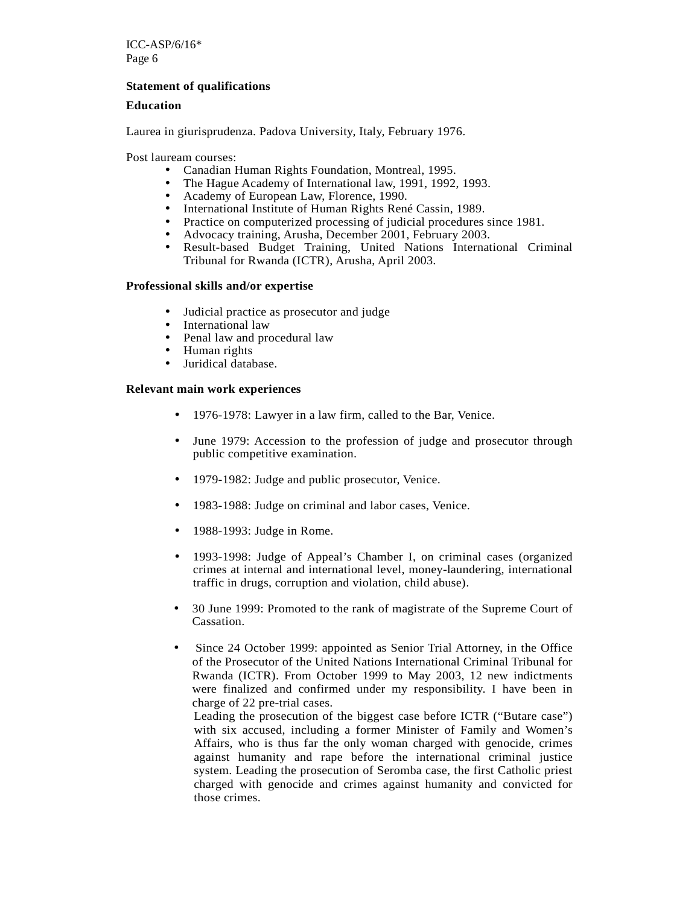**Statement of qualifications**

**Education**

Laurea in giurisprudenza. Padova University, Italy, February 1976.

Post lauream courses:

- Canadian Human Rights Foundation, Montreal, 1995.
- The Hague Academy of International law, 1991, 1992, 1993.
- Academy of European Law, Florence, 1990.
- International Institute of Human Rights René Cassin, 1989.
- Practice on computerized processing of judicial procedures since 1981.
- Advocacy training, Arusha, December 2001, February 2003.
- Result-based Budget Training, United Nations International Criminal Tribunal for Rwanda (ICTR), Arusha, April 2003.

**Professional skills and/or expertise**

- Judicial practice as prosecutor and judge
- International law
- Penal law and procedural law
- Human rights
- Juridical database.

**Relevant main work experiences**

- 1976-1978: Lawyer in a law firm, called to the Bar, Venice.
- June 1979: Accession to the profession of judge and prosecutor through public competitive examination.
- 1979-1982: Judge and public prosecutor, Venice.
- 1983-1988: Judge on criminal and labor cases, Venice.
- 1988-1993: Judge in Rome.
- 1993-1998: Judge of Appeal's Chamber I, on criminal cases (organized crimes at internal and international level, money-laundering, international traffic in drugs, corruption and violation, child abuse).
- 30 June 1999: Promoted to the rank of magistrate of the Supreme Court of Cassation.
- Since 24 October 1999: appointed as Senior Trial Attorney, in the Office of the Prosecutor of the United Nations International Criminal Tribunal for Rwanda (ICTR). From October 1999 to May 2003, 12 new indictments were finalized and confirmed under my responsibility. I have been in charge of 22 pre-trial cases.
  Leading the prosecution of the biggest case before ICTR ("Butare case") with six accused, including a former Minister of Family and Women's Affairs, who is thus far the only woman charged with genocide, crimes against humanity and rape before the international criminal justice system. Leading the prosecution of Seromba case, the first Catholic priest charged with genocide and crimes against humanity and convicted for those crimes.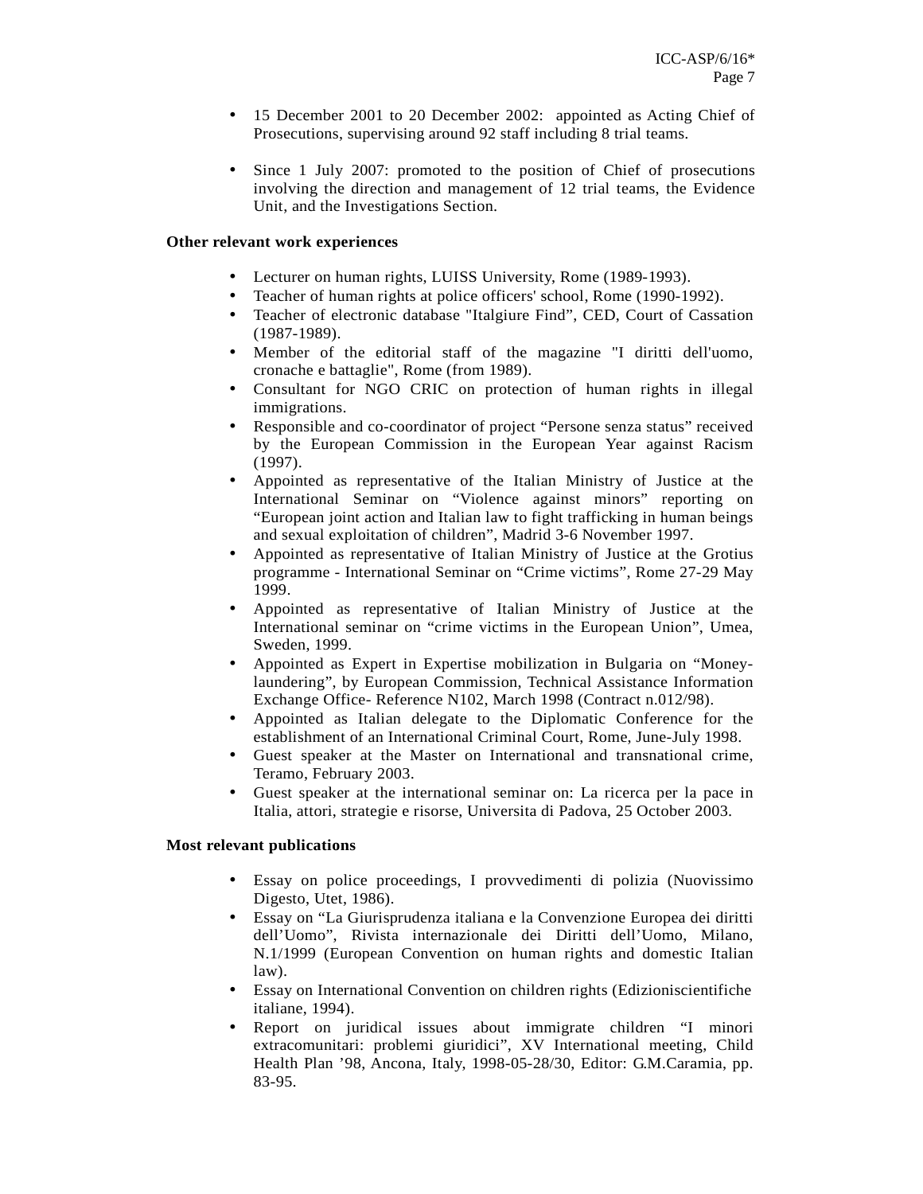- 15 December 2001 to 20 December 2002: appointed as Acting Chief of Prosecutions, supervising around 92 staff including 8 trial teams.

- Since 1 July 2007: promoted to the position of Chief of prosecutions involving the direction and management of 12 trial teams, the Evidence Unit, and the Investigations Section.

**Other relevant work experiences**

- Lecturer on human rights, LUISS University, Rome (1989-1993).
- Teacher of human rights at police officers' school, Rome (1990-1992).
- Teacher of electronic database "Italgiure Find", CED, Court of Cassation (1987-1989).
- Member of the editorial staff of the magazine "I diritti dell'uomo, cronache e battaglie", Rome (from 1989).
- Consultant for NGO CRIC on protection of human rights in illegal immigrations.
- Responsible and co-coordinator of project "Persone senza status" received by the European Commission in the European Year against Racism (1997).
- Appointed as representative of the Italian Ministry of Justice at the International Seminar on "Violence against minors" reporting on "European joint action and Italian law to fight trafficking in human beings and sexual exploitation of children", Madrid 3-6 November 1997.
- Appointed as representative of Italian Ministry of Justice at the Grotius programme - International Seminar on "Crime victims", Rome 27-29 May 1999.
- Appointed as representative of Italian Ministry of Justice at the International seminar on "crime victims in the European Union", Umea, Sweden, 1999.
- Appointed as Expert in Expertise mobilization in Bulgaria on "Money-laundering", by European Commission, Technical Assistance Information Exchange Office- Reference N102, March 1998 (Contract n.012/98).
- Appointed as Italian delegate to the Diplomatic Conference for the establishment of an International Criminal Court, Rome, June-July 1998.
- Guest speaker at the Master on International and transnational crime, Teramo, February 2003.
- Guest speaker at the international seminar on: La ricerca per la pace in Italia, attori, strategie e risorse, Universita di Padova, 25 October 2003.

**Most relevant publications**

- Essay on police proceedings, I provvedimenti di polizia (Nuovissimo Digesto, Utet, 1986).
- Essay on "La Giurisprudenza italiana e la Convenzione Europea dei diritti dell'Uomo", Rivista internazionale dei Diritti dell'Uomo, Milano, N.1/1999 (European Convention on human rights and domestic Italian law).
- Essay on International Convention on children rights (Edizioniscientifiche italiane, 1994).
- Report on juridical issues about immigrate children "I minori extracomunitari: problemi giuridici", XV International meeting, Child Health Plan '98, Ancona, Italy, 1998-05-28/30, Editor: G.M.Caramia, pp. 83-95.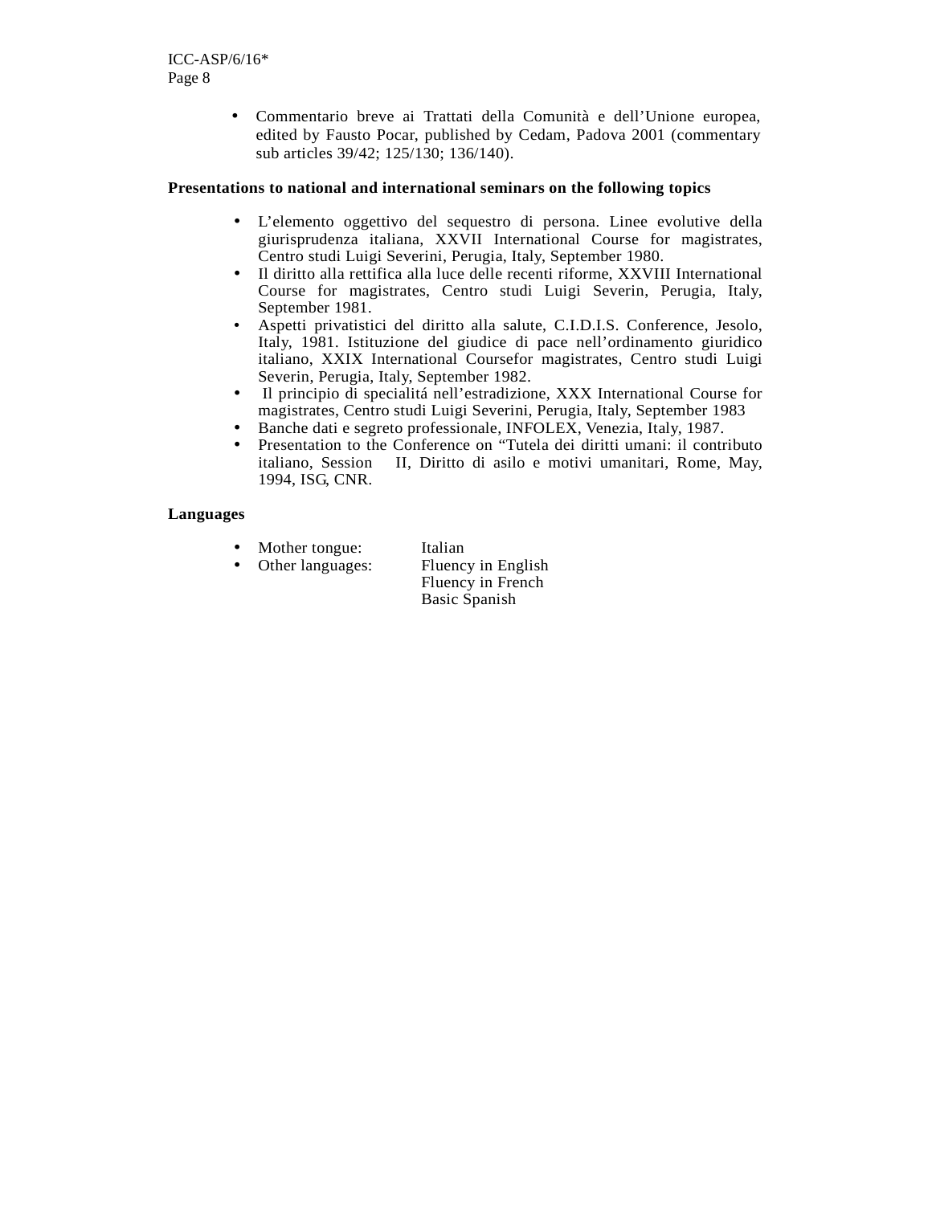- Commentario breve ai Trattati della Comunità e dell'Unione europea, edited by Fausto Pocar, published by Cedam, Padova 2001 (commentary sub articles 39/42; 125/130; 136/140).

**Presentations to national and international seminars on the following topics**

- L'elemento oggettivo del sequestro di persona. Linee evolutive della giurisprudenza italiana, XXVII International Course for magistrates, Centro studi Luigi Severini, Perugia, Italy, September 1980.
- Il diritto alla rettifica alla luce delle recenti riforme, XXVIII International Course for magistrates, Centro studi Luigi Severin, Perugia, Italy, September 1981.
- Aspetti privatistici del diritto alla salute, C.I.D.I.S. Conference, Jesolo, Italy, 1981. Istituzione del giudice di pace nell'ordinamento giuridico italiano, XXIX International Coursefor magistrates, Centro studi Luigi Severin, Perugia, Italy, September 1982.
- Il principio di specialitá nell'estradizione, XXX International Course for magistrates, Centro studi Luigi Severini, Perugia, Italy, September 1983
- Banche dati e segreto professionale, INFOLEX, Venezia, Italy, 1987.
- Presentation to the Conference on "Tutela dei diritti umani: il contributo italiano, Session II, Diritto di asilo e motivi umanitari, Rome, May, 1994, ISG, CNR.

**Languages**

- Mother tongue: Italian
- Other languages: Fluency in English
  Fluency in French
  Basic Spanish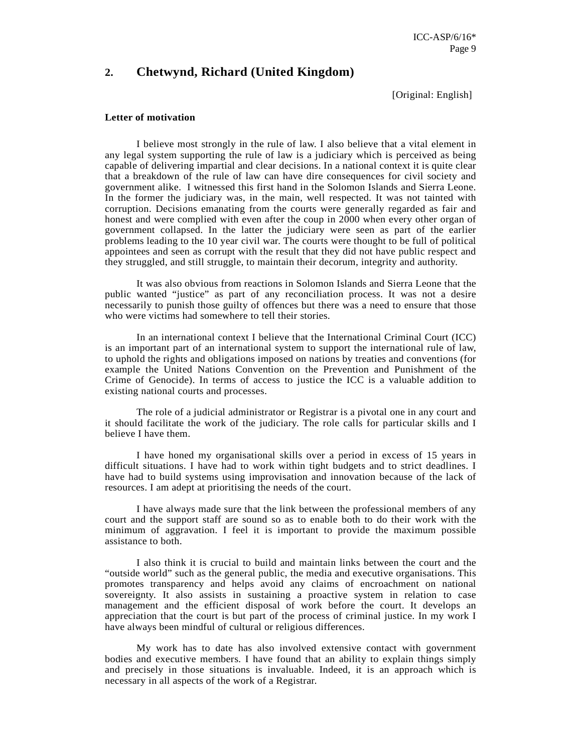## 2. Chetwynd, Richard (United Kingdom)

[Original: English]

**Letter of motivation**

I believe most strongly in the rule of law. I also believe that a vital element in any legal system supporting the rule of law is a judiciary which is perceived as being capable of delivering impartial and clear decisions. In a national context it is quite clear that a breakdown of the rule of law can have dire consequences for civil society and government alike. I witnessed this first hand in the Solomon Islands and Sierra Leone. In the former the judiciary was, in the main, well respected. It was not tainted with corruption. Decisions emanating from the courts were generally regarded as fair and honest and were complied with even after the coup in 2000 when every other organ of government collapsed. In the latter the judiciary were seen as part of the earlier problems leading to the 10 year civil war. The courts were thought to be full of political appointees and seen as corrupt with the result that they did not have public respect and they struggled, and still struggle, to maintain their decorum, integrity and authority.

It was also obvious from reactions in Solomon Islands and Sierra Leone that the public wanted "justice" as part of any reconciliation process. It was not a desire necessarily to punish those guilty of offences but there was a need to ensure that those who were victims had somewhere to tell their stories.

In an international context I believe that the International Criminal Court (ICC) is an important part of an international system to support the international rule of law, to uphold the rights and obligations imposed on nations by treaties and conventions (for example the United Nations Convention on the Prevention and Punishment of the Crime of Genocide). In terms of access to justice the ICC is a valuable addition to existing national courts and processes.

The role of a judicial administrator or Registrar is a pivotal one in any court and it should facilitate the work of the judiciary. The role calls for particular skills and I believe I have them.

I have honed my organisational skills over a period in excess of 15 years in difficult situations. I have had to work within tight budgets and to strict deadlines. I have had to build systems using improvisation and innovation because of the lack of resources. I am adept at prioritising the needs of the court.

I have always made sure that the link between the professional members of any court and the support staff are sound so as to enable both to do their work with the minimum of aggravation. I feel it is important to provide the maximum possible assistance to both.

I also think it is crucial to build and maintain links between the court and the "outside world" such as the general public, the media and executive organisations. This promotes transparency and helps avoid any claims of encroachment on national sovereignty. It also assists in sustaining a proactive system in relation to case management and the efficient disposal of work before the court. It develops an appreciation that the court is but part of the process of criminal justice. In my work I have always been mindful of cultural or religious differences.

My work has to date has also involved extensive contact with government bodies and executive members. I have found that an ability to explain things simply and precisely in those situations is invaluable. Indeed, it is an approach which is necessary in all aspects of the work of a Registrar.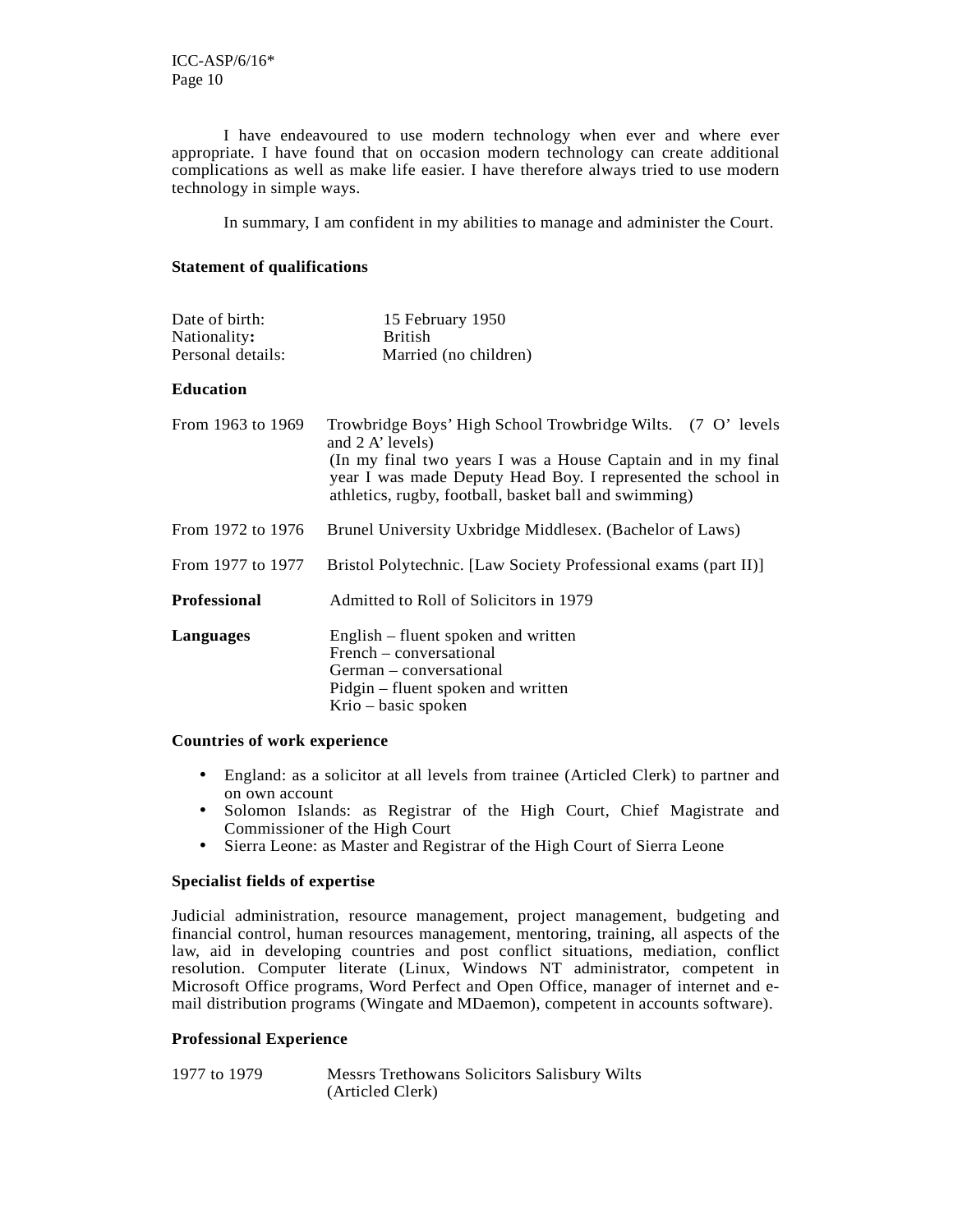I have endeavoured to use modern technology when ever and where ever appropriate. I have found that on occasion modern technology can create additional complications as well as make life easier. I have therefore always tried to use modern technology in simple ways.

In summary, I am confident in my abilities to manage and administer the Court.

**Statement of qualifications**

| | |
|---|---|
| Date of birth: | 15 February 1950 |
| Nationality**:** | British |
| Personal details: | Married (no children) |

**Education**

| | |
|---|---|
| From 1963 to 1969 | Trowbridge Boys' High School Trowbridge Wilts. (7 O' levels and 2 A' levels) (In my final two years I was a House Captain and in my final year I was made Deputy Head Boy. I represented the school in athletics, rugby, football, basket ball and swimming) |
| From 1972 to 1976 | Brunel University Uxbridge Middlesex. (Bachelor of Laws) |
| From 1977 to 1977 | Bristol Polytechnic. [Law Society Professional exams (part II)] |
| **Professional** | Admitted to Roll of Solicitors in 1979 |
| **Languages** | English – fluent spoken and written<br>French – conversational<br>German – conversational<br>Pidgin – fluent spoken and written<br>Krio – basic spoken |

**Countries of work experience**

- England: as a solicitor at all levels from trainee (Articled Clerk) to partner and on own account
- Solomon Islands: as Registrar of the High Court, Chief Magistrate and Commissioner of the High Court
- Sierra Leone: as Master and Registrar of the High Court of Sierra Leone

**Specialist fields of expertise**

Judicial administration, resource management, project management, budgeting and financial control, human resources management, mentoring, training, all aspects of the law, aid in developing countries and post conflict situations, mediation, conflict resolution. Computer literate (Linux, Windows NT administrator, competent in Microsoft Office programs, Word Perfect and Open Office, manager of internet and e-mail distribution programs (Wingate and MDaemon), competent in accounts software).

**Professional Experience**

| | |
|---|---|
| 1977 to 1979 | Messrs Trethowans Solicitors Salisbury Wilts (Articled Clerk) |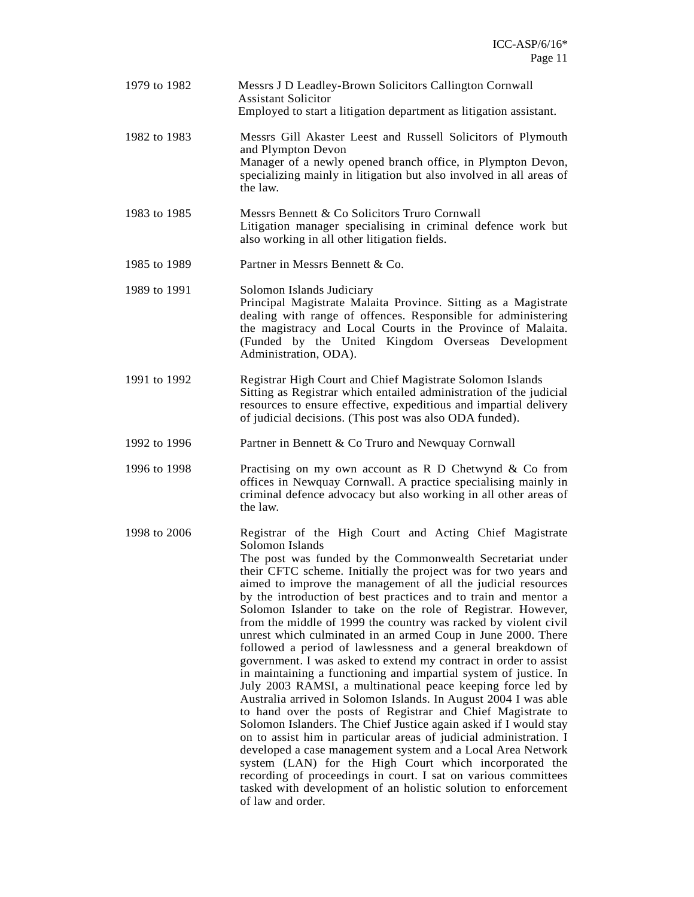| | |
|---|---|
| 1979 to 1982 | Messrs J D Leadley-Brown Solicitors Callington Cornwall<br>Assistant Solicitor<br>Employed to start a litigation department as litigation assistant. |
| 1982 to 1983 | Messrs Gill Akaster Leest and Russell Solicitors of Plymouth and Plympton Devon<br>Manager of a newly opened branch office, in Plympton Devon, specializing mainly in litigation but also involved in all areas of the law. |
| 1983 to 1985 | Messrs Bennett & Co Solicitors Truro Cornwall<br>Litigation manager specialising in criminal defence work but also working in all other litigation fields. |
| 1985 to 1989 | Partner in Messrs Bennett & Co. |
| 1989 to 1991 | Solomon Islands Judiciary<br>Principal Magistrate Malaita Province. Sitting as a Magistrate dealing with range of offences. Responsible for administering the magistracy and Local Courts in the Province of Malaita. (Funded by the United Kingdom Overseas Development Administration, ODA). |
| 1991 to 1992 | Registrar High Court and Chief Magistrate Solomon Islands<br>Sitting as Registrar which entailed administration of the judicial resources to ensure effective, expeditious and impartial delivery of judicial decisions. (This post was also ODA funded). |
| 1992 to 1996 | Partner in Bennett & Co Truro and Newquay Cornwall |
| 1996 to 1998 | Practising on my own account as R D Chetwynd & Co from offices in Newquay Cornwall. A practice specialising mainly in criminal defence advocacy but also working in all other areas of the law. |
| 1998 to 2006 | Registrar of the High Court and Acting Chief Magistrate Solomon Islands<br>The post was funded by the Commonwealth Secretariat under their CFTC scheme. Initially the project was for two years and aimed to improve the management of all the judicial resources by the introduction of best practices and to train and mentor a Solomon Islander to take on the role of Registrar. However, from the middle of 1999 the country was racked by violent civil unrest which culminated in an armed Coup in June 2000. There followed a period of lawlessness and a general breakdown of government. I was asked to extend my contract in order to assist in maintaining a functioning and impartial system of justice. In July 2003 RAMSI, a multinational peace keeping force led by Australia arrived in Solomon Islands. In August 2004 I was able to hand over the posts of Registrar and Chief Magistrate to Solomon Islanders. The Chief Justice again asked if I would stay on to assist him in particular areas of judicial administration. I developed a case management system and a Local Area Network system (LAN) for the High Court which incorporated the recording of proceedings in court. I sat on various committees tasked with development of an holistic solution to enforcement of law and order. |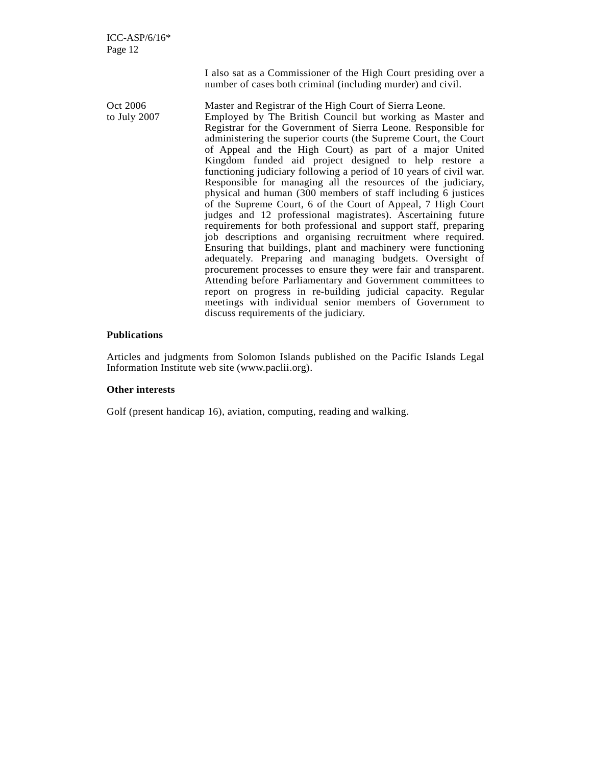I also sat as a Commissioner of the High Court presiding over a number of cases both criminal (including murder) and civil.

Oct 2006 to July 2007 — Master and Registrar of the High Court of Sierra Leone.
Employed by The British Council but working as Master and Registrar for the Government of Sierra Leone. Responsible for administering the superior courts (the Supreme Court, the Court of Appeal and the High Court) as part of a major United Kingdom funded aid project designed to help restore a functioning judiciary following a period of 10 years of civil war. Responsible for managing all the resources of the judiciary, physical and human (300 members of staff including 6 justices of the Supreme Court, 6 of the Court of Appeal, 7 High Court judges and 12 professional magistrates). Ascertaining future requirements for both professional and support staff, preparing job descriptions and organising recruitment where required. Ensuring that buildings, plant and machinery were functioning adequately. Preparing and managing budgets. Oversight of procurement processes to ensure they were fair and transparent. Attending before Parliamentary and Government committees to report on progress in re-building judicial capacity. Regular meetings with individual senior members of Government to discuss requirements of the judiciary.

**Publications**

Articles and judgments from Solomon Islands published on the Pacific Islands Legal Information Institute web site (www.paclii.org).

**Other interests**

Golf (present handicap 16), aviation, computing, reading and walking.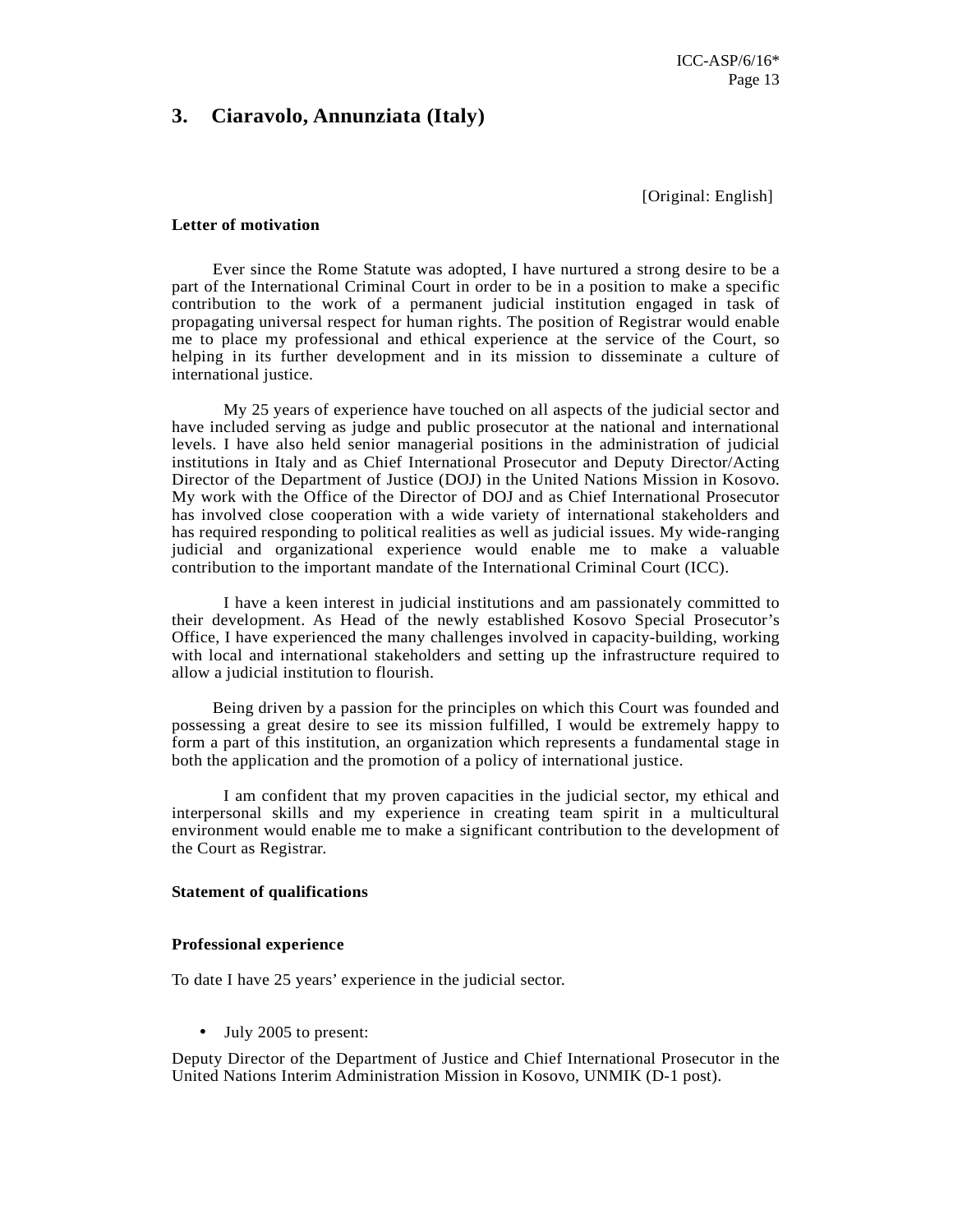## 3. Ciaravolo, Annunziata (Italy)

[Original: English]

**Letter of motivation**

Ever since the Rome Statute was adopted, I have nurtured a strong desire to be a part of the International Criminal Court in order to be in a position to make a specific contribution to the work of a permanent judicial institution engaged in task of propagating universal respect for human rights. The position of Registrar would enable me to place my professional and ethical experience at the service of the Court, so helping in its further development and in its mission to disseminate a culture of international justice.

My 25 years of experience have touched on all aspects of the judicial sector and have included serving as judge and public prosecutor at the national and international levels. I have also held senior managerial positions in the administration of judicial institutions in Italy and as Chief International Prosecutor and Deputy Director/Acting Director of the Department of Justice (DOJ) in the United Nations Mission in Kosovo. My work with the Office of the Director of DOJ and as Chief International Prosecutor has involved close cooperation with a wide variety of international stakeholders and has required responding to political realities as well as judicial issues. My wide-ranging judicial and organizational experience would enable me to make a valuable contribution to the important mandate of the International Criminal Court (ICC).

I have a keen interest in judicial institutions and am passionately committed to their development. As Head of the newly established Kosovo Special Prosecutor's Office, I have experienced the many challenges involved in capacity-building, working with local and international stakeholders and setting up the infrastructure required to allow a judicial institution to flourish.

Being driven by a passion for the principles on which this Court was founded and possessing a great desire to see its mission fulfilled, I would be extremely happy to form a part of this institution, an organization which represents a fundamental stage in both the application and the promotion of a policy of international justice.

I am confident that my proven capacities in the judicial sector, my ethical and interpersonal skills and my experience in creating team spirit in a multicultural environment would enable me to make a significant contribution to the development of the Court as Registrar.

**Statement of qualifications**

**Professional experience**

To date I have 25 years' experience in the judicial sector.

- July 2005 to present:

Deputy Director of the Department of Justice and Chief International Prosecutor in the United Nations Interim Administration Mission in Kosovo, UNMIK (D-1 post).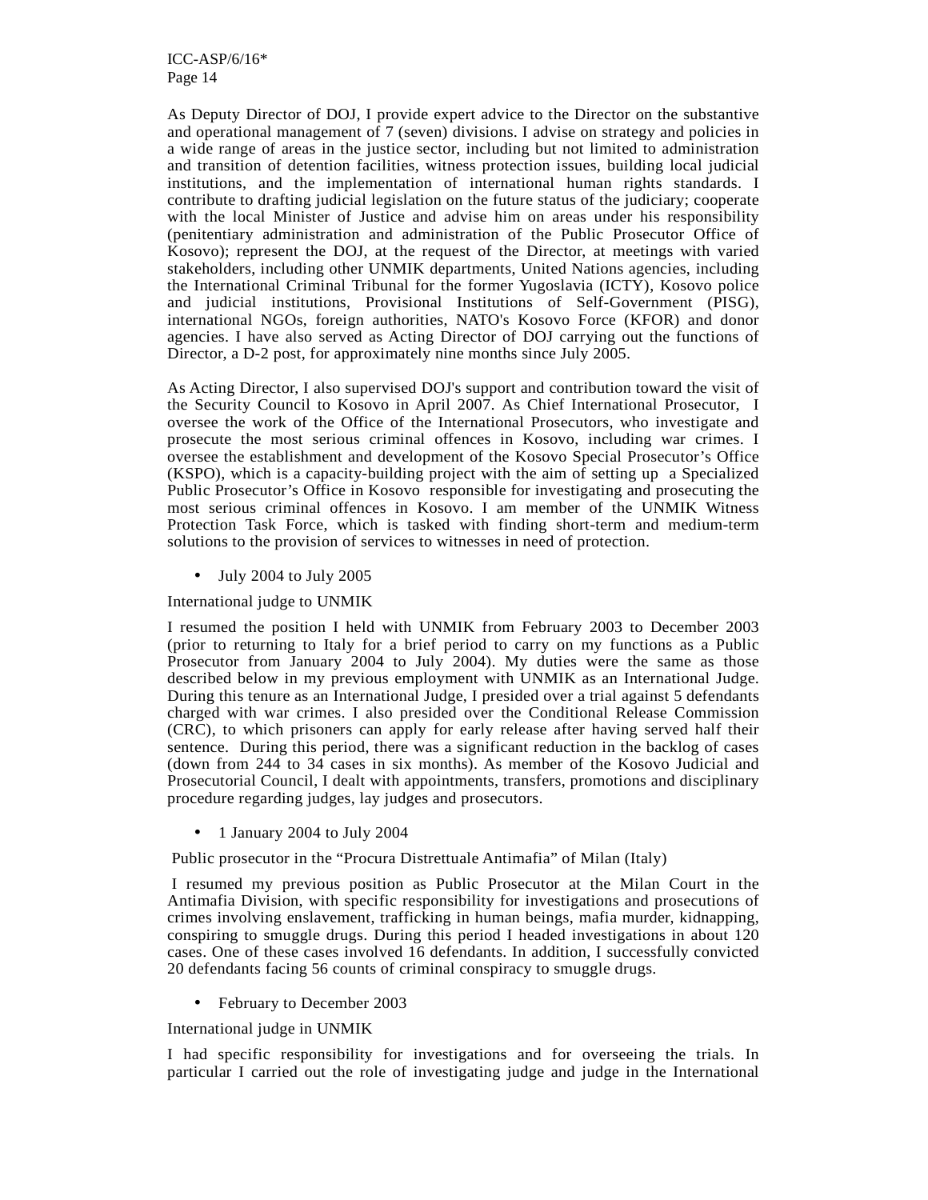As Deputy Director of DOJ, I provide expert advice to the Director on the substantive and operational management of 7 (seven) divisions. I advise on strategy and policies in a wide range of areas in the justice sector, including but not limited to administration and transition of detention facilities, witness protection issues, building local judicial institutions, and the implementation of international human rights standards. I contribute to drafting judicial legislation on the future status of the judiciary; cooperate with the local Minister of Justice and advise him on areas under his responsibility (penitentiary administration and administration of the Public Prosecutor Office of Kosovo); represent the DOJ, at the request of the Director, at meetings with varied stakeholders, including other UNMIK departments, United Nations agencies, including the International Criminal Tribunal for the former Yugoslavia (ICTY), Kosovo police and judicial institutions, Provisional Institutions of Self-Government (PISG), international NGOs, foreign authorities, NATO's Kosovo Force (KFOR) and donor agencies. I have also served as Acting Director of DOJ carrying out the functions of Director, a D-2 post, for approximately nine months since July 2005.

As Acting Director, I also supervised DOJ's support and contribution toward the visit of the Security Council to Kosovo in April 2007. As Chief International Prosecutor, I oversee the work of the Office of the International Prosecutors, who investigate and prosecute the most serious criminal offences in Kosovo, including war crimes. I oversee the establishment and development of the Kosovo Special Prosecutor's Office (KSPO), which is a capacity-building project with the aim of setting up a Specialized Public Prosecutor's Office in Kosovo responsible for investigating and prosecuting the most serious criminal offences in Kosovo. I am member of the UNMIK Witness Protection Task Force, which is tasked with finding short-term and medium-term solutions to the provision of services to witnesses in need of protection.

- July 2004 to July 2005

International judge to UNMIK

I resumed the position I held with UNMIK from February 2003 to December 2003 (prior to returning to Italy for a brief period to carry on my functions as a Public Prosecutor from January 2004 to July 2004). My duties were the same as those described below in my previous employment with UNMIK as an International Judge. During this tenure as an International Judge, I presided over a trial against 5 defendants charged with war crimes. I also presided over the Conditional Release Commission (CRC), to which prisoners can apply for early release after having served half their sentence. During this period, there was a significant reduction in the backlog of cases (down from 244 to 34 cases in six months). As member of the Kosovo Judicial and Prosecutorial Council, I dealt with appointments, transfers, promotions and disciplinary procedure regarding judges, lay judges and prosecutors.

- 1 January 2004 to July 2004

Public prosecutor in the "Procura Distrettuale Antimafia" of Milan (Italy)

I resumed my previous position as Public Prosecutor at the Milan Court in the Antimafia Division, with specific responsibility for investigations and prosecutions of crimes involving enslavement, trafficking in human beings, mafia murder, kidnapping, conspiring to smuggle drugs. During this period I headed investigations in about 120 cases. One of these cases involved 16 defendants. In addition, I successfully convicted 20 defendants facing 56 counts of criminal conspiracy to smuggle drugs.

- February to December 2003

International judge in UNMIK

I had specific responsibility for investigations and for overseeing the trials. In particular I carried out the role of investigating judge and judge in the International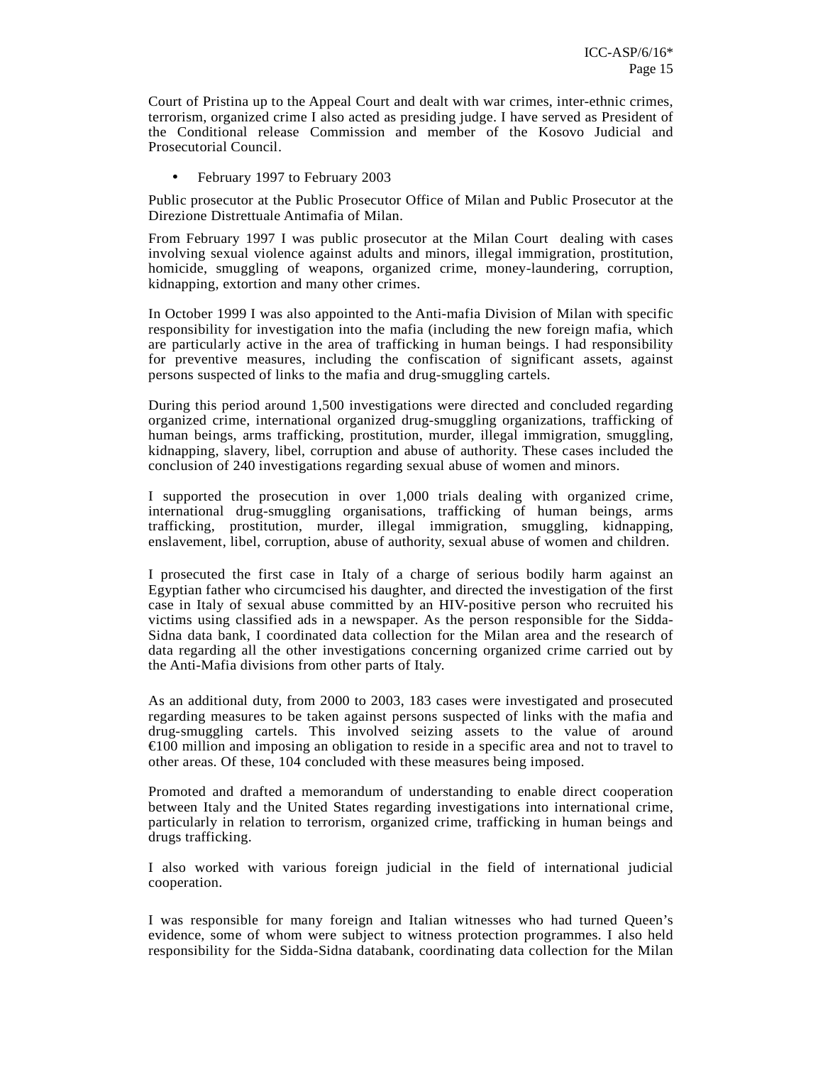Court of Pristina up to the Appeal Court and dealt with war crimes, inter-ethnic crimes, terrorism, organized crime I also acted as presiding judge. I have served as President of the Conditional release Commission and member of the Kosovo Judicial and Prosecutorial Council.

- February 1997 to February 2003

Public prosecutor at the Public Prosecutor Office of Milan and Public Prosecutor at the Direzione Distrettuale Antimafia of Milan.

From February 1997 I was public prosecutor at the Milan Court dealing with cases involving sexual violence against adults and minors, illegal immigration, prostitution, homicide, smuggling of weapons, organized crime, money-laundering, corruption, kidnapping, extortion and many other crimes.

In October 1999 I was also appointed to the Anti-mafia Division of Milan with specific responsibility for investigation into the mafia (including the new foreign mafia, which are particularly active in the area of trafficking in human beings. I had responsibility for preventive measures, including the confiscation of significant assets, against persons suspected of links to the mafia and drug-smuggling cartels.

During this period around 1,500 investigations were directed and concluded regarding organized crime, international organized drug-smuggling organizations, trafficking of human beings, arms trafficking, prostitution, murder, illegal immigration, smuggling, kidnapping, slavery, libel, corruption and abuse of authority. These cases included the conclusion of 240 investigations regarding sexual abuse of women and minors.

I supported the prosecution in over 1,000 trials dealing with organized crime, international drug-smuggling organisations, trafficking of human beings, arms trafficking, prostitution, murder, illegal immigration, smuggling, kidnapping, enslavement, libel, corruption, abuse of authority, sexual abuse of women and children.

I prosecuted the first case in Italy of a charge of serious bodily harm against an Egyptian father who circumcised his daughter, and directed the investigation of the first case in Italy of sexual abuse committed by an HIV-positive person who recruited his victims using classified ads in a newspaper. As the person responsible for the Sidda-Sidna data bank, I coordinated data collection for the Milan area and the research of data regarding all the other investigations concerning organized crime carried out by the Anti-Mafia divisions from other parts of Italy.

As an additional duty, from 2000 to 2003, 183 cases were investigated and prosecuted regarding measures to be taken against persons suspected of links with the mafia and drug-smuggling cartels. This involved seizing assets to the value of around €100 million and imposing an obligation to reside in a specific area and not to travel to other areas. Of these, 104 concluded with these measures being imposed.

Promoted and drafted a memorandum of understanding to enable direct cooperation between Italy and the United States regarding investigations into international crime, particularly in relation to terrorism, organized crime, trafficking in human beings and drugs trafficking.

I also worked with various foreign judicial in the field of international judicial cooperation.

I was responsible for many foreign and Italian witnesses who had turned Queen's evidence, some of whom were subject to witness protection programmes. I also held responsibility for the Sidda-Sidna databank, coordinating data collection for the Milan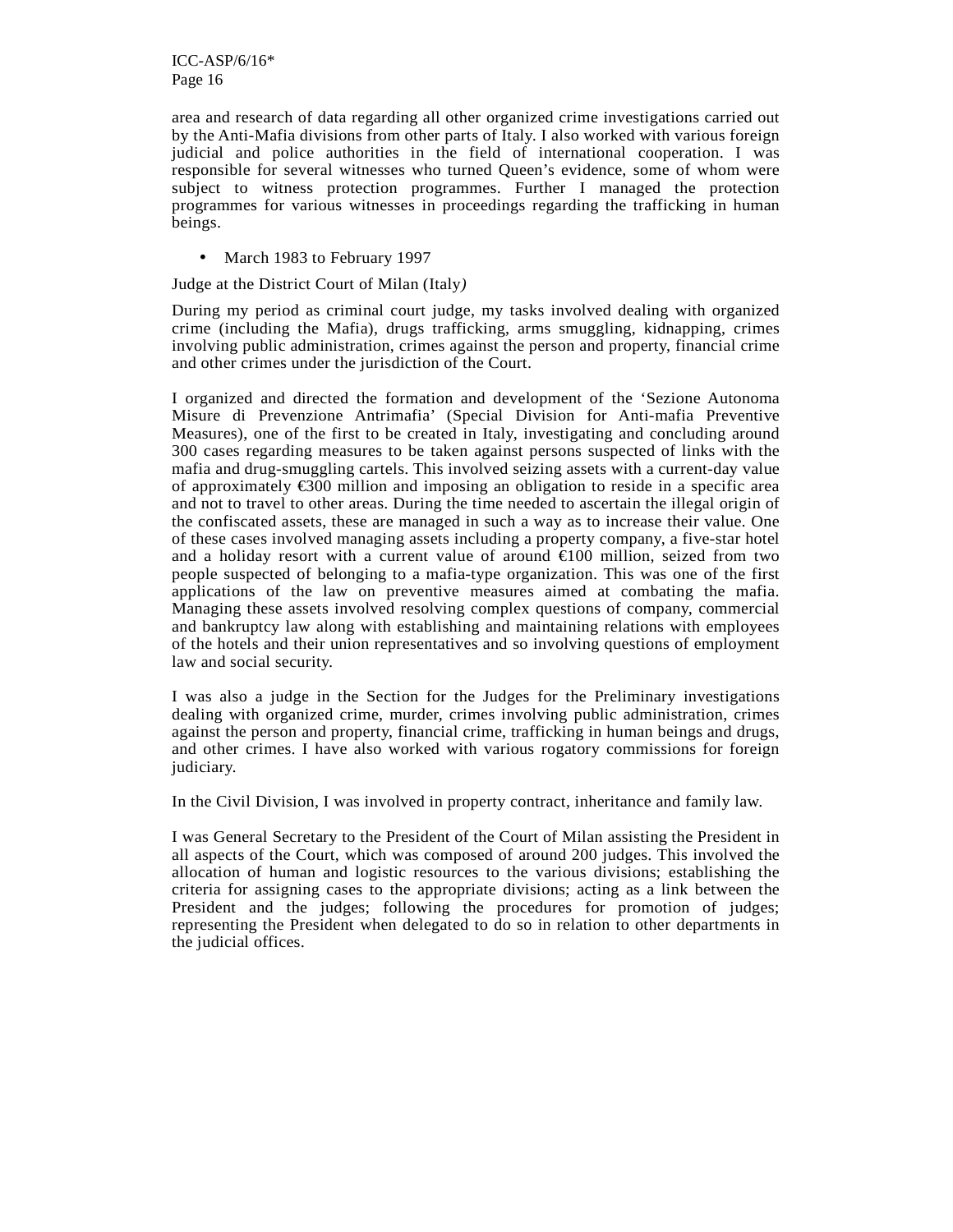area and research of data regarding all other organized crime investigations carried out by the Anti-Mafia divisions from other parts of Italy. I also worked with various foreign judicial and police authorities in the field of international cooperation. I was responsible for several witnesses who turned Queen's evidence, some of whom were subject to witness protection programmes. Further I managed the protection programmes for various witnesses in proceedings regarding the trafficking in human beings.

- March 1983 to February 1997

Judge at the District Court of Milan (Italy*)*

During my period as criminal court judge, my tasks involved dealing with organized crime (including the Mafia), drugs trafficking, arms smuggling, kidnapping, crimes involving public administration, crimes against the person and property, financial crime and other crimes under the jurisdiction of the Court.

I organized and directed the formation and development of the 'Sezione Autonoma Misure di Prevenzione Antrimafia' (Special Division for Anti-mafia Preventive Measures), one of the first to be created in Italy, investigating and concluding around 300 cases regarding measures to be taken against persons suspected of links with the mafia and drug-smuggling cartels. This involved seizing assets with a current-day value of approximately €300 million and imposing an obligation to reside in a specific area and not to travel to other areas. During the time needed to ascertain the illegal origin of the confiscated assets, these are managed in such a way as to increase their value. One of these cases involved managing assets including a property company, a five-star hotel and a holiday resort with a current value of around €100 million, seized from two people suspected of belonging to a mafia-type organization. This was one of the first applications of the law on preventive measures aimed at combating the mafia. Managing these assets involved resolving complex questions of company, commercial and bankruptcy law along with establishing and maintaining relations with employees of the hotels and their union representatives and so involving questions of employment law and social security.

I was also a judge in the Section for the Judges for the Preliminary investigations dealing with organized crime, murder, crimes involving public administration, crimes against the person and property, financial crime, trafficking in human beings and drugs, and other crimes. I have also worked with various rogatory commissions for foreign judiciary.

In the Civil Division, I was involved in property contract, inheritance and family law.

I was General Secretary to the President of the Court of Milan assisting the President in all aspects of the Court, which was composed of around 200 judges. This involved the allocation of human and logistic resources to the various divisions; establishing the criteria for assigning cases to the appropriate divisions; acting as a link between the President and the judges; following the procedures for promotion of judges; representing the President when delegated to do so in relation to other departments in the judicial offices.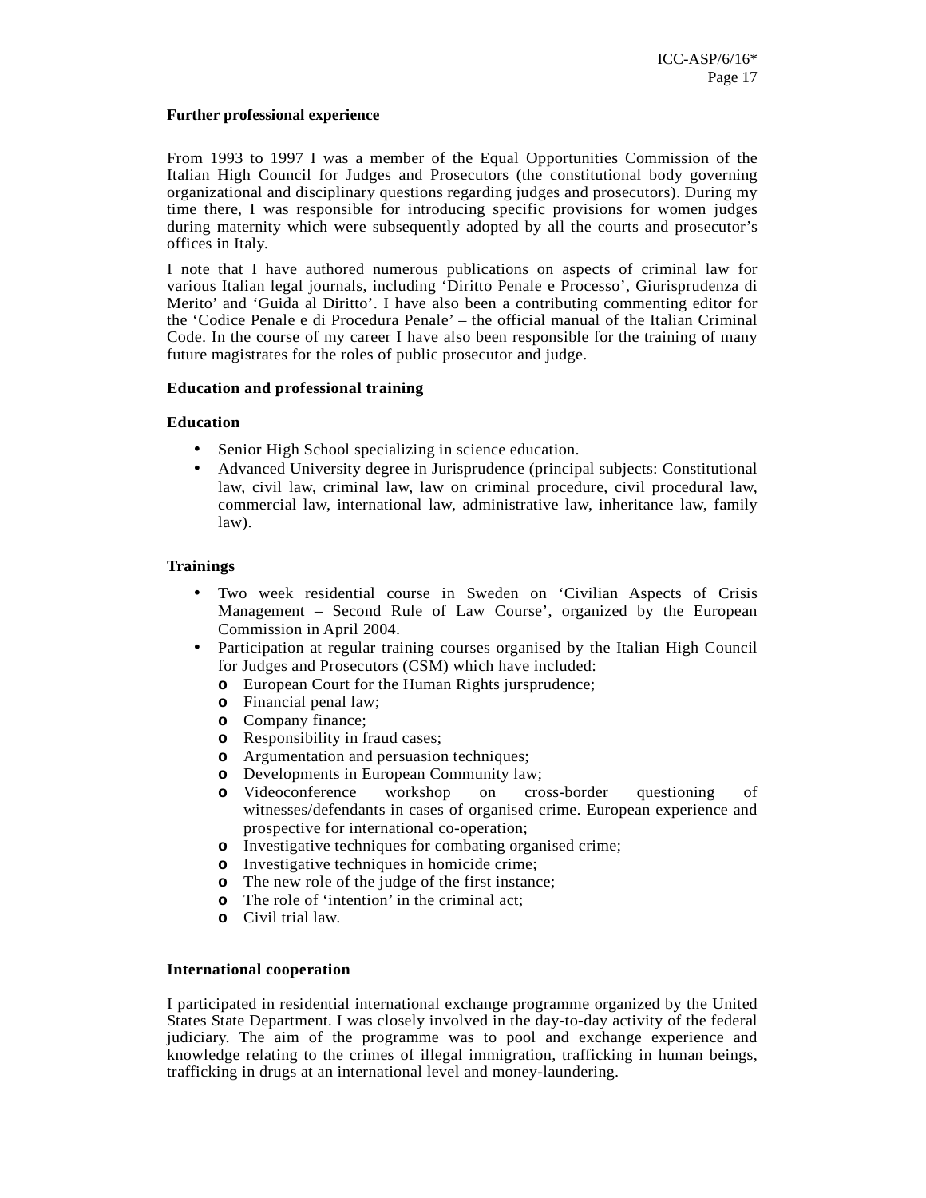**Further professional experience**

From 1993 to 1997 I was a member of the Equal Opportunities Commission of the Italian High Council for Judges and Prosecutors (the constitutional body governing organizational and disciplinary questions regarding judges and prosecutors). During my time there, I was responsible for introducing specific provisions for women judges during maternity which were subsequently adopted by all the courts and prosecutor's offices in Italy.

I note that I have authored numerous publications on aspects of criminal law for various Italian legal journals, including 'Diritto Penale e Processo', Giurisprudenza di Merito' and 'Guida al Diritto'. I have also been a contributing commenting editor for the 'Codice Penale e di Procedura Penale' – the official manual of the Italian Criminal Code. In the course of my career I have also been responsible for the training of many future magistrates for the roles of public prosecutor and judge.

**Education and professional training**

**Education**

- Senior High School specializing in science education.
- Advanced University degree in Jurisprudence (principal subjects: Constitutional law, civil law, criminal law, law on criminal procedure, civil procedural law, commercial law, international law, administrative law, inheritance law, family law).

**Trainings**

- Two week residential course in Sweden on 'Civilian Aspects of Crisis Management – Second Rule of Law Course', organized by the European Commission in April 2004.
- Participation at regular training courses organised by the Italian High Council for Judges and Prosecutors (CSM) which have included:
  - European Court for the Human Rights jursprudence;
  - Financial penal law;
  - Company finance;
  - Responsibility in fraud cases;
  - Argumentation and persuasion techniques;
  - Developments in European Community law;
  - Videoconference workshop on cross-border questioning of witnesses/defendants in cases of organised crime. European experience and prospective for international co-operation;
  - Investigative techniques for combating organised crime;
  - Investigative techniques in homicide crime;
  - The new role of the judge of the first instance;
  - The role of 'intention' in the criminal act;
  - Civil trial law.

**International cooperation**

I participated in residential international exchange programme organized by the United States State Department. I was closely involved in the day-to-day activity of the federal judiciary. The aim of the programme was to pool and exchange experience and knowledge relating to the crimes of illegal immigration, trafficking in human beings, trafficking in drugs at an international level and money-laundering.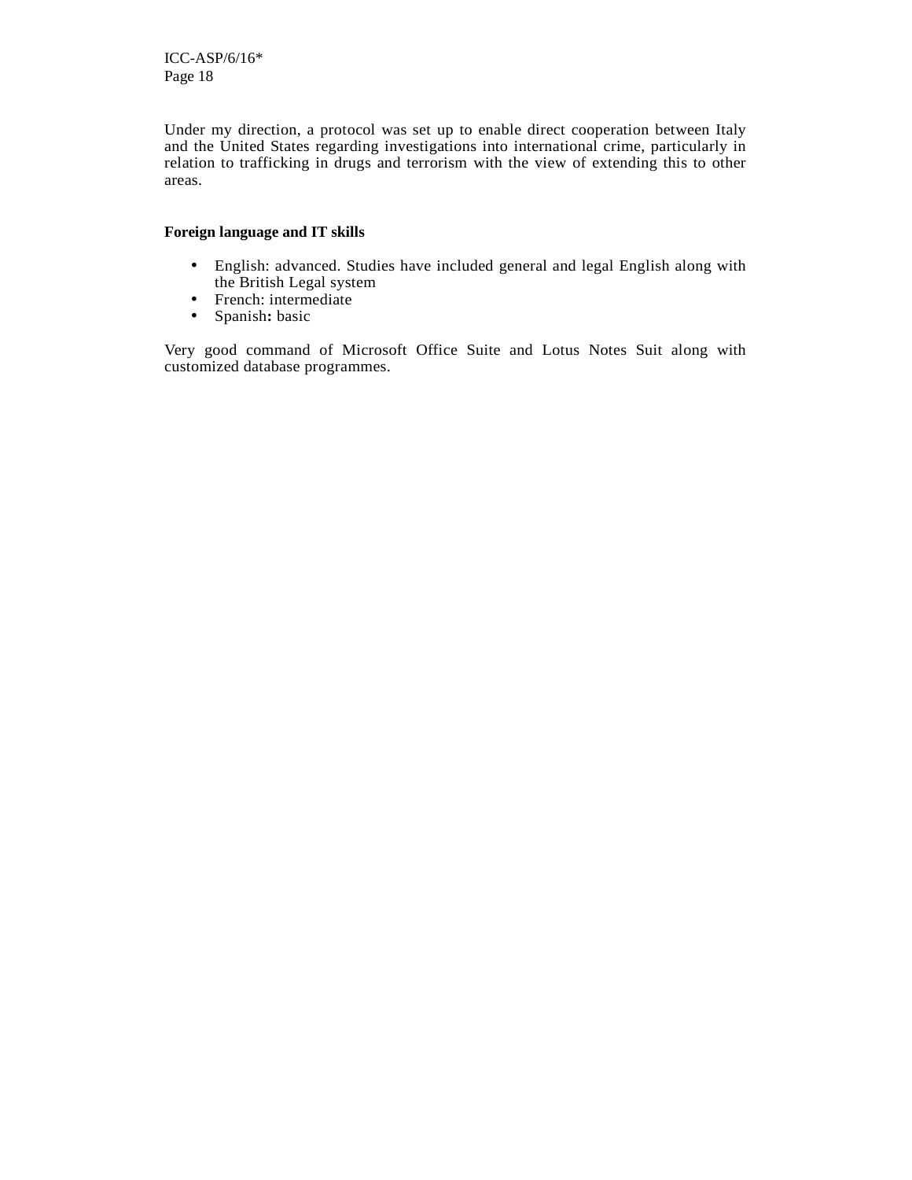Under my direction, a protocol was set up to enable direct cooperation between Italy and the United States regarding investigations into international crime, particularly in relation to trafficking in drugs and terrorism with the view of extending this to other areas.

**Foreign language and IT skills**

- English: advanced. Studies have included general and legal English along with the British Legal system
- French: intermediate
- Spanish**:** basic

Very good command of Microsoft Office Suite and Lotus Notes Suit along with customized database programmes.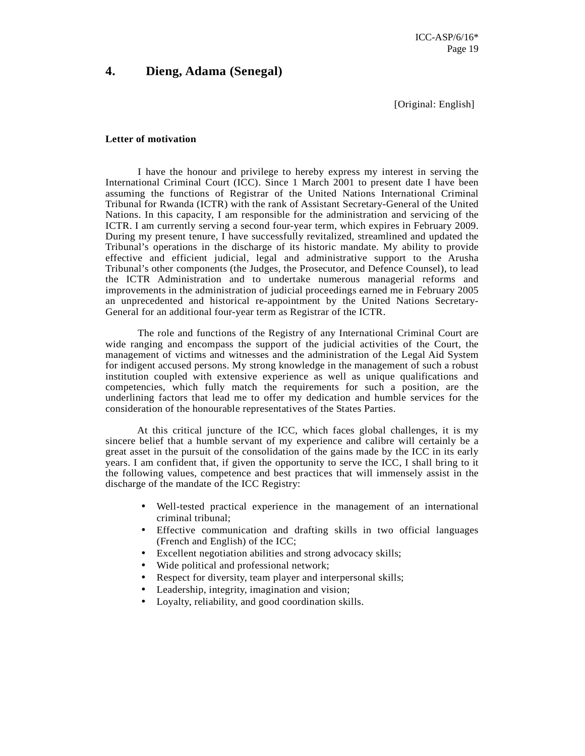## 4. Dieng, Adama (Senegal)

[Original: English]

**Letter of motivation**

I have the honour and privilege to hereby express my interest in serving the International Criminal Court (ICC). Since 1 March 2001 to present date I have been assuming the functions of Registrar of the United Nations International Criminal Tribunal for Rwanda (ICTR) with the rank of Assistant Secretary-General of the United Nations. In this capacity, I am responsible for the administration and servicing of the ICTR. I am currently serving a second four-year term, which expires in February 2009. During my present tenure, I have successfully revitalized, streamlined and updated the Tribunal's operations in the discharge of its historic mandate. My ability to provide effective and efficient judicial, legal and administrative support to the Arusha Tribunal's other components (the Judges, the Prosecutor, and Defence Counsel), to lead the ICTR Administration and to undertake numerous managerial reforms and improvements in the administration of judicial proceedings earned me in February 2005 an unprecedented and historical re-appointment by the United Nations Secretary-General for an additional four-year term as Registrar of the ICTR.

The role and functions of the Registry of any International Criminal Court are wide ranging and encompass the support of the judicial activities of the Court, the management of victims and witnesses and the administration of the Legal Aid System for indigent accused persons. My strong knowledge in the management of such a robust institution coupled with extensive experience as well as unique qualifications and competencies, which fully match the requirements for such a position, are the underlining factors that lead me to offer my dedication and humble services for the consideration of the honourable representatives of the States Parties.

At this critical juncture of the ICC, which faces global challenges, it is my sincere belief that a humble servant of my experience and calibre will certainly be a great asset in the pursuit of the consolidation of the gains made by the ICC in its early years. I am confident that, if given the opportunity to serve the ICC, I shall bring to it the following values, competence and best practices that will immensely assist in the discharge of the mandate of the ICC Registry:

- Well-tested practical experience in the management of an international criminal tribunal;
- Effective communication and drafting skills in two official languages (French and English) of the ICC;
- Excellent negotiation abilities and strong advocacy skills;
- Wide political and professional network;
- Respect for diversity, team player and interpersonal skills;
- Leadership, integrity, imagination and vision;
- Loyalty, reliability, and good coordination skills.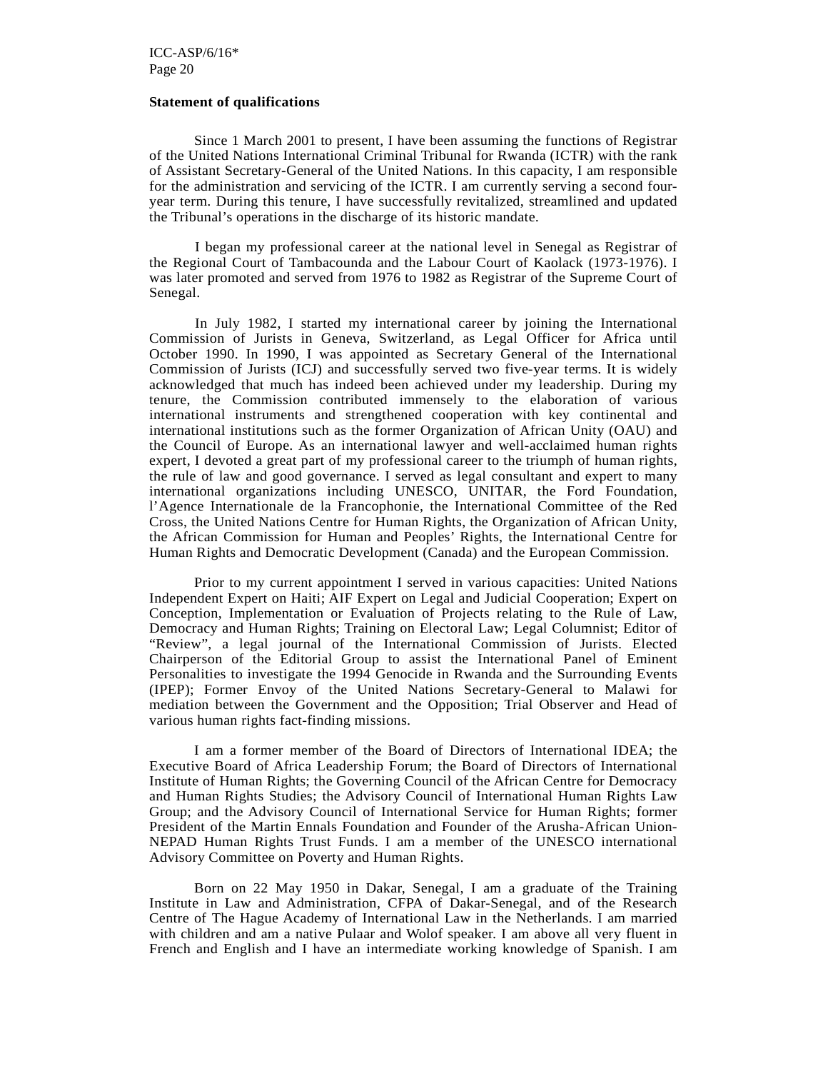**Statement of qualifications**

Since 1 March 2001 to present, I have been assuming the functions of Registrar of the United Nations International Criminal Tribunal for Rwanda (ICTR) with the rank of Assistant Secretary-General of the United Nations. In this capacity, I am responsible for the administration and servicing of the ICTR. I am currently serving a second four-year term. During this tenure, I have successfully revitalized, streamlined and updated the Tribunal's operations in the discharge of its historic mandate.

I began my professional career at the national level in Senegal as Registrar of the Regional Court of Tambacounda and the Labour Court of Kaolack (1973-1976). I was later promoted and served from 1976 to 1982 as Registrar of the Supreme Court of Senegal.

In July 1982, I started my international career by joining the International Commission of Jurists in Geneva, Switzerland, as Legal Officer for Africa until October 1990. In 1990, I was appointed as Secretary General of the International Commission of Jurists (ICJ) and successfully served two five-year terms. It is widely acknowledged that much has indeed been achieved under my leadership. During my tenure, the Commission contributed immensely to the elaboration of various international instruments and strengthened cooperation with key continental and international institutions such as the former Organization of African Unity (OAU) and the Council of Europe. As an international lawyer and well-acclaimed human rights expert, I devoted a great part of my professional career to the triumph of human rights, the rule of law and good governance. I served as legal consultant and expert to many international organizations including UNESCO, UNITAR, the Ford Foundation, l'Agence Internationale de la Francophonie, the International Committee of the Red Cross, the United Nations Centre for Human Rights, the Organization of African Unity, the African Commission for Human and Peoples' Rights, the International Centre for Human Rights and Democratic Development (Canada) and the European Commission.

Prior to my current appointment I served in various capacities: United Nations Independent Expert on Haiti; AIF Expert on Legal and Judicial Cooperation; Expert on Conception, Implementation or Evaluation of Projects relating to the Rule of Law, Democracy and Human Rights; Training on Electoral Law; Legal Columnist; Editor of "Review", a legal journal of the International Commission of Jurists. Elected Chairperson of the Editorial Group to assist the International Panel of Eminent Personalities to investigate the 1994 Genocide in Rwanda and the Surrounding Events (IPEP); Former Envoy of the United Nations Secretary-General to Malawi for mediation between the Government and the Opposition; Trial Observer and Head of various human rights fact-finding missions.

I am a former member of the Board of Directors of International IDEA; the Executive Board of Africa Leadership Forum; the Board of Directors of International Institute of Human Rights; the Governing Council of the African Centre for Democracy and Human Rights Studies; the Advisory Council of International Human Rights Law Group; and the Advisory Council of International Service for Human Rights; former President of the Martin Ennals Foundation and Founder of the Arusha-African Union-NEPAD Human Rights Trust Funds. I am a member of the UNESCO international Advisory Committee on Poverty and Human Rights.

Born on 22 May 1950 in Dakar, Senegal, I am a graduate of the Training Institute in Law and Administration, CFPA of Dakar-Senegal, and of the Research Centre of The Hague Academy of International Law in the Netherlands. I am married with children and am a native Pulaar and Wolof speaker. I am above all very fluent in French and English and I have an intermediate working knowledge of Spanish. I am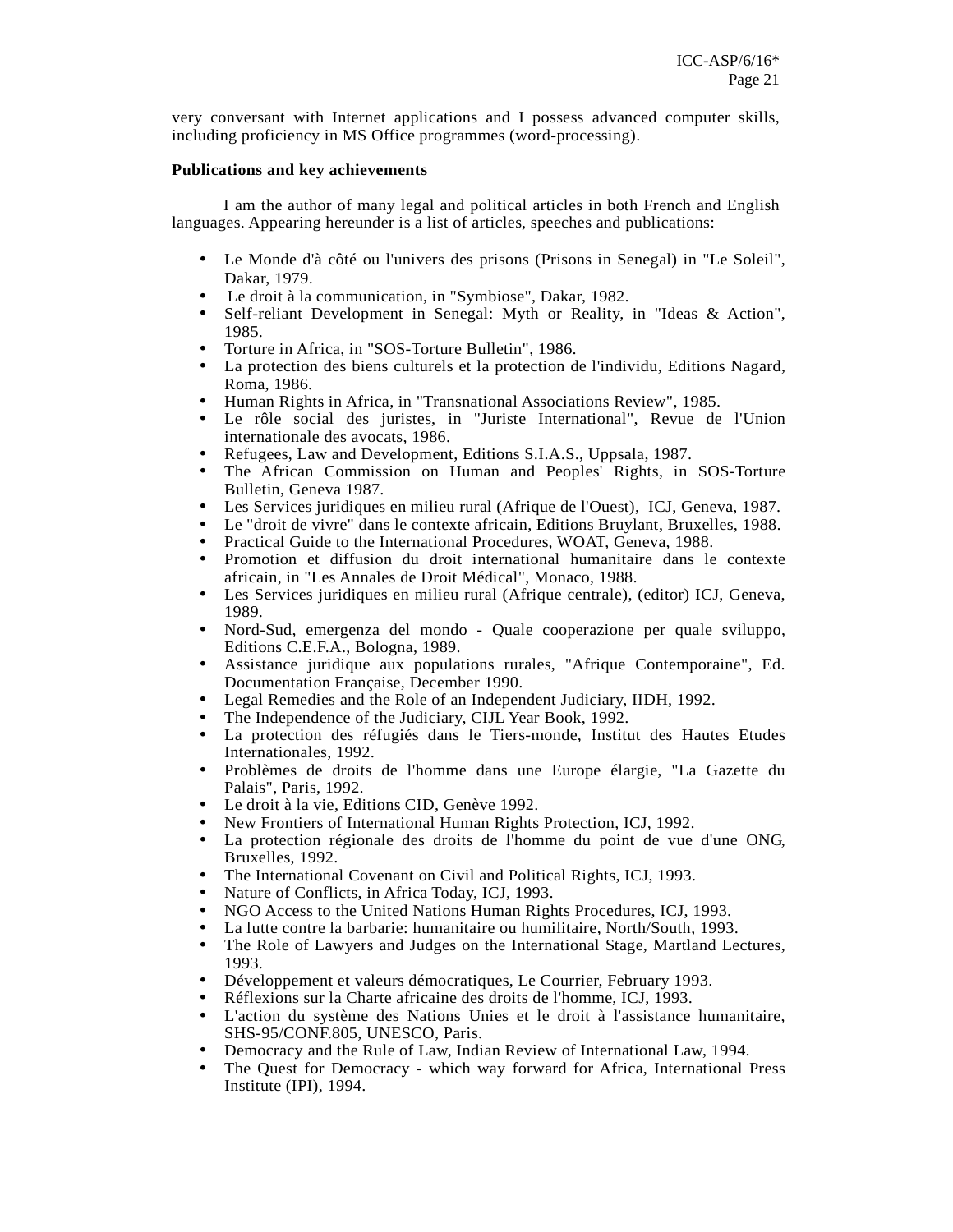very conversant with Internet applications and I possess advanced computer skills, including proficiency in MS Office programmes (word-processing).

**Publications and key achievements**

I am the author of many legal and political articles in both French and English languages. Appearing hereunder is a list of articles, speeches and publications:

- Le Monde d'à côté ou l'univers des prisons (Prisons in Senegal) in "Le Soleil", Dakar, 1979.
- Le droit à la communication, in "Symbiose", Dakar, 1982.
- Self-reliant Development in Senegal: Myth or Reality, in "Ideas & Action", 1985.
- Torture in Africa, in "SOS-Torture Bulletin", 1986.
- La protection des biens culturels et la protection de l'individu, Editions Nagard, Roma, 1986.
- Human Rights in Africa, in "Transnational Associations Review", 1985.
- Le rôle social des juristes, in "Juriste International", Revue de l'Union internationale des avocats, 1986.
- Refugees, Law and Development, Editions S.I.A.S., Uppsala, 1987.
- The African Commission on Human and Peoples' Rights, in SOS-Torture Bulletin, Geneva 1987.
- Les Services juridiques en milieu rural (Afrique de l'Ouest), ICJ, Geneva, 1987.
- Le "droit de vivre" dans le contexte africain, Editions Bruylant, Bruxelles, 1988.
- Practical Guide to the International Procedures, WOAT, Geneva, 1988.
- Promotion et diffusion du droit international humanitaire dans le contexte africain, in "Les Annales de Droit Médical", Monaco, 1988.
- Les Services juridiques en milieu rural (Afrique centrale), (editor) ICJ, Geneva, 1989.
- Nord-Sud, emergenza del mondo - Quale cooperazione per quale sviluppo, Editions C.E.F.A., Bologna, 1989.
- Assistance juridique aux populations rurales, "Afrique Contemporaine", Ed. Documentation Française, December 1990.
- Legal Remedies and the Role of an Independent Judiciary, IIDH, 1992.
- The Independence of the Judiciary, CIJL Year Book, 1992.
- La protection des réfugiés dans le Tiers-monde, Institut des Hautes Etudes Internationales, 1992.
- Problèmes de droits de l'homme dans une Europe élargie, "La Gazette du Palais", Paris, 1992.
- Le droit à la vie, Editions CID, Genève 1992.
- New Frontiers of International Human Rights Protection, ICJ, 1992.
- La protection régionale des droits de l'homme du point de vue d'une ONG, Bruxelles, 1992.
- The International Covenant on Civil and Political Rights, ICJ, 1993.
- Nature of Conflicts, in Africa Today, ICJ, 1993.
- NGO Access to the United Nations Human Rights Procedures, ICJ, 1993.
- La lutte contre la barbarie: humanitaire ou humilitaire, North/South, 1993.
- The Role of Lawyers and Judges on the International Stage, Martland Lectures, 1993.
- Développement et valeurs démocratiques, Le Courrier, February 1993.
- Réflexions sur la Charte africaine des droits de l'homme, ICJ, 1993.
- L'action du système des Nations Unies et le droit à l'assistance humanitaire, SHS-95/CONF.805, UNESCO, Paris.
- Democracy and the Rule of Law, Indian Review of International Law, 1994.
- The Quest for Democracy - which way forward for Africa, International Press Institute (IPI), 1994.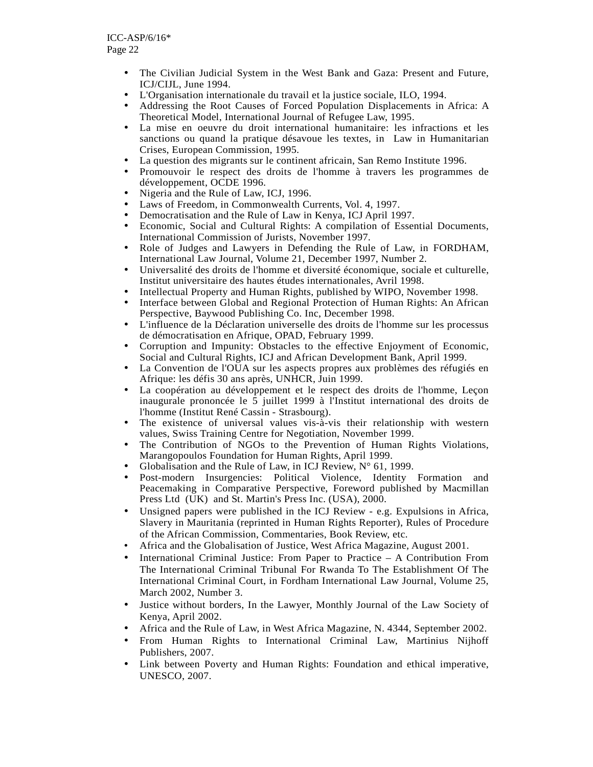- The Civilian Judicial System in the West Bank and Gaza: Present and Future, ICJ/CIJL, June 1994.
- L'Organisation internationale du travail et la justice sociale, ILO, 1994.
- Addressing the Root Causes of Forced Population Displacements in Africa: A Theoretical Model, International Journal of Refugee Law, 1995.
- La mise en oeuvre du droit international humanitaire: les infractions et les sanctions ou quand la pratique désavoue les textes, in Law in Humanitarian Crises, European Commission, 1995.
- La question des migrants sur le continent africain, San Remo Institute 1996.
- Promouvoir le respect des droits de l'homme à travers les programmes de développement, OCDE 1996.
- Nigeria and the Rule of Law, ICJ, 1996.
- Laws of Freedom, in Commonwealth Currents, Vol. 4, 1997.
- Democratisation and the Rule of Law in Kenya, ICJ April 1997.
- Economic, Social and Cultural Rights: A compilation of Essential Documents, International Commission of Jurists, November 1997.
- Role of Judges and Lawyers in Defending the Rule of Law, in FORDHAM, International Law Journal, Volume 21, December 1997, Number 2.
- Universalité des droits de l'homme et diversité économique, sociale et culturelle, Institut universitaire des hautes études internationales, Avril 1998.
- Intellectual Property and Human Rights, published by WIPO, November 1998.
- Interface between Global and Regional Protection of Human Rights: An African Perspective, Baywood Publishing Co. Inc, December 1998.
- L'influence de la Déclaration universelle des droits de l'homme sur les processus de démocratisation en Afrique, OPAD, February 1999.
- Corruption and Impunity: Obstacles to the effective Enjoyment of Economic, Social and Cultural Rights, ICJ and African Development Bank, April 1999.
- La Convention de l'OUA sur les aspects propres aux problèmes des réfugiés en Afrique: les défis 30 ans après, UNHCR, Juin 1999.
- La coopération au développement et le respect des droits de l'homme, Leçon inaugurale prononcée le 5 juillet 1999 à l'Institut international des droits de l'homme (Institut René Cassin - Strasbourg).
- The existence of universal values vis-à-vis their relationship with western values, Swiss Training Centre for Negotiation, November 1999.
- The Contribution of NGOs to the Prevention of Human Rights Violations, Marangopoulos Foundation for Human Rights, April 1999.
- Globalisation and the Rule of Law, in ICJ Review, N° 61, 1999.
- Post-modern Insurgencies: Political Violence, Identity Formation and Peacemaking in Comparative Perspective, Foreword published by Macmillan Press Ltd (UK) and St. Martin's Press Inc. (USA), 2000.
- Unsigned papers were published in the ICJ Review - e.g. Expulsions in Africa, Slavery in Mauritania (reprinted in Human Rights Reporter), Rules of Procedure of the African Commission, Commentaries, Book Review, etc.
- Africa and the Globalisation of Justice, West Africa Magazine, August 2001.
- International Criminal Justice: From Paper to Practice – A Contribution From The International Criminal Tribunal For Rwanda To The Establishment Of The International Criminal Court, in Fordham International Law Journal, Volume 25, March 2002, Number 3.
- Justice without borders, In the Lawyer, Monthly Journal of the Law Society of Kenya, April 2002.
- Africa and the Rule of Law, in West Africa Magazine, N. 4344, September 2002.
- From Human Rights to International Criminal Law, Martinius Nijhoff Publishers, 2007.
- Link between Poverty and Human Rights: Foundation and ethical imperative, UNESCO, 2007.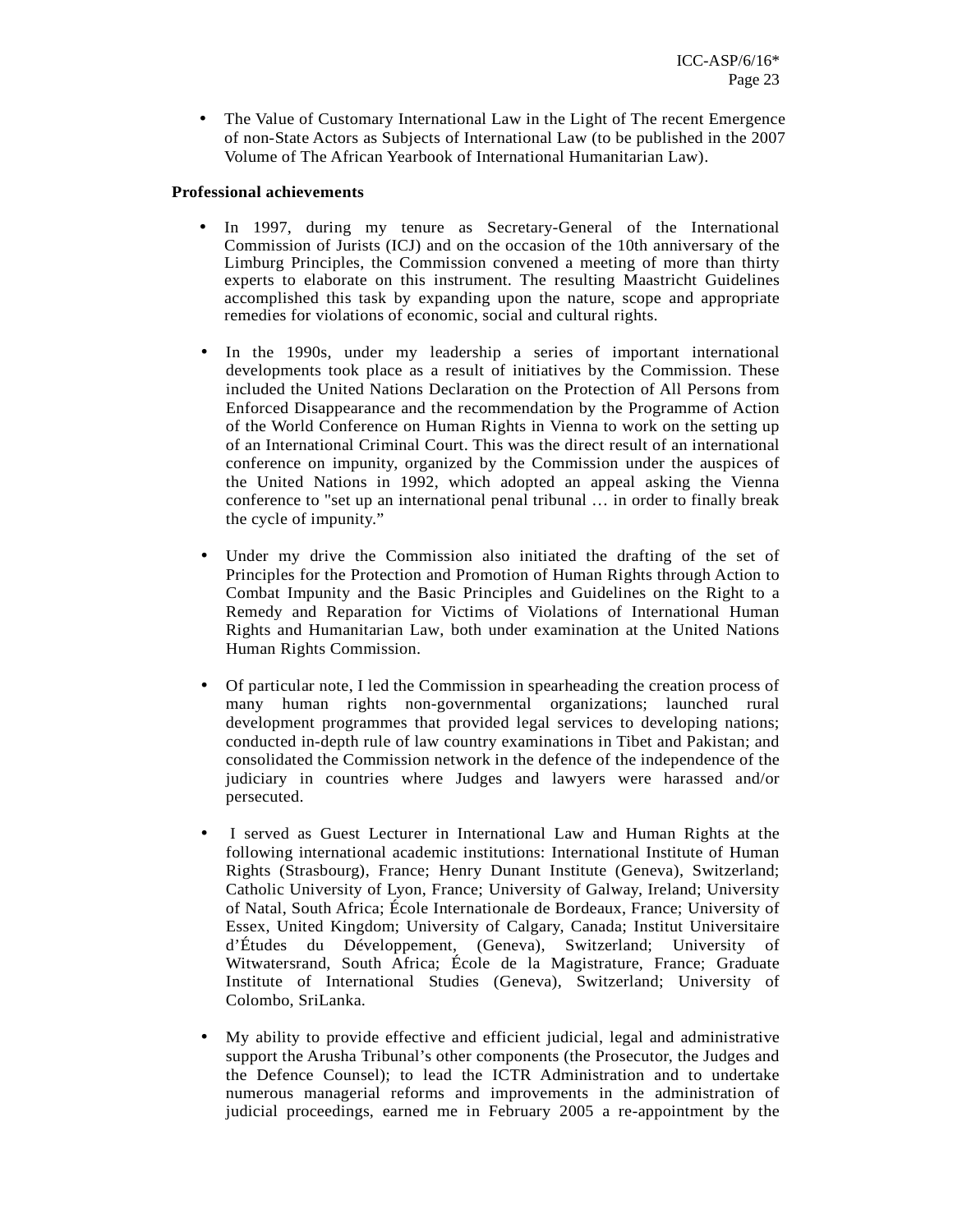- The Value of Customary International Law in the Light of The recent Emergence of non-State Actors as Subjects of International Law (to be published in the 2007 Volume of The African Yearbook of International Humanitarian Law).

**Professional achievements**

- In 1997, during my tenure as Secretary-General of the International Commission of Jurists (ICJ) and on the occasion of the 10th anniversary of the Limburg Principles, the Commission convened a meeting of more than thirty experts to elaborate on this instrument. The resulting Maastricht Guidelines accomplished this task by expanding upon the nature, scope and appropriate remedies for violations of economic, social and cultural rights.

- In the 1990s, under my leadership a series of important international developments took place as a result of initiatives by the Commission. These included the United Nations Declaration on the Protection of All Persons from Enforced Disappearance and the recommendation by the Programme of Action of the World Conference on Human Rights in Vienna to work on the setting up of an International Criminal Court. This was the direct result of an international conference on impunity, organized by the Commission under the auspices of the United Nations in 1992, which adopted an appeal asking the Vienna conference to "set up an international penal tribunal … in order to finally break the cycle of impunity."

- Under my drive the Commission also initiated the drafting of the set of Principles for the Protection and Promotion of Human Rights through Action to Combat Impunity and the Basic Principles and Guidelines on the Right to a Remedy and Reparation for Victims of Violations of International Human Rights and Humanitarian Law, both under examination at the United Nations Human Rights Commission.

- Of particular note, I led the Commission in spearheading the creation process of many human rights non-governmental organizations; launched rural development programmes that provided legal services to developing nations; conducted in-depth rule of law country examinations in Tibet and Pakistan; and consolidated the Commission network in the defence of the independence of the judiciary in countries where Judges and lawyers were harassed and/or persecuted.

- I served as Guest Lecturer in International Law and Human Rights at the following international academic institutions: International Institute of Human Rights (Strasbourg), France; Henry Dunant Institute (Geneva), Switzerland; Catholic University of Lyon, France; University of Galway, Ireland; University of Natal, South Africa; École Internationale de Bordeaux, France; University of Essex, United Kingdom; University of Calgary, Canada; Institut Universitaire d'Études du Développement, (Geneva), Switzerland; University of Witwatersrand, South Africa; École de la Magistrature, France; Graduate Institute of International Studies (Geneva), Switzerland; University of Colombo, SriLanka.

- My ability to provide effective and efficient judicial, legal and administrative support the Arusha Tribunal's other components (the Prosecutor, the Judges and the Defence Counsel); to lead the ICTR Administration and to undertake numerous managerial reforms and improvements in the administration of judicial proceedings, earned me in February 2005 a re-appointment by the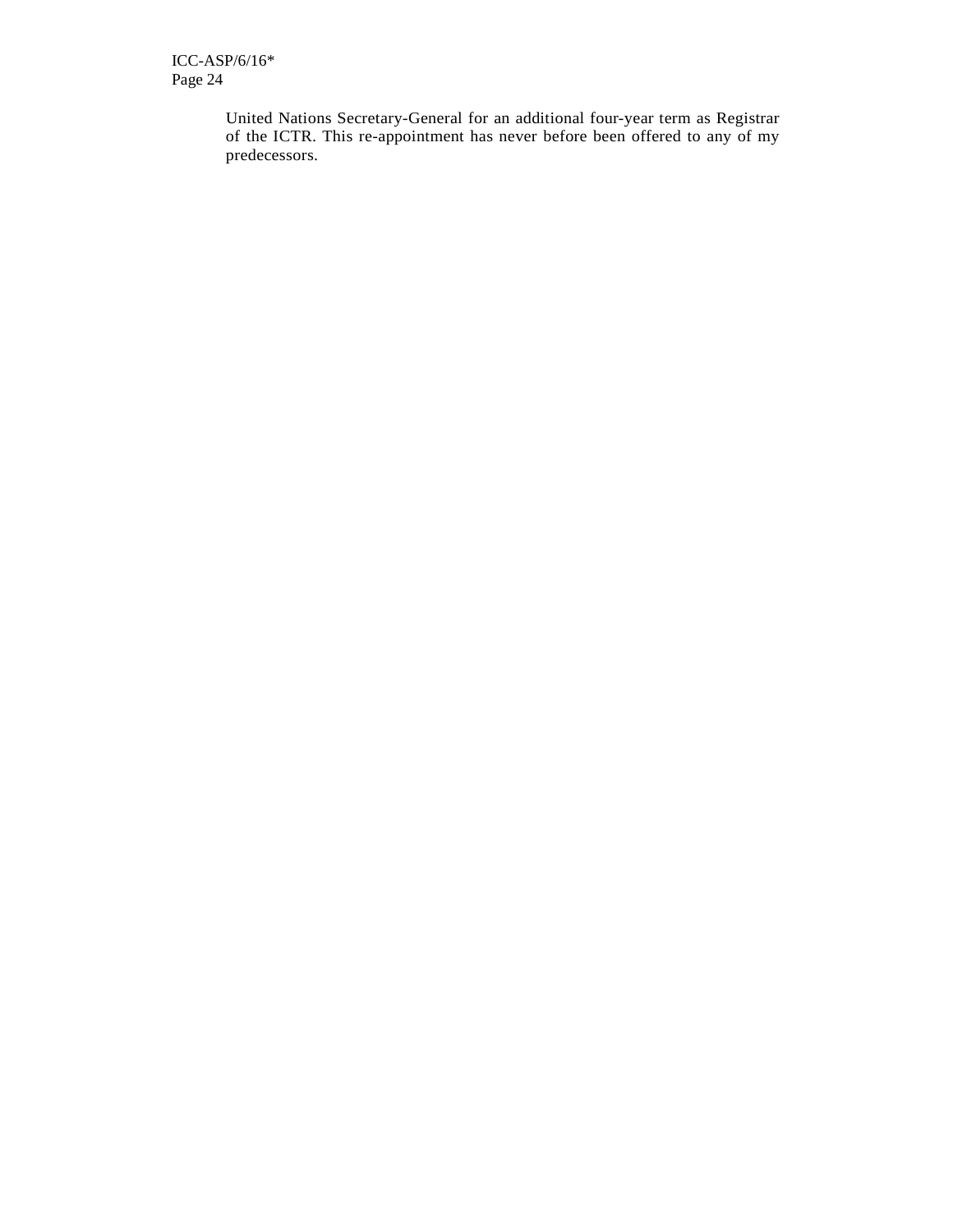United Nations Secretary-General for an additional four-year term as Registrar of the ICTR. This re-appointment has never before been offered to any of my predecessors.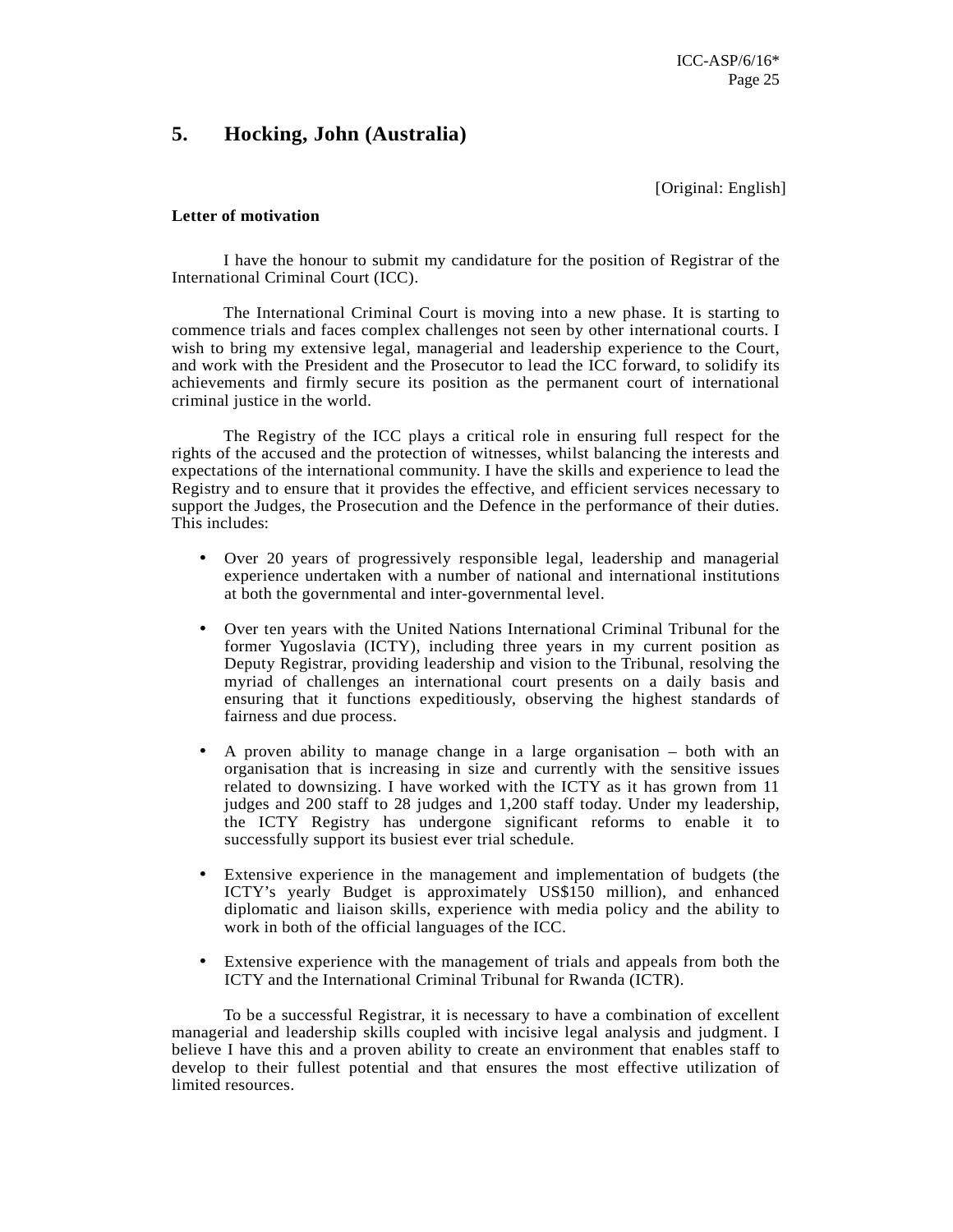## 5. Hocking, John (Australia)

[Original: English]

**Letter of motivation**

I have the honour to submit my candidature for the position of Registrar of the International Criminal Court (ICC).

The International Criminal Court is moving into a new phase. It is starting to commence trials and faces complex challenges not seen by other international courts. I wish to bring my extensive legal, managerial and leadership experience to the Court, and work with the President and the Prosecutor to lead the ICC forward, to solidify its achievements and firmly secure its position as the permanent court of international criminal justice in the world.

The Registry of the ICC plays a critical role in ensuring full respect for the rights of the accused and the protection of witnesses, whilst balancing the interests and expectations of the international community. I have the skills and experience to lead the Registry and to ensure that it provides the effective, and efficient services necessary to support the Judges, the Prosecution and the Defence in the performance of their duties. This includes:

- Over 20 years of progressively responsible legal, leadership and managerial experience undertaken with a number of national and international institutions at both the governmental and inter-governmental level.
- Over ten years with the United Nations International Criminal Tribunal for the former Yugoslavia (ICTY), including three years in my current position as Deputy Registrar, providing leadership and vision to the Tribunal, resolving the myriad of challenges an international court presents on a daily basis and ensuring that it functions expeditiously, observing the highest standards of fairness and due process.
- A proven ability to manage change in a large organisation – both with an organisation that is increasing in size and currently with the sensitive issues related to downsizing. I have worked with the ICTY as it has grown from 11 judges and 200 staff to 28 judges and 1,200 staff today. Under my leadership, the ICTY Registry has undergone significant reforms to enable it to successfully support its busiest ever trial schedule.
- Extensive experience in the management and implementation of budgets (the ICTY's yearly Budget is approximately US$150 million), and enhanced diplomatic and liaison skills, experience with media policy and the ability to work in both of the official languages of the ICC.
- Extensive experience with the management of trials and appeals from both the ICTY and the International Criminal Tribunal for Rwanda (ICTR).

To be a successful Registrar, it is necessary to have a combination of excellent managerial and leadership skills coupled with incisive legal analysis and judgment. I believe I have this and a proven ability to create an environment that enables staff to develop to their fullest potential and that ensures the most effective utilization of limited resources.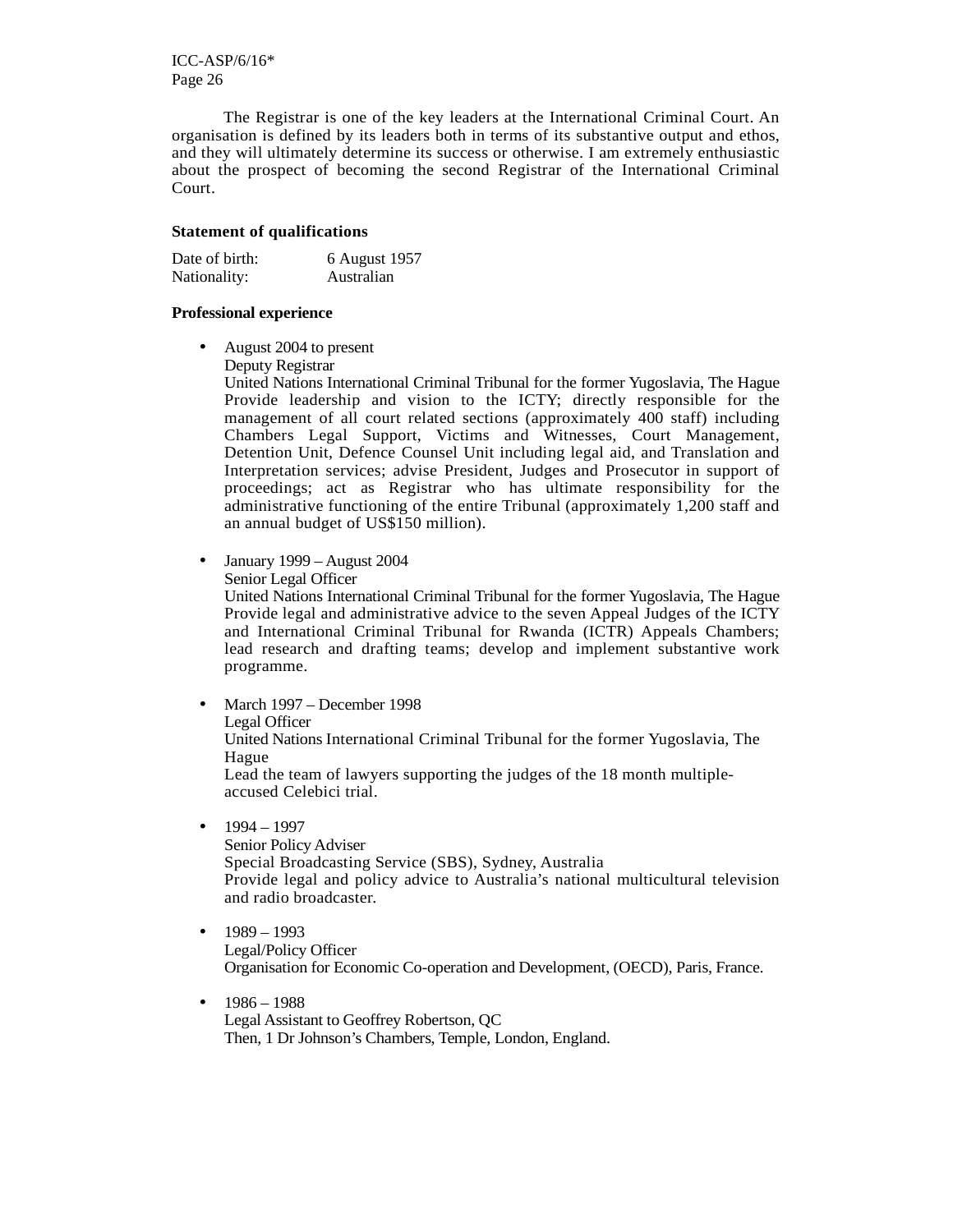The Registrar is one of the key leaders at the International Criminal Court. An organisation is defined by its leaders both in terms of its substantive output and ethos, and they will ultimately determine its success or otherwise. I am extremely enthusiastic about the prospect of becoming the second Registrar of the International Criminal Court.

**Statement of qualifications**

| | |
|---|---|
| Date of birth: | 6 August 1957 |
| Nationality: | Australian |

**Professional experience**

- August 2004 to present
  Deputy Registrar
  United Nations International Criminal Tribunal for the former Yugoslavia, The Hague
  Provide leadership and vision to the ICTY; directly responsible for the management of all court related sections (approximately 400 staff) including Chambers Legal Support, Victims and Witnesses, Court Management, Detention Unit, Defence Counsel Unit including legal aid, and Translation and Interpretation services; advise President, Judges and Prosecutor in support of proceedings; act as Registrar who has ultimate responsibility for the administrative functioning of the entire Tribunal (approximately 1,200 staff and an annual budget of US$150 million).

- January 1999 – August 2004
  Senior Legal Officer
  United Nations International Criminal Tribunal for the former Yugoslavia, The Hague
  Provide legal and administrative advice to the seven Appeal Judges of the ICTY and International Criminal Tribunal for Rwanda (ICTR) Appeals Chambers; lead research and drafting teams; develop and implement substantive work programme.

- March 1997 – December 1998
  Legal Officer
  United Nations International Criminal Tribunal for the former Yugoslavia, The Hague
  Lead the team of lawyers supporting the judges of the 18 month multiple-accused Celebici trial.

- 1994 – 1997
  Senior Policy Adviser
  Special Broadcasting Service (SBS), Sydney, Australia
  Provide legal and policy advice to Australia's national multicultural television and radio broadcaster.

- 1989 – 1993
  Legal/Policy Officer
  Organisation for Economic Co-operation and Development, (OECD), Paris, France.

- 1986 – 1988
  Legal Assistant to Geoffrey Robertson, QC
  Then, 1 Dr Johnson's Chambers, Temple, London, England.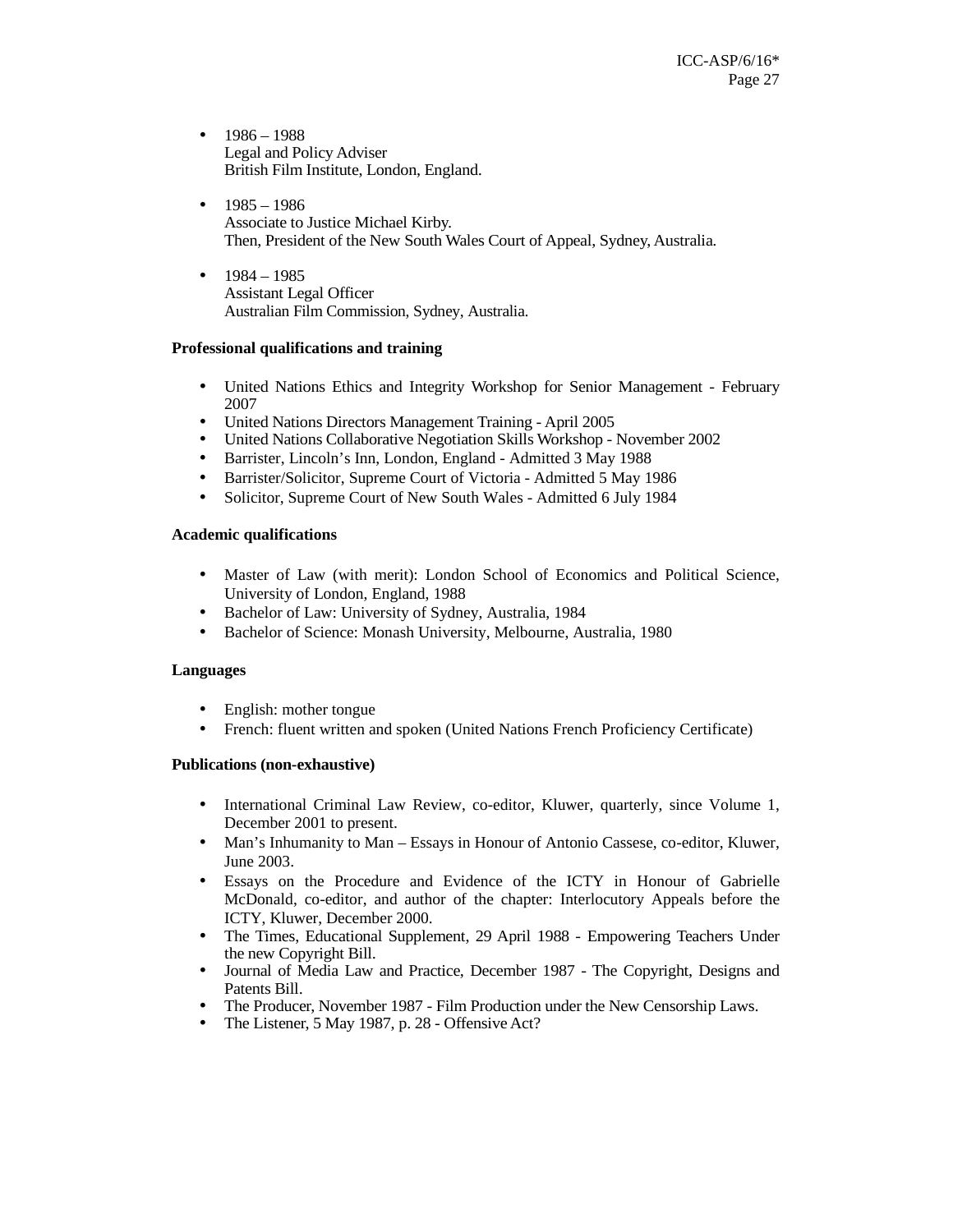- 1986 – 1988
  Legal and Policy Adviser
  British Film Institute, London, England.

- 1985 – 1986
  Associate to Justice Michael Kirby.
  Then, President of the New South Wales Court of Appeal, Sydney, Australia.

- 1984 – 1985
  Assistant Legal Officer
  Australian Film Commission, Sydney, Australia.

**Professional qualifications and training**

- United Nations Ethics and Integrity Workshop for Senior Management - February 2007
- United Nations Directors Management Training - April 2005
- United Nations Collaborative Negotiation Skills Workshop - November 2002
- Barrister, Lincoln's Inn, London, England - Admitted 3 May 1988
- Barrister/Solicitor, Supreme Court of Victoria - Admitted 5 May 1986
- Solicitor, Supreme Court of New South Wales - Admitted 6 July 1984

**Academic qualifications**

- Master of Law (with merit): London School of Economics and Political Science, University of London, England, 1988
- Bachelor of Law: University of Sydney, Australia, 1984
- Bachelor of Science: Monash University, Melbourne, Australia, 1980

**Languages**

- English: mother tongue
- French: fluent written and spoken (United Nations French Proficiency Certificate)

**Publications (non-exhaustive)**

- International Criminal Law Review, co-editor, Kluwer, quarterly, since Volume 1, December 2001 to present.
- Man's Inhumanity to Man – Essays in Honour of Antonio Cassese, co-editor, Kluwer, June 2003.
- Essays on the Procedure and Evidence of the ICTY in Honour of Gabrielle McDonald, co-editor, and author of the chapter: Interlocutory Appeals before the ICTY, Kluwer, December 2000.
- The Times, Educational Supplement, 29 April 1988 - Empowering Teachers Under the new Copyright Bill.
- Journal of Media Law and Practice, December 1987 - The Copyright, Designs and Patents Bill.
- The Producer, November 1987 - Film Production under the New Censorship Laws.
- The Listener, 5 May 1987, p. 28 - Offensive Act?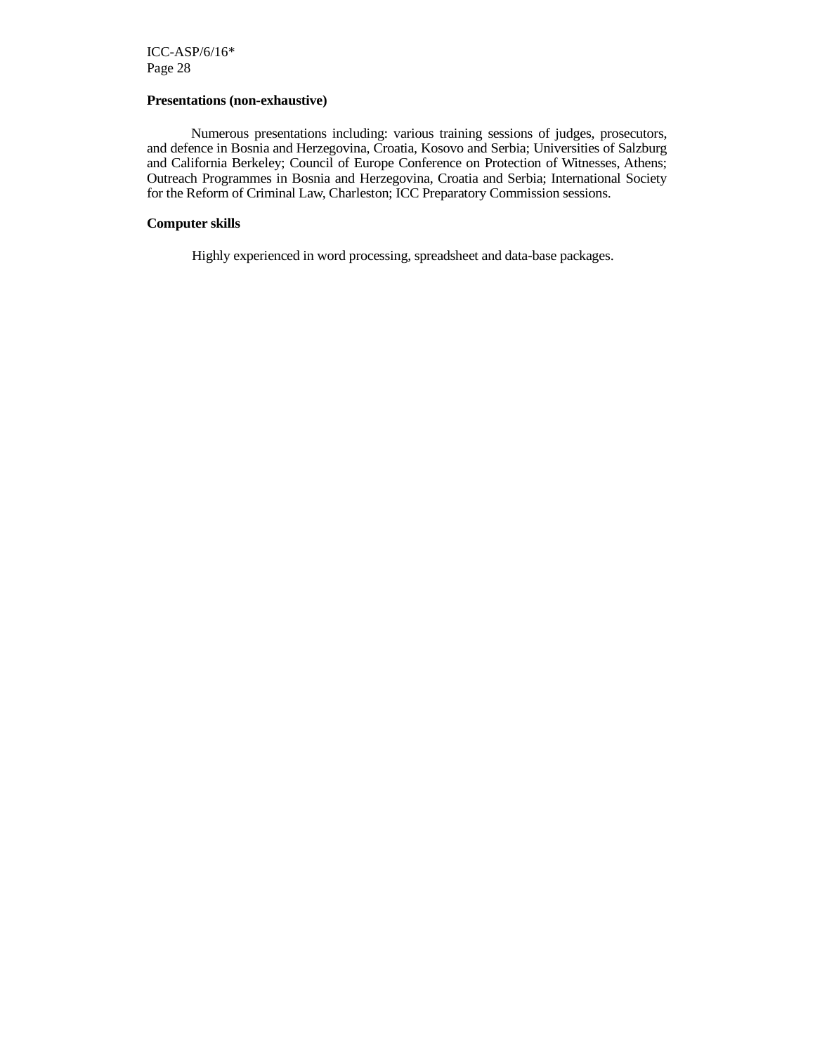**Presentations (non-exhaustive)**

Numerous presentations including: various training sessions of judges, prosecutors, and defence in Bosnia and Herzegovina, Croatia, Kosovo and Serbia; Universities of Salzburg and California Berkeley; Council of Europe Conference on Protection of Witnesses, Athens; Outreach Programmes in Bosnia and Herzegovina, Croatia and Serbia; International Society for the Reform of Criminal Law, Charleston; ICC Preparatory Commission sessions.

**Computer skills**

Highly experienced in word processing, spreadsheet and data-base packages.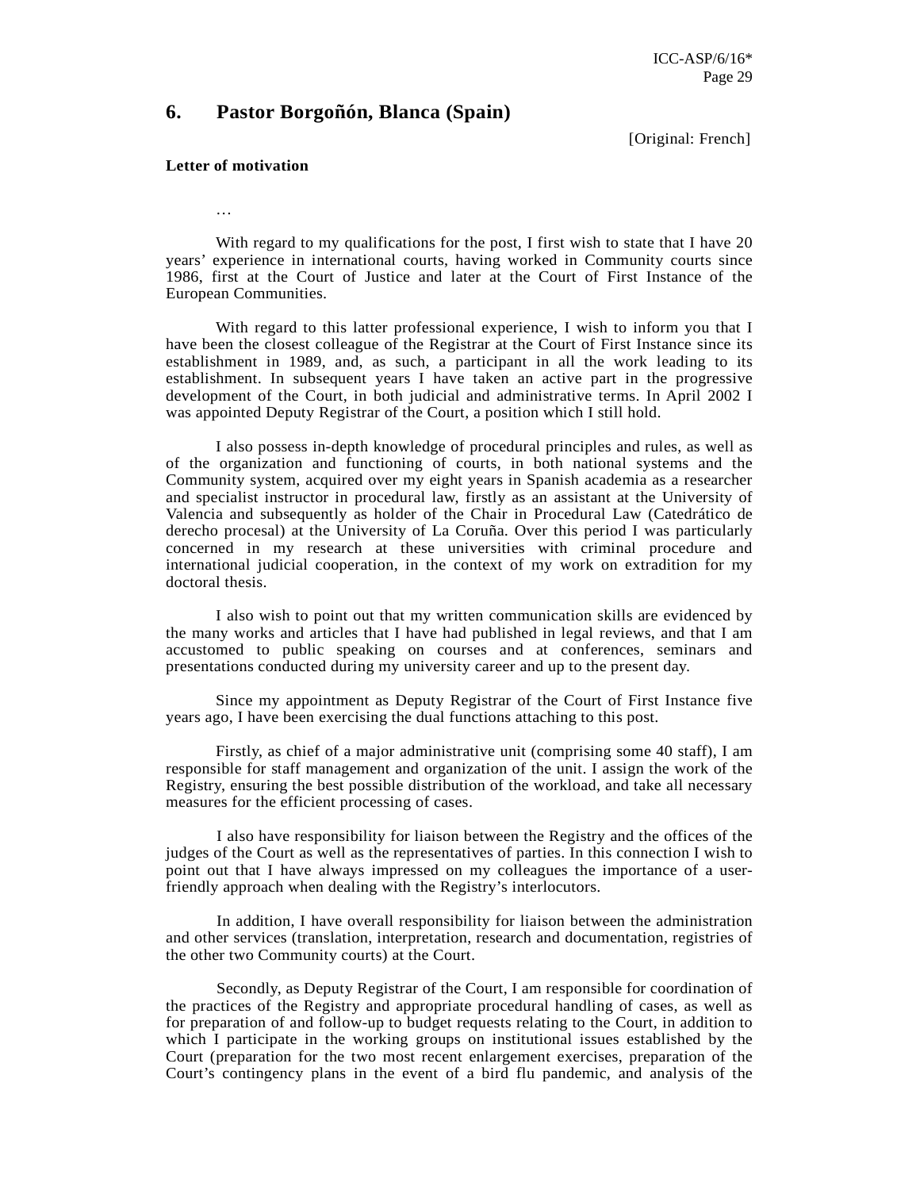## 6. Pastor Borgoñón, Blanca (Spain)

[Original: French]

**Letter of motivation**

…

With regard to my qualifications for the post, I first wish to state that I have 20 years' experience in international courts, having worked in Community courts since 1986, first at the Court of Justice and later at the Court of First Instance of the European Communities.

With regard to this latter professional experience, I wish to inform you that I have been the closest colleague of the Registrar at the Court of First Instance since its establishment in 1989, and, as such, a participant in all the work leading to its establishment. In subsequent years I have taken an active part in the progressive development of the Court, in both judicial and administrative terms. In April 2002 I was appointed Deputy Registrar of the Court, a position which I still hold.

I also possess in-depth knowledge of procedural principles and rules, as well as of the organization and functioning of courts, in both national systems and the Community system, acquired over my eight years in Spanish academia as a researcher and specialist instructor in procedural law, firstly as an assistant at the University of Valencia and subsequently as holder of the Chair in Procedural Law (Catedrático de derecho procesal) at the University of La Coruña. Over this period I was particularly concerned in my research at these universities with criminal procedure and international judicial cooperation, in the context of my work on extradition for my doctoral thesis.

I also wish to point out that my written communication skills are evidenced by the many works and articles that I have had published in legal reviews, and that I am accustomed to public speaking on courses and at conferences, seminars and presentations conducted during my university career and up to the present day.

Since my appointment as Deputy Registrar of the Court of First Instance five years ago, I have been exercising the dual functions attaching to this post.

Firstly, as chief of a major administrative unit (comprising some 40 staff), I am responsible for staff management and organization of the unit. I assign the work of the Registry, ensuring the best possible distribution of the workload, and take all necessary measures for the efficient processing of cases.

I also have responsibility for liaison between the Registry and the offices of the judges of the Court as well as the representatives of parties. In this connection I wish to point out that I have always impressed on my colleagues the importance of a user-friendly approach when dealing with the Registry's interlocutors.

In addition, I have overall responsibility for liaison between the administration and other services (translation, interpretation, research and documentation, registries of the other two Community courts) at the Court.

Secondly, as Deputy Registrar of the Court, I am responsible for coordination of the practices of the Registry and appropriate procedural handling of cases, as well as for preparation of and follow-up to budget requests relating to the Court, in addition to which I participate in the working groups on institutional issues established by the Court (preparation for the two most recent enlargement exercises, preparation of the Court's contingency plans in the event of a bird flu pandemic, and analysis of the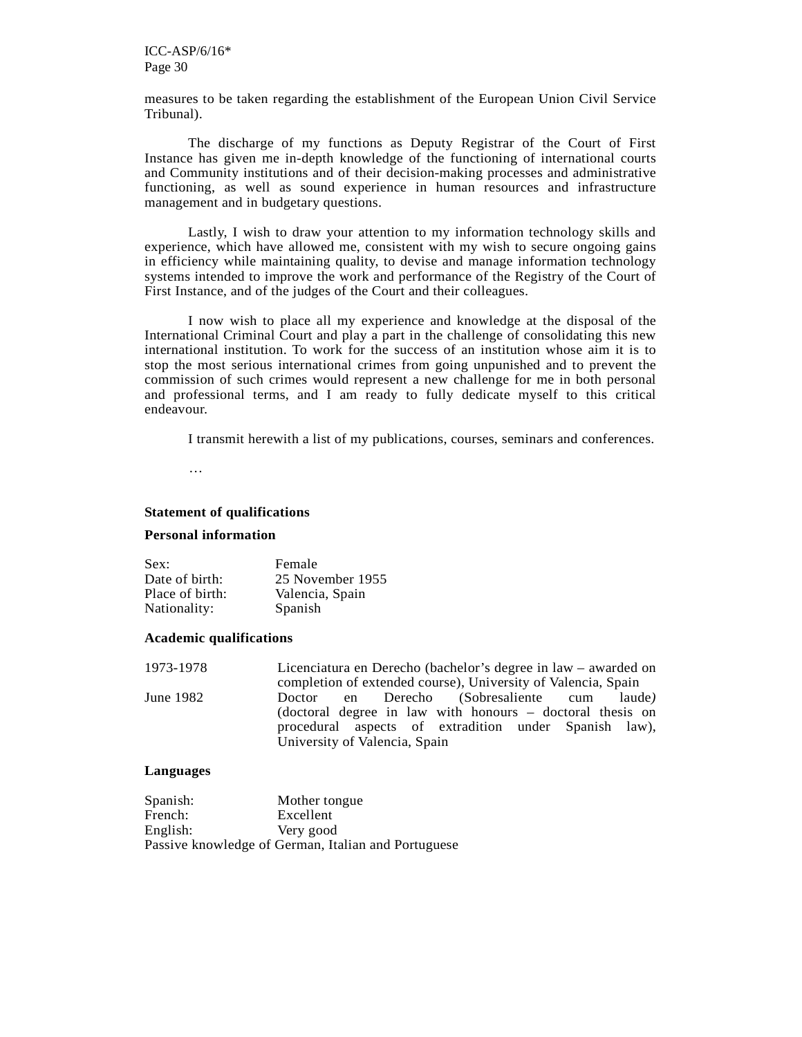measures to be taken regarding the establishment of the European Union Civil Service Tribunal).

The discharge of my functions as Deputy Registrar of the Court of First Instance has given me in-depth knowledge of the functioning of international courts and Community institutions and of their decision-making processes and administrative functioning, as well as sound experience in human resources and infrastructure management and in budgetary questions.

Lastly, I wish to draw your attention to my information technology skills and experience, which have allowed me, consistent with my wish to secure ongoing gains in efficiency while maintaining quality, to devise and manage information technology systems intended to improve the work and performance of the Registry of the Court of First Instance, and of the judges of the Court and their colleagues.

I now wish to place all my experience and knowledge at the disposal of the International Criminal Court and play a part in the challenge of consolidating this new international institution. To work for the success of an institution whose aim it is to stop the most serious international crimes from going unpunished and to prevent the commission of such crimes would represent a new challenge for me in both personal and professional terms, and I am ready to fully dedicate myself to this critical endeavour.

I transmit herewith a list of my publications, courses, seminars and conferences.

…

**Statement of qualifications**

**Personal information**

| | |
|---|---|
| Sex: | Female |
| Date of birth: | 25 November 1955 |
| Place of birth: | Valencia, Spain |
| Nationality: | Spanish |

**Academic qualifications**

| | |
|---|---|
| 1973-1978 | Licenciatura en Derecho (bachelor's degree in law – awarded on completion of extended course), University of Valencia, Spain |
| June 1982 | Doctor en Derecho (Sobresaliente cum laude) (doctoral degree in law with honours – doctoral thesis on procedural aspects of extradition under Spanish law), University of Valencia, Spain |

**Languages**

| | |
|---|---|
| Spanish: | Mother tongue |
| French: | Excellent |
| English: | Very good |

Passive knowledge of German, Italian and Portuguese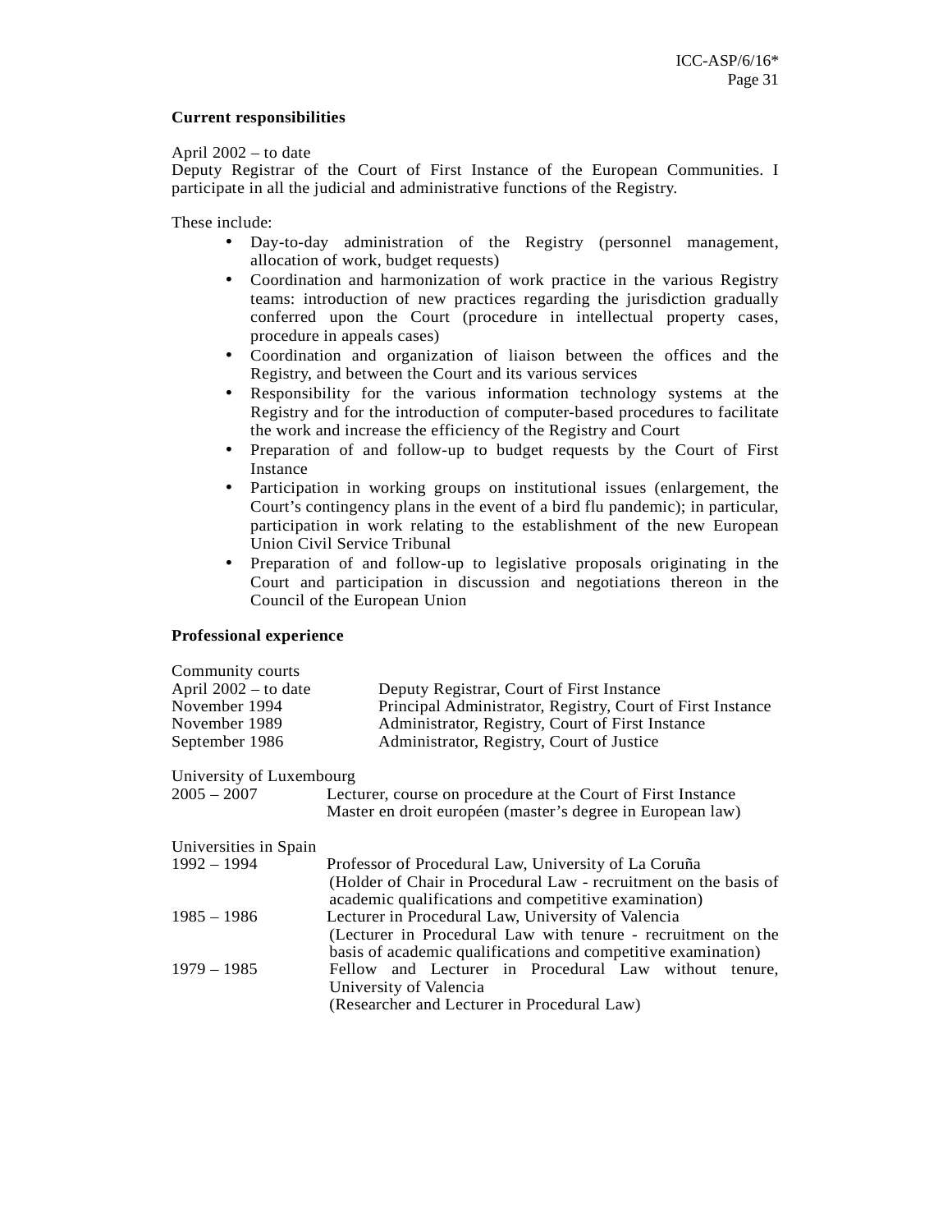**Current responsibilities**

April 2002 – to date
Deputy Registrar of the Court of First Instance of the European Communities. I participate in all the judicial and administrative functions of the Registry.

These include:

- Day-to-day administration of the Registry (personnel management, allocation of work, budget requests)
- Coordination and harmonization of work practice in the various Registry teams: introduction of new practices regarding the jurisdiction gradually conferred upon the Court (procedure in intellectual property cases, procedure in appeals cases)
- Coordination and organization of liaison between the offices and the Registry, and between the Court and its various services
- Responsibility for the various information technology systems at the Registry and for the introduction of computer-based procedures to facilitate the work and increase the efficiency of the Registry and Court
- Preparation of and follow-up to budget requests by the Court of First Instance
- Participation in working groups on institutional issues (enlargement, the Court's contingency plans in the event of a bird flu pandemic); in particular, participation in work relating to the establishment of the new European Union Civil Service Tribunal
- Preparation of and follow-up to legislative proposals originating in the Court and participation in discussion and negotiations thereon in the Council of the European Union

**Professional experience**

Community courts

| | |
|---|---|
| April 2002 – to date | Deputy Registrar, Court of First Instance |
| November 1994 | Principal Administrator, Registry, Court of First Instance |
| November 1989 | Administrator, Registry, Court of First Instance |
| September 1986 | Administrator, Registry, Court of Justice |

University of Luxembourg

| | |
|---|---|
| 2005 – 2007 | Lecturer, course on procedure at the Court of First Instance<br>Master en droit européen (master's degree in European law) |

Universities in Spain

| | |
|---|---|
| 1992 – 1994 | Professor of Procedural Law, University of La Coruña<br>(Holder of Chair in Procedural Law - recruitment on the basis of academic qualifications and competitive examination) |
| 1985 – 1986 | Lecturer in Procedural Law, University of Valencia<br>(Lecturer in Procedural Law with tenure - recruitment on the basis of academic qualifications and competitive examination) |
| 1979 – 1985 | Fellow and Lecturer in Procedural Law without tenure, University of Valencia<br>(Researcher and Lecturer in Procedural Law) |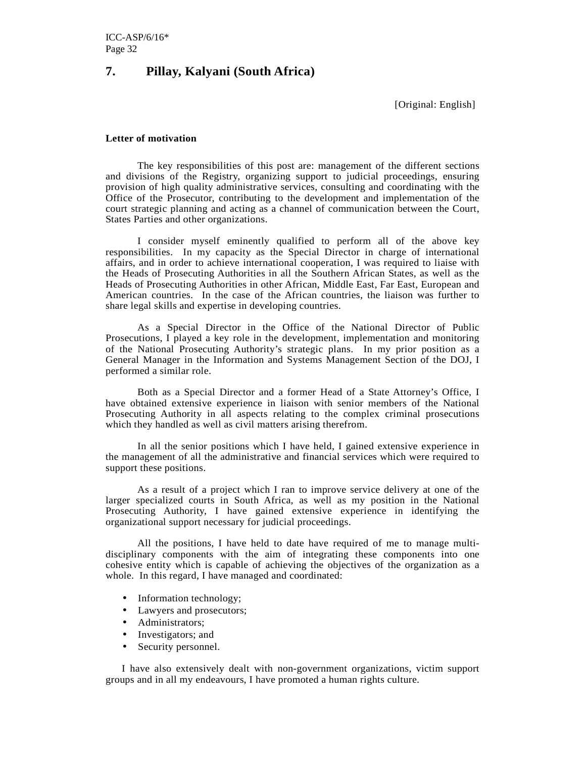## 7. Pillay, Kalyani (South Africa)

[Original: English]

**Letter of motivation**

The key responsibilities of this post are: management of the different sections and divisions of the Registry, organizing support to judicial proceedings, ensuring provision of high quality administrative services, consulting and coordinating with the Office of the Prosecutor, contributing to the development and implementation of the court strategic planning and acting as a channel of communication between the Court, States Parties and other organizations.

I consider myself eminently qualified to perform all of the above key responsibilities. In my capacity as the Special Director in charge of international affairs, and in order to achieve international cooperation, I was required to liaise with the Heads of Prosecuting Authorities in all the Southern African States, as well as the Heads of Prosecuting Authorities in other African, Middle East, Far East, European and American countries. In the case of the African countries, the liaison was further to share legal skills and expertise in developing countries.

As a Special Director in the Office of the National Director of Public Prosecutions, I played a key role in the development, implementation and monitoring of the National Prosecuting Authority's strategic plans. In my prior position as a General Manager in the Information and Systems Management Section of the DOJ, I performed a similar role.

Both as a Special Director and a former Head of a State Attorney's Office, I have obtained extensive experience in liaison with senior members of the National Prosecuting Authority in all aspects relating to the complex criminal prosecutions which they handled as well as civil matters arising therefrom.

In all the senior positions which I have held, I gained extensive experience in the management of all the administrative and financial services which were required to support these positions.

As a result of a project which I ran to improve service delivery at one of the larger specialized courts in South Africa, as well as my position in the National Prosecuting Authority, I have gained extensive experience in identifying the organizational support necessary for judicial proceedings.

All the positions, I have held to date have required of me to manage multi-disciplinary components with the aim of integrating these components into one cohesive entity which is capable of achieving the objectives of the organization as a whole. In this regard, I have managed and coordinated:

- Information technology;
- Lawyers and prosecutors;
- Administrators;
- Investigators; and
- Security personnel.

I have also extensively dealt with non-government organizations, victim support groups and in all my endeavours, I have promoted a human rights culture.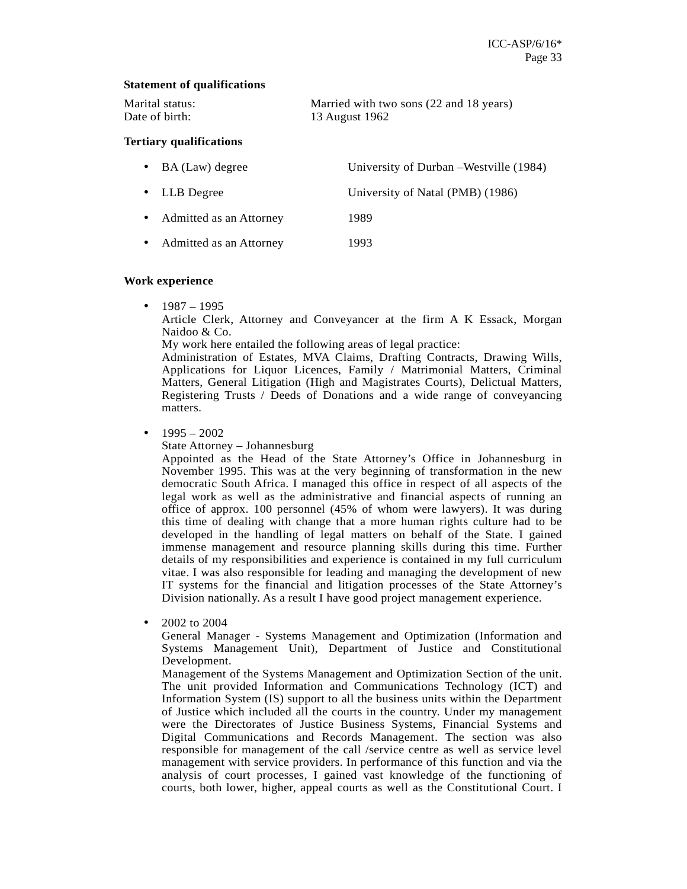**Statement of qualifications**

Marital status: Married with two sons (22 and 18 years)
Date of birth: 13 August 1962

**Tertiary qualifications**

- BA (Law) degree — University of Durban –Westville (1984)
- LLB Degree — University of Natal (PMB) (1986)
- Admitted as an Attorney — 1989
- Admitted as an Attorney — 1993

**Work experience**

- 1987 – 1995
  Article Clerk, Attorney and Conveyancer at the firm A K Essack, Morgan Naidoo & Co.
  My work here entailed the following areas of legal practice:
  Administration of Estates, MVA Claims, Drafting Contracts, Drawing Wills, Applications for Liquor Licences, Family / Matrimonial Matters, Criminal Matters, General Litigation (High and Magistrates Courts), Delictual Matters, Registering Trusts / Deeds of Donations and a wide range of conveyancing matters.

- 1995 – 2002
  State Attorney – Johannesburg
  Appointed as the Head of the State Attorney's Office in Johannesburg in November 1995. This was at the very beginning of transformation in the new democratic South Africa. I managed this office in respect of all aspects of the legal work as well as the administrative and financial aspects of running an office of approx. 100 personnel (45% of whom were lawyers). It was during this time of dealing with change that a more human rights culture had to be developed in the handling of legal matters on behalf of the State. I gained immense management and resource planning skills during this time. Further details of my responsibilities and experience is contained in my full curriculum vitae. I was also responsible for leading and managing the development of new IT systems for the financial and litigation processes of the State Attorney's Division nationally. As a result I have good project management experience.

- 2002 to 2004
  General Manager - Systems Management and Optimization (Information and Systems Management Unit), Department of Justice and Constitutional Development.
  Management of the Systems Management and Optimization Section of the unit. The unit provided Information and Communications Technology (ICT) and Information System (IS) support to all the business units within the Department of Justice which included all the courts in the country. Under my management were the Directorates of Justice Business Systems, Financial Systems and Digital Communications and Records Management. The section was also responsible for management of the call /service centre as well as service level management with service providers. In performance of this function and via the analysis of court processes, I gained vast knowledge of the functioning of courts, both lower, higher, appeal courts as well as the Constitutional Court. I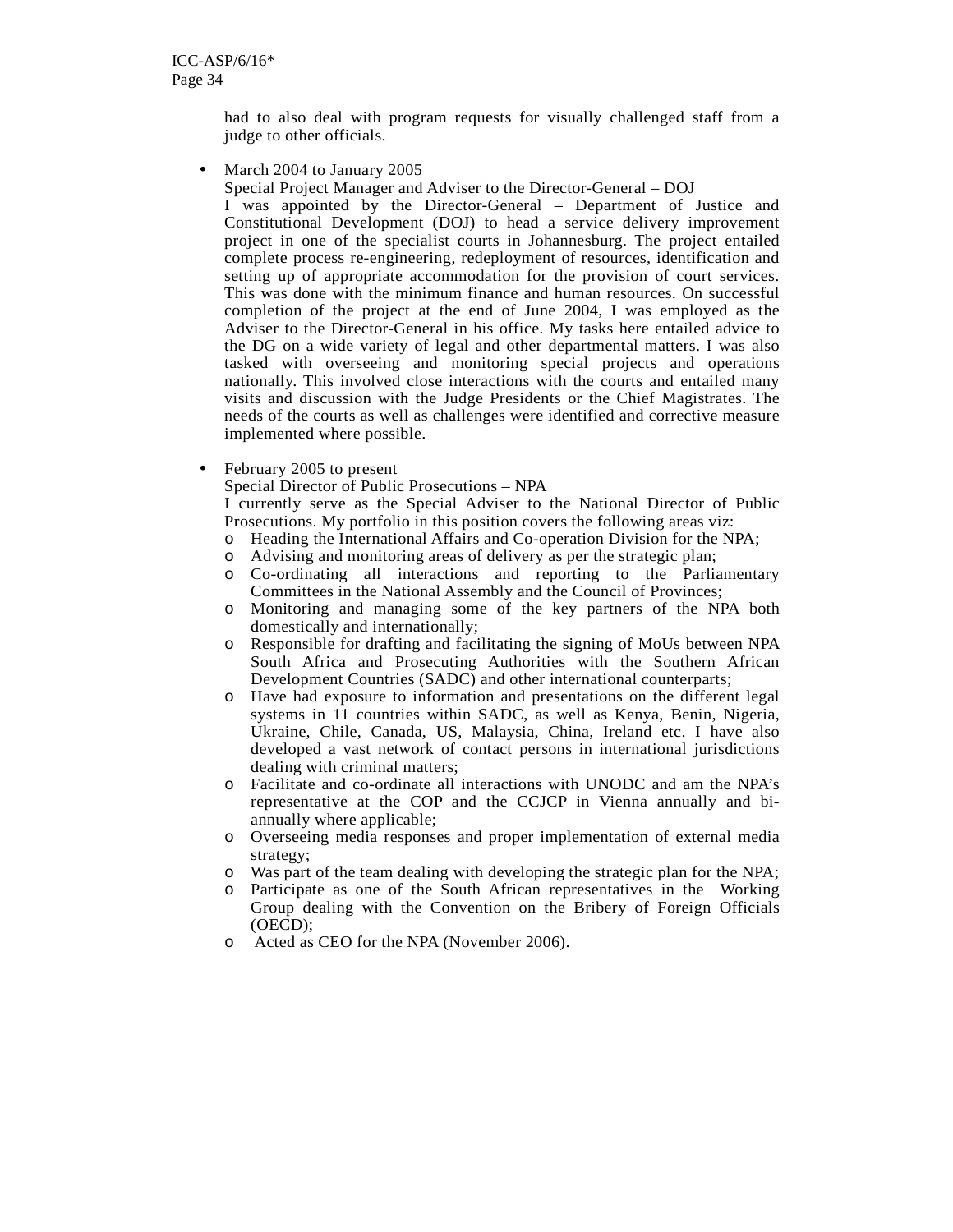had to also deal with program requests for visually challenged staff from a judge to other officials.

- March 2004 to January 2005
  Special Project Manager and Adviser to the Director-General – DOJ
  I was appointed by the Director-General – Department of Justice and Constitutional Development (DOJ) to head a service delivery improvement project in one of the specialist courts in Johannesburg. The project entailed complete process re-engineering, redeployment of resources, identification and setting up of appropriate accommodation for the provision of court services. This was done with the minimum finance and human resources. On successful completion of the project at the end of June 2004, I was employed as the Adviser to the Director-General in his office. My tasks here entailed advice to the DG on a wide variety of legal and other departmental matters. I was also tasked with overseeing and monitoring special projects and operations nationally. This involved close interactions with the courts and entailed many visits and discussion with the Judge Presidents or the Chief Magistrates. The needs of the courts as well as challenges were identified and corrective measure implemented where possible.

- February 2005 to present
  Special Director of Public Prosecutions – NPA
  I currently serve as the Special Adviser to the National Director of Public Prosecutions. My portfolio in this position covers the following areas viz:
  - Heading the International Affairs and Co-operation Division for the NPA;
  - Advising and monitoring areas of delivery as per the strategic plan;
  - Co-ordinating all interactions and reporting to the Parliamentary Committees in the National Assembly and the Council of Provinces;
  - Monitoring and managing some of the key partners of the NPA both domestically and internationally;
  - Responsible for drafting and facilitating the signing of MoUs between NPA South Africa and Prosecuting Authorities with the Southern African Development Countries (SADC) and other international counterparts;
  - Have had exposure to information and presentations on the different legal systems in 11 countries within SADC, as well as Kenya, Benin, Nigeria, Ukraine, Chile, Canada, US, Malaysia, China, Ireland etc. I have also developed a vast network of contact persons in international jurisdictions dealing with criminal matters;
  - Facilitate and co-ordinate all interactions with UNODC and am the NPA's representative at the COP and the CCJCP in Vienna annually and bi-annually where applicable;
  - Overseeing media responses and proper implementation of external media strategy;
  - Was part of the team dealing with developing the strategic plan for the NPA;
  - Participate as one of the South African representatives in the Working Group dealing with the Convention on the Bribery of Foreign Officials (OECD);
  - Acted as CEO for the NPA (November 2006).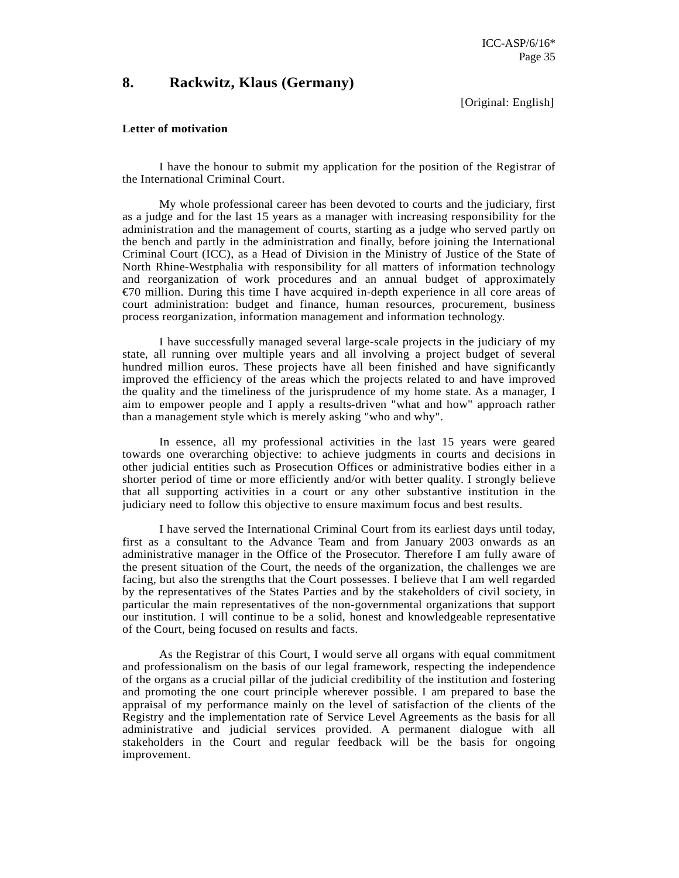## 8. Rackwitz, Klaus (Germany)

[Original: English]

**Letter of motivation**

I have the honour to submit my application for the position of the Registrar of the International Criminal Court.

My whole professional career has been devoted to courts and the judiciary, first as a judge and for the last 15 years as a manager with increasing responsibility for the administration and the management of courts, starting as a judge who served partly on the bench and partly in the administration and finally, before joining the International Criminal Court (ICC), as a Head of Division in the Ministry of Justice of the State of North Rhine-Westphalia with responsibility for all matters of information technology and reorganization of work procedures and an annual budget of approximately €70 million. During this time I have acquired in-depth experience in all core areas of court administration: budget and finance, human resources, procurement, business process reorganization, information management and information technology.

I have successfully managed several large-scale projects in the judiciary of my state, all running over multiple years and all involving a project budget of several hundred million euros. These projects have all been finished and have significantly improved the efficiency of the areas which the projects related to and have improved the quality and the timeliness of the jurisprudence of my home state. As a manager, I aim to empower people and I apply a results-driven "what and how" approach rather than a management style which is merely asking "who and why".

In essence, all my professional activities in the last 15 years were geared towards one overarching objective: to achieve judgments in courts and decisions in other judicial entities such as Prosecution Offices or administrative bodies either in a shorter period of time or more efficiently and/or with better quality. I strongly believe that all supporting activities in a court or any other substantive institution in the judiciary need to follow this objective to ensure maximum focus and best results.

I have served the International Criminal Court from its earliest days until today, first as a consultant to the Advance Team and from January 2003 onwards as an administrative manager in the Office of the Prosecutor. Therefore I am fully aware of the present situation of the Court, the needs of the organization, the challenges we are facing, but also the strengths that the Court possesses. I believe that I am well regarded by the representatives of the States Parties and by the stakeholders of civil society, in particular the main representatives of the non-governmental organizations that support our institution. I will continue to be a solid, honest and knowledgeable representative of the Court, being focused on results and facts.

As the Registrar of this Court, I would serve all organs with equal commitment and professionalism on the basis of our legal framework, respecting the independence of the organs as a crucial pillar of the judicial credibility of the institution and fostering and promoting the one court principle wherever possible. I am prepared to base the appraisal of my performance mainly on the level of satisfaction of the clients of the Registry and the implementation rate of Service Level Agreements as the basis for all administrative and judicial services provided. A permanent dialogue with all stakeholders in the Court and regular feedback will be the basis for ongoing improvement.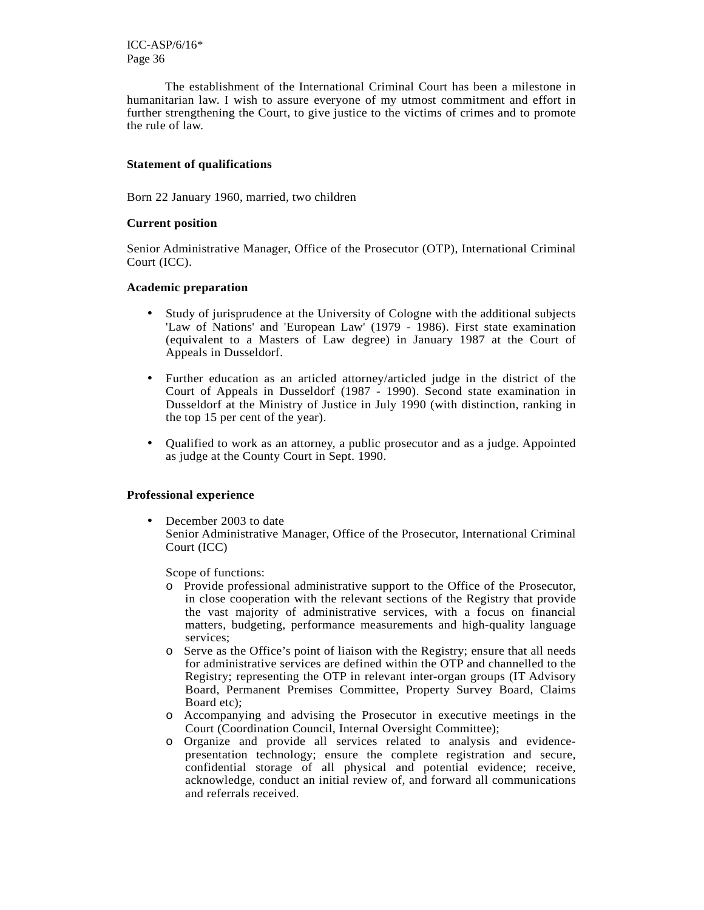The establishment of the International Criminal Court has been a milestone in humanitarian law. I wish to assure everyone of my utmost commitment and effort in further strengthening the Court, to give justice to the victims of crimes and to promote the rule of law.

**Statement of qualifications**

Born 22 January 1960, married, two children

**Current position**

Senior Administrative Manager, Office of the Prosecutor (OTP), International Criminal Court (ICC).

**Academic preparation**

- Study of jurisprudence at the University of Cologne with the additional subjects 'Law of Nations' and 'European Law' (1979 - 1986). First state examination (equivalent to a Masters of Law degree) in January 1987 at the Court of Appeals in Dusseldorf.

- Further education as an articled attorney/articled judge in the district of the Court of Appeals in Dusseldorf (1987 - 1990). Second state examination in Dusseldorf at the Ministry of Justice in July 1990 (with distinction, ranking in the top 15 per cent of the year).

- Qualified to work as an attorney, a public prosecutor and as a judge. Appointed as judge at the County Court in Sept. 1990.

**Professional experience**

- December 2003 to date
  Senior Administrative Manager, Office of the Prosecutor, International Criminal Court (ICC)

  Scope of functions:
  - Provide professional administrative support to the Office of the Prosecutor, in close cooperation with the relevant sections of the Registry that provide the vast majority of administrative services, with a focus on financial matters, budgeting, performance measurements and high-quality language services;
  - Serve as the Office's point of liaison with the Registry; ensure that all needs for administrative services are defined within the OTP and channelled to the Registry; representing the OTP in relevant inter-organ groups (IT Advisory Board, Permanent Premises Committee, Property Survey Board, Claims Board etc);
  - Accompanying and advising the Prosecutor in executive meetings in the Court (Coordination Council, Internal Oversight Committee);
  - Organize and provide all services related to analysis and evidence-presentation technology; ensure the complete registration and secure, confidential storage of all physical and potential evidence; receive, acknowledge, conduct an initial review of, and forward all communications and referrals received.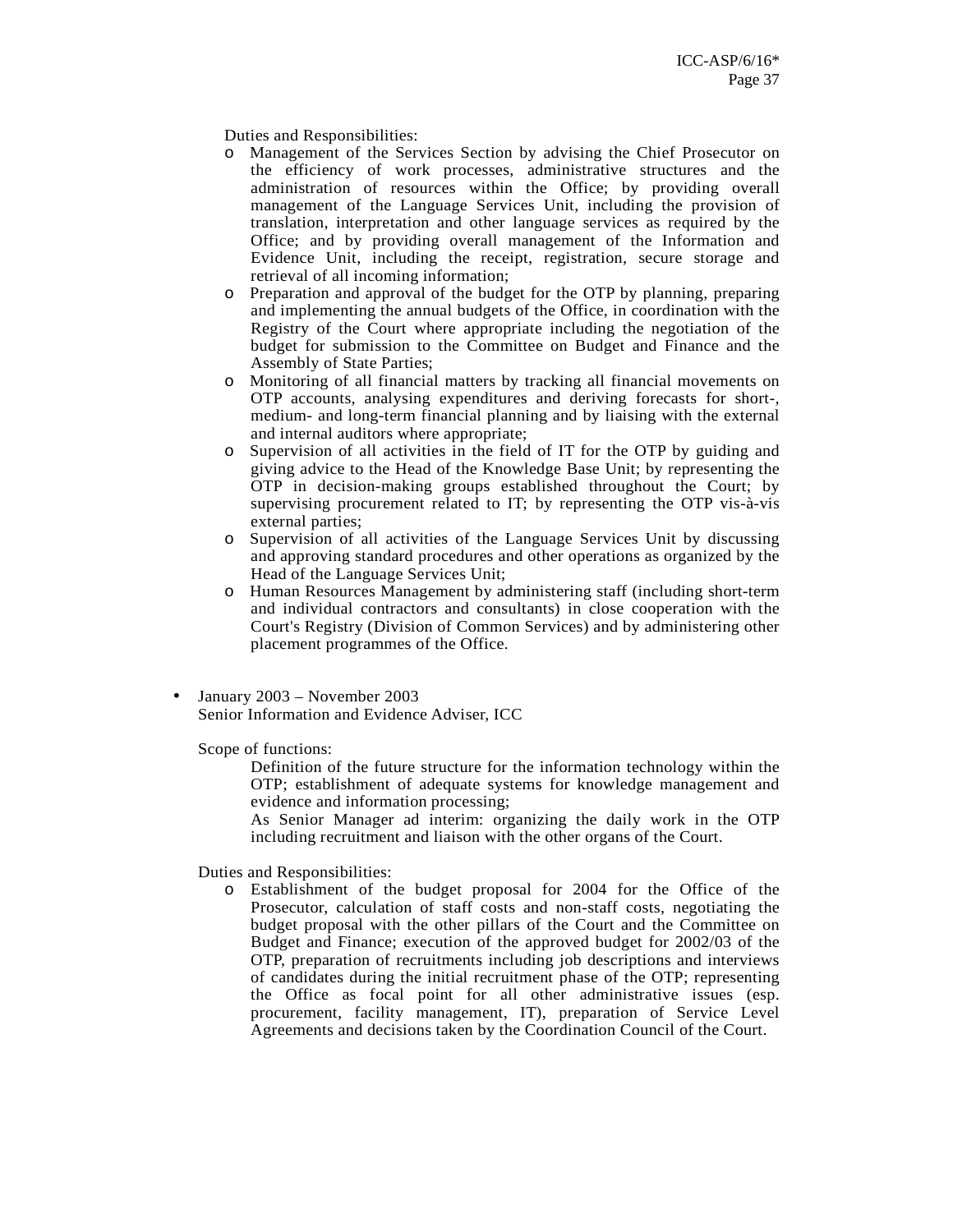Duties and Responsibilities:

- Management of the Services Section by advising the Chief Prosecutor on the efficiency of work processes, administrative structures and the administration of resources within the Office; by providing overall management of the Language Services Unit, including the provision of translation, interpretation and other language services as required by the Office; and by providing overall management of the Information and Evidence Unit, including the receipt, registration, secure storage and retrieval of all incoming information;
- Preparation and approval of the budget for the OTP by planning, preparing and implementing the annual budgets of the Office, in coordination with the Registry of the Court where appropriate including the negotiation of the budget for submission to the Committee on Budget and Finance and the Assembly of State Parties;
- Monitoring of all financial matters by tracking all financial movements on OTP accounts, analysing expenditures and deriving forecasts for short-, medium- and long-term financial planning and by liaising with the external and internal auditors where appropriate;
- Supervision of all activities in the field of IT for the OTP by guiding and giving advice to the Head of the Knowledge Base Unit; by representing the OTP in decision-making groups established throughout the Court; by supervising procurement related to IT; by representing the OTP vis-à-vis external parties;
- Supervision of all activities of the Language Services Unit by discussing and approving standard procedures and other operations as organized by the Head of the Language Services Unit;
- Human Resources Management by administering staff (including short-term and individual contractors and consultants) in close cooperation with the Court's Registry (Division of Common Services) and by administering other placement programmes of the Office.

- January 2003 – November 2003
  Senior Information and Evidence Adviser, ICC

  Scope of functions:

  Definition of the future structure for the information technology within the OTP; establishment of adequate systems for knowledge management and evidence and information processing;

  As Senior Manager ad interim: organizing the daily work in the OTP including recruitment and liaison with the other organs of the Court.

  Duties and Responsibilities:

  - Establishment of the budget proposal for 2004 for the Office of the Prosecutor, calculation of staff costs and non-staff costs, negotiating the budget proposal with the other pillars of the Court and the Committee on Budget and Finance; execution of the approved budget for 2002/03 of the OTP, preparation of recruitments including job descriptions and interviews of candidates during the initial recruitment phase of the OTP; representing the Office as focal point for all other administrative issues (esp. procurement, facility management, IT), preparation of Service Level Agreements and decisions taken by the Coordination Council of the Court.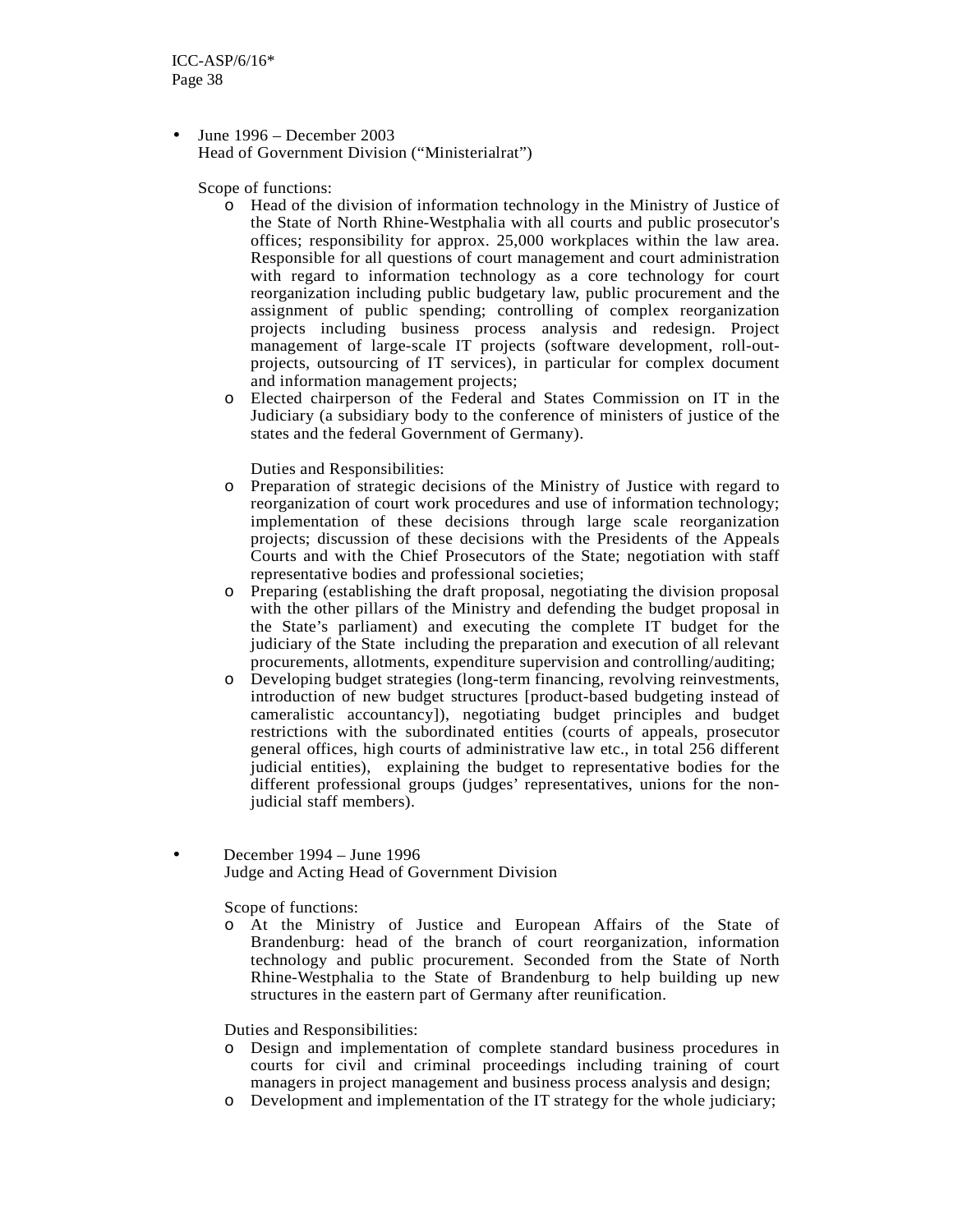- June 1996 – December 2003
  Head of Government Division ("Ministerialrat")

  Scope of functions:
  - Head of the division of information technology in the Ministry of Justice of the State of North Rhine-Westphalia with all courts and public prosecutor's offices; responsibility for approx. 25,000 workplaces within the law area. Responsible for all questions of court management and court administration with regard to information technology as a core technology for court reorganization including public budgetary law, public procurement and the assignment of public spending; controlling of complex reorganization projects including business process analysis and redesign. Project management of large-scale IT projects (software development, roll-out-projects, outsourcing of IT services), in particular for complex document and information management projects;
  - Elected chairperson of the Federal and States Commission on IT in the Judiciary (a subsidiary body to the conference of ministers of justice of the states and the federal Government of Germany).

  Duties and Responsibilities:
  - Preparation of strategic decisions of the Ministry of Justice with regard to reorganization of court work procedures and use of information technology; implementation of these decisions through large scale reorganization projects; discussion of these decisions with the Presidents of the Appeals Courts and with the Chief Prosecutors of the State; negotiation with staff representative bodies and professional societies;
  - Preparing (establishing the draft proposal, negotiating the division proposal with the other pillars of the Ministry and defending the budget proposal in the State's parliament) and executing the complete IT budget for the judiciary of the State including the preparation and execution of all relevant procurements, allotments, expenditure supervision and controlling/auditing;
  - Developing budget strategies (long-term financing, revolving reinvestments, introduction of new budget structures [product-based budgeting instead of cameralistic accountancy]), negotiating budget principles and budget restrictions with the subordinated entities (courts of appeals, prosecutor general offices, high courts of administrative law etc., in total 256 different judicial entities), explaining the budget to representative bodies for the different professional groups (judges' representatives, unions for the non-judicial staff members).

- December 1994 – June 1996
  Judge and Acting Head of Government Division

  Scope of functions:
  - At the Ministry of Justice and European Affairs of the State of Brandenburg: head of the branch of court reorganization, information technology and public procurement. Seconded from the State of North Rhine-Westphalia to the State of Brandenburg to help building up new structures in the eastern part of Germany after reunification.

  Duties and Responsibilities:
  - Design and implementation of complete standard business procedures in courts for civil and criminal proceedings including training of court managers in project management and business process analysis and design;
  - Development and implementation of the IT strategy for the whole judiciary;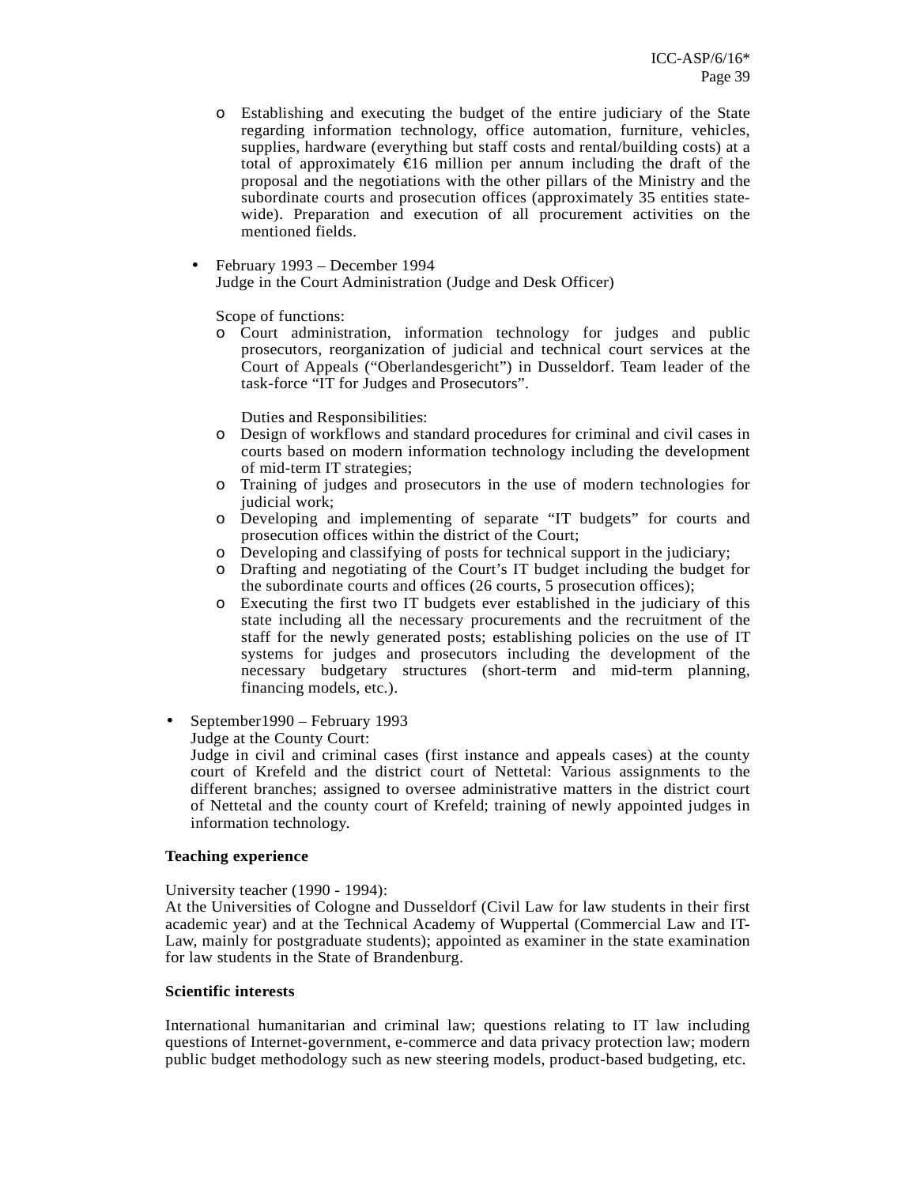- Establishing and executing the budget of the entire judiciary of the State regarding information technology, office automation, furniture, vehicles, supplies, hardware (everything but staff costs and rental/building costs) at a total of approximately €16 million per annum including the draft of the proposal and the negotiations with the other pillars of the Ministry and the subordinate courts and prosecution offices (approximately 35 entities state-wide). Preparation and execution of all procurement activities on the mentioned fields.

- February 1993 – December 1994
  Judge in the Court Administration (Judge and Desk Officer)

  Scope of functions:
  - Court administration, information technology for judges and public prosecutors, reorganization of judicial and technical court services at the Court of Appeals ("Oberlandesgericht") in Dusseldorf. Team leader of the task-force "IT for Judges and Prosecutors".

  Duties and Responsibilities:
  - Design of workflows and standard procedures for criminal and civil cases in courts based on modern information technology including the development of mid-term IT strategies;
  - Training of judges and prosecutors in the use of modern technologies for judicial work;
  - Developing and implementing of separate "IT budgets" for courts and prosecution offices within the district of the Court;
  - Developing and classifying of posts for technical support in the judiciary;
  - Drafting and negotiating of the Court's IT budget including the budget for the subordinate courts and offices (26 courts, 5 prosecution offices);
  - Executing the first two IT budgets ever established in the judiciary of this state including all the necessary procurements and the recruitment of the staff for the newly generated posts; establishing policies on the use of IT systems for judges and prosecutors including the development of the necessary budgetary structures (short-term and mid-term planning, financing models, etc.).

- September1990 – February 1993
  Judge at the County Court:
  Judge in civil and criminal cases (first instance and appeals cases) at the county court of Krefeld and the district court of Nettetal: Various assignments to the different branches; assigned to oversee administrative matters in the district court of Nettetal and the county court of Krefeld; training of newly appointed judges in information technology.

**Teaching experience**

University teacher (1990 - 1994):
At the Universities of Cologne and Dusseldorf (Civil Law for law students in their first academic year) and at the Technical Academy of Wuppertal (Commercial Law and IT-Law, mainly for postgraduate students); appointed as examiner in the state examination for law students in the State of Brandenburg.

**Scientific interests**

International humanitarian and criminal law; questions relating to IT law including questions of Internet-government, e-commerce and data privacy protection law; modern public budget methodology such as new steering models, product-based budgeting, etc.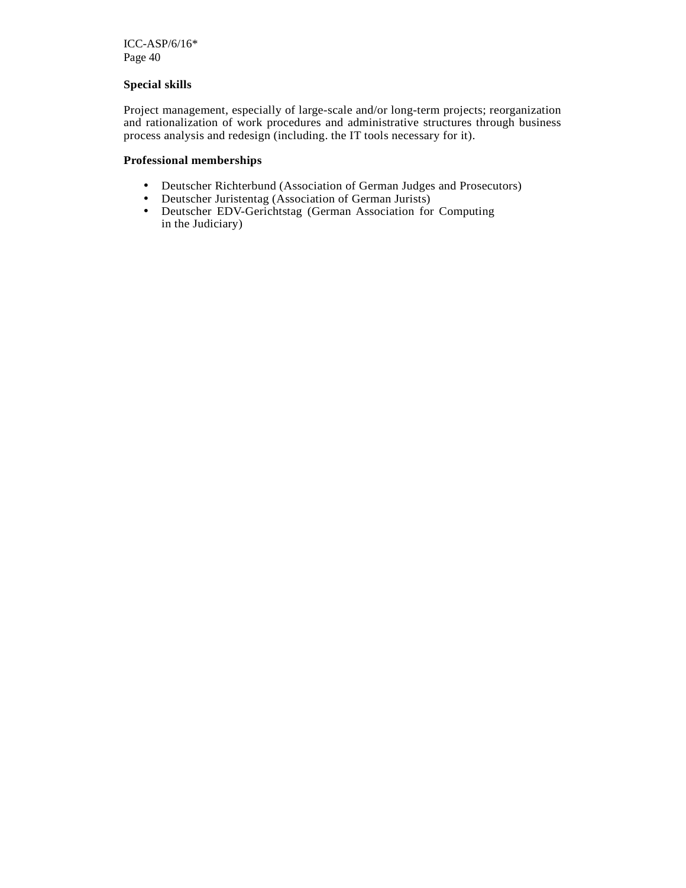**Special skills**

Project management, especially of large-scale and/or long-term projects; reorganization and rationalization of work procedures and administrative structures through business process analysis and redesign (including. the IT tools necessary for it).

**Professional memberships**

- Deutscher Richterbund (Association of German Judges and Prosecutors)
- Deutscher Juristentag (Association of German Jurists)
- Deutscher EDV-Gerichtstag (German Association for Computing in the Judiciary)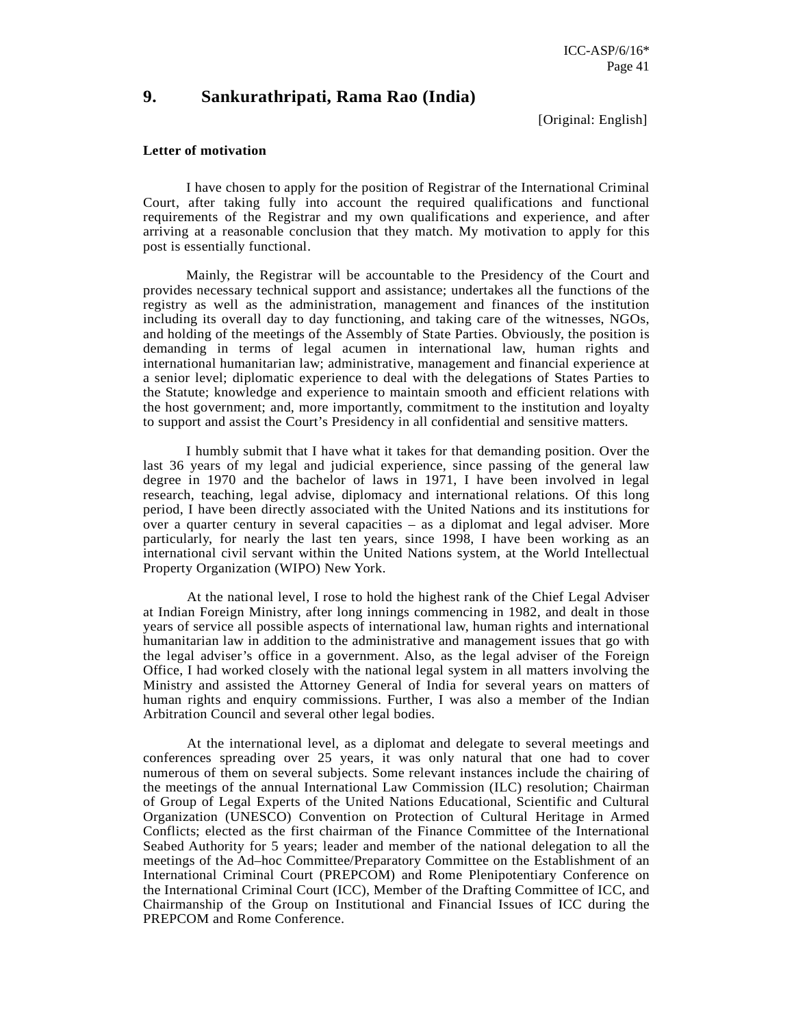## 9. Sankurathripati, Rama Rao (India)

[Original: English]

**Letter of motivation**

I have chosen to apply for the position of Registrar of the International Criminal Court, after taking fully into account the required qualifications and functional requirements of the Registrar and my own qualifications and experience, and after arriving at a reasonable conclusion that they match. My motivation to apply for this post is essentially functional.

Mainly, the Registrar will be accountable to the Presidency of the Court and provides necessary technical support and assistance; undertakes all the functions of the registry as well as the administration, management and finances of the institution including its overall day to day functioning, and taking care of the witnesses, NGOs, and holding of the meetings of the Assembly of State Parties. Obviously, the position is demanding in terms of legal acumen in international law, human rights and international humanitarian law; administrative, management and financial experience at a senior level; diplomatic experience to deal with the delegations of States Parties to the Statute; knowledge and experience to maintain smooth and efficient relations with the host government; and, more importantly, commitment to the institution and loyalty to support and assist the Court's Presidency in all confidential and sensitive matters.

I humbly submit that I have what it takes for that demanding position. Over the last 36 years of my legal and judicial experience, since passing of the general law degree in 1970 and the bachelor of laws in 1971, I have been involved in legal research, teaching, legal advise, diplomacy and international relations. Of this long period, I have been directly associated with the United Nations and its institutions for over a quarter century in several capacities – as a diplomat and legal adviser. More particularly, for nearly the last ten years, since 1998, I have been working as an international civil servant within the United Nations system, at the World Intellectual Property Organization (WIPO) New York.

At the national level, I rose to hold the highest rank of the Chief Legal Adviser at Indian Foreign Ministry, after long innings commencing in 1982, and dealt in those years of service all possible aspects of international law, human rights and international humanitarian law in addition to the administrative and management issues that go with the legal adviser's office in a government. Also, as the legal adviser of the Foreign Office, I had worked closely with the national legal system in all matters involving the Ministry and assisted the Attorney General of India for several years on matters of human rights and enquiry commissions. Further, I was also a member of the Indian Arbitration Council and several other legal bodies.

At the international level, as a diplomat and delegate to several meetings and conferences spreading over 25 years, it was only natural that one had to cover numerous of them on several subjects. Some relevant instances include the chairing of the meetings of the annual International Law Commission (ILC) resolution; Chairman of Group of Legal Experts of the United Nations Educational, Scientific and Cultural Organization (UNESCO) Convention on Protection of Cultural Heritage in Armed Conflicts; elected as the first chairman of the Finance Committee of the International Seabed Authority for 5 years; leader and member of the national delegation to all the meetings of the Ad–hoc Committee/Preparatory Committee on the Establishment of an International Criminal Court (PREPCOM) and Rome Plenipotentiary Conference on the International Criminal Court (ICC), Member of the Drafting Committee of ICC, and Chairmanship of the Group on Institutional and Financial Issues of ICC during the PREPCOM and Rome Conference.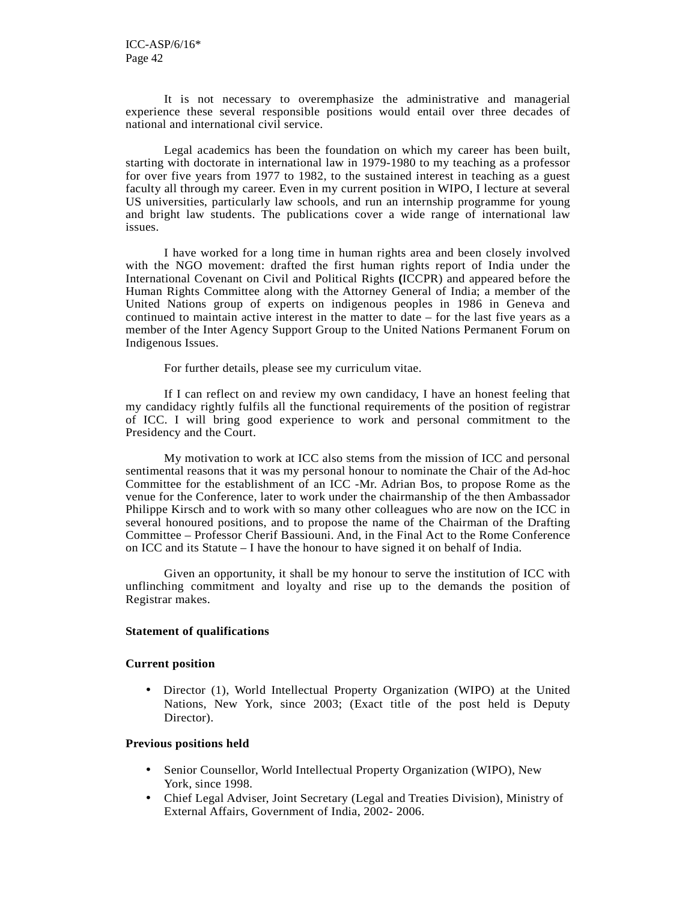It is not necessary to overemphasize the administrative and managerial experience these several responsible positions would entail over three decades of national and international civil service.

Legal academics has been the foundation on which my career has been built, starting with doctorate in international law in 1979-1980 to my teaching as a professor for over five years from 1977 to 1982, to the sustained interest in teaching as a guest faculty all through my career. Even in my current position in WIPO, I lecture at several US universities, particularly law schools, and run an internship programme for young and bright law students. The publications cover a wide range of international law issues.

I have worked for a long time in human rights area and been closely involved with the NGO movement: drafted the first human rights report of India under the International Covenant on Civil and Political Rights (ICCPR) and appeared before the Human Rights Committee along with the Attorney General of India; a member of the United Nations group of experts on indigenous peoples in 1986 in Geneva and continued to maintain active interest in the matter to date – for the last five years as a member of the Inter Agency Support Group to the United Nations Permanent Forum on Indigenous Issues.

For further details, please see my curriculum vitae.

If I can reflect on and review my own candidacy, I have an honest feeling that my candidacy rightly fulfils all the functional requirements of the position of registrar of ICC. I will bring good experience to work and personal commitment to the Presidency and the Court.

My motivation to work at ICC also stems from the mission of ICC and personal sentimental reasons that it was my personal honour to nominate the Chair of the Ad-hoc Committee for the establishment of an ICC -Mr. Adrian Bos, to propose Rome as the venue for the Conference, later to work under the chairmanship of the then Ambassador Philippe Kirsch and to work with so many other colleagues who are now on the ICC in several honoured positions, and to propose the name of the Chairman of the Drafting Committee – Professor Cherif Bassiouni. And, in the Final Act to the Rome Conference on ICC and its Statute – I have the honour to have signed it on behalf of India.

Given an opportunity, it shall be my honour to serve the institution of ICC with unflinching commitment and loyalty and rise up to the demands the position of Registrar makes.

**Statement of qualifications**

**Current position**

- Director (1), World Intellectual Property Organization (WIPO) at the United Nations, New York, since 2003; (Exact title of the post held is Deputy Director).

**Previous positions held**

- Senior Counsellor, World Intellectual Property Organization (WIPO), New York, since 1998.
- Chief Legal Adviser, Joint Secretary (Legal and Treaties Division), Ministry of External Affairs, Government of India, 2002- 2006.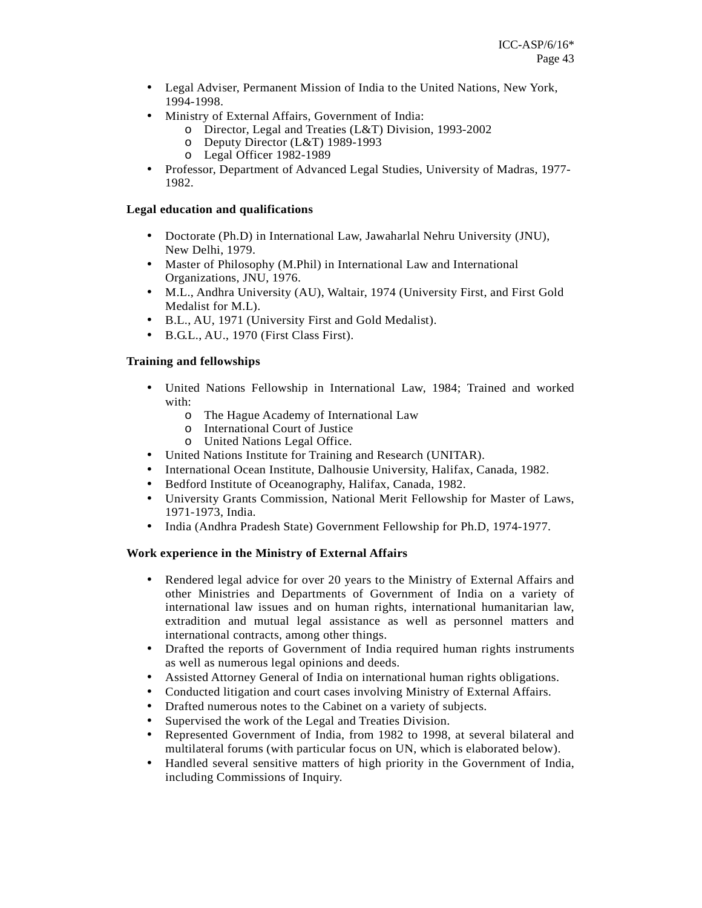- Legal Adviser, Permanent Mission of India to the United Nations, New York, 1994-1998.
- Ministry of External Affairs, Government of India:
  - Director, Legal and Treaties (L&T) Division, 1993-2002
  - Deputy Director (L&T) 1989-1993
  - Legal Officer 1982-1989
- Professor, Department of Advanced Legal Studies, University of Madras, 1977-1982.

**Legal education and qualifications**

- Doctorate (Ph.D) in International Law, Jawaharlal Nehru University (JNU), New Delhi, 1979.
- Master of Philosophy (M.Phil) in International Law and International Organizations, JNU, 1976.
- M.L., Andhra University (AU), Waltair, 1974 (University First, and First Gold Medalist for M.L).
- B.L., AU, 1971 (University First and Gold Medalist).
- B.G.L., AU., 1970 (First Class First).

**Training and fellowships**

- United Nations Fellowship in International Law, 1984; Trained and worked with:
  - The Hague Academy of International Law
  - International Court of Justice
  - United Nations Legal Office.
- United Nations Institute for Training and Research (UNITAR).
- International Ocean Institute, Dalhousie University, Halifax, Canada, 1982.
- Bedford Institute of Oceanography, Halifax, Canada, 1982.
- University Grants Commission, National Merit Fellowship for Master of Laws, 1971-1973, India.
- India (Andhra Pradesh State) Government Fellowship for Ph.D, 1974-1977.

**Work experience in the Ministry of External Affairs**

- Rendered legal advice for over 20 years to the Ministry of External Affairs and other Ministries and Departments of Government of India on a variety of international law issues and on human rights, international humanitarian law, extradition and mutual legal assistance as well as personnel matters and international contracts, among other things.
- Drafted the reports of Government of India required human rights instruments as well as numerous legal opinions and deeds.
- Assisted Attorney General of India on international human rights obligations.
- Conducted litigation and court cases involving Ministry of External Affairs.
- Drafted numerous notes to the Cabinet on a variety of subjects.
- Supervised the work of the Legal and Treaties Division.
- Represented Government of India, from 1982 to 1998, at several bilateral and multilateral forums (with particular focus on UN, which is elaborated below).
- Handled several sensitive matters of high priority in the Government of India, including Commissions of Inquiry.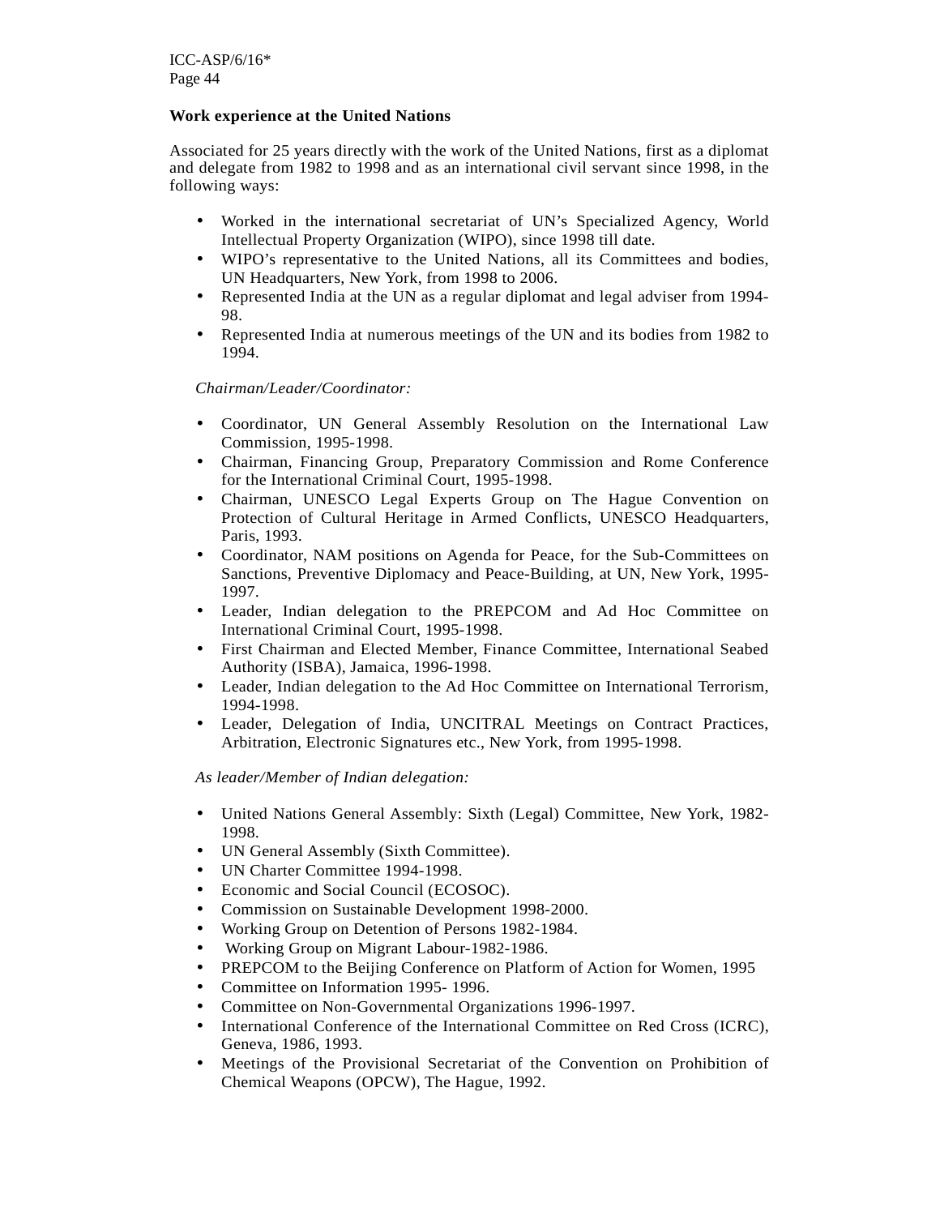**Work experience at the United Nations**

Associated for 25 years directly with the work of the United Nations, first as a diplomat and delegate from 1982 to 1998 and as an international civil servant since 1998, in the following ways:

- Worked in the international secretariat of UN's Specialized Agency, World Intellectual Property Organization (WIPO), since 1998 till date.
- WIPO's representative to the United Nations, all its Committees and bodies, UN Headquarters, New York, from 1998 to 2006.
- Represented India at the UN as a regular diplomat and legal adviser from 1994-98.
- Represented India at numerous meetings of the UN and its bodies from 1982 to 1994.

*Chairman/Leader/Coordinator:*

- Coordinator, UN General Assembly Resolution on the International Law Commission, 1995-1998.
- Chairman, Financing Group, Preparatory Commission and Rome Conference for the International Criminal Court, 1995-1998.
- Chairman, UNESCO Legal Experts Group on The Hague Convention on Protection of Cultural Heritage in Armed Conflicts, UNESCO Headquarters, Paris, 1993.
- Coordinator, NAM positions on Agenda for Peace, for the Sub-Committees on Sanctions, Preventive Diplomacy and Peace-Building, at UN, New York, 1995-1997.
- Leader, Indian delegation to the PREPCOM and Ad Hoc Committee on International Criminal Court, 1995-1998.
- First Chairman and Elected Member, Finance Committee, International Seabed Authority (ISBA), Jamaica, 1996-1998.
- Leader, Indian delegation to the Ad Hoc Committee on International Terrorism, 1994-1998.
- Leader, Delegation of India, UNCITRAL Meetings on Contract Practices, Arbitration, Electronic Signatures etc., New York, from 1995-1998.

*As leader/Member of Indian delegation:*

- United Nations General Assembly: Sixth (Legal) Committee, New York, 1982-1998.
- UN General Assembly (Sixth Committee).
- UN Charter Committee 1994-1998.
- Economic and Social Council (ECOSOC).
- Commission on Sustainable Development 1998-2000.
- Working Group on Detention of Persons 1982-1984.
- Working Group on Migrant Labour-1982-1986.
- PREPCOM to the Beijing Conference on Platform of Action for Women, 1995
- Committee on Information 1995- 1996.
- Committee on Non-Governmental Organizations 1996-1997.
- International Conference of the International Committee on Red Cross (ICRC), Geneva, 1986, 1993.
- Meetings of the Provisional Secretariat of the Convention on Prohibition of Chemical Weapons (OPCW), The Hague, 1992.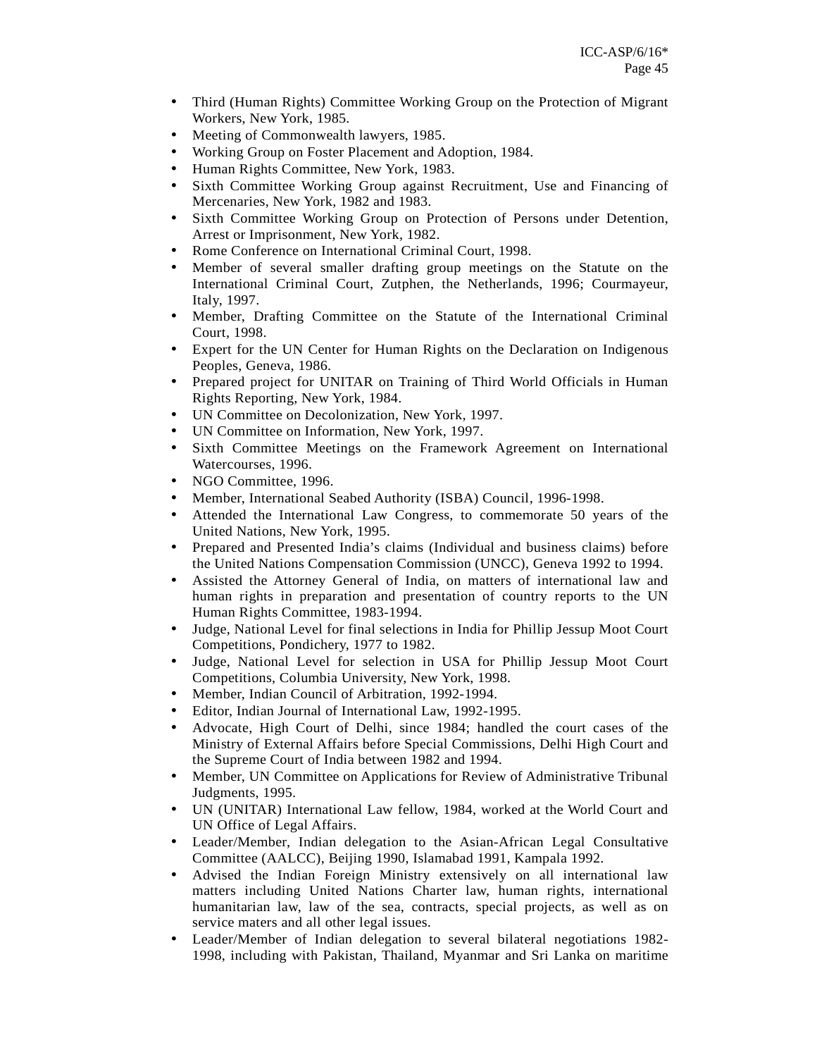- Third (Human Rights) Committee Working Group on the Protection of Migrant Workers, New York, 1985.
- Meeting of Commonwealth lawyers, 1985.
- Working Group on Foster Placement and Adoption, 1984.
- Human Rights Committee, New York, 1983.
- Sixth Committee Working Group against Recruitment, Use and Financing of Mercenaries, New York, 1982 and 1983.
- Sixth Committee Working Group on Protection of Persons under Detention, Arrest or Imprisonment, New York, 1982.
- Rome Conference on International Criminal Court, 1998.
- Member of several smaller drafting group meetings on the Statute on the International Criminal Court, Zutphen, the Netherlands, 1996; Courmayeur, Italy, 1997.
- Member, Drafting Committee on the Statute of the International Criminal Court, 1998.
- Expert for the UN Center for Human Rights on the Declaration on Indigenous Peoples, Geneva, 1986.
- Prepared project for UNITAR on Training of Third World Officials in Human Rights Reporting, New York, 1984.
- UN Committee on Decolonization, New York, 1997.
- UN Committee on Information, New York, 1997.
- Sixth Committee Meetings on the Framework Agreement on International Watercourses, 1996.
- NGO Committee, 1996.
- Member, International Seabed Authority (ISBA) Council, 1996-1998.
- Attended the International Law Congress, to commemorate 50 years of the United Nations, New York, 1995.
- Prepared and Presented India's claims (Individual and business claims) before the United Nations Compensation Commission (UNCC), Geneva 1992 to 1994.
- Assisted the Attorney General of India, on matters of international law and human rights in preparation and presentation of country reports to the UN Human Rights Committee, 1983-1994.
- Judge, National Level for final selections in India for Phillip Jessup Moot Court Competitions, Pondichery, 1977 to 1982.
- Judge, National Level for selection in USA for Phillip Jessup Moot Court Competitions, Columbia University, New York, 1998.
- Member, Indian Council of Arbitration, 1992-1994.
- Editor, Indian Journal of International Law, 1992-1995.
- Advocate, High Court of Delhi, since 1984; handled the court cases of the Ministry of External Affairs before Special Commissions, Delhi High Court and the Supreme Court of India between 1982 and 1994.
- Member, UN Committee on Applications for Review of Administrative Tribunal Judgments, 1995.
- UN (UNITAR) International Law fellow, 1984, worked at the World Court and UN Office of Legal Affairs.
- Leader/Member, Indian delegation to the Asian-African Legal Consultative Committee (AALCC), Beijing 1990, Islamabad 1991, Kampala 1992.
- Advised the Indian Foreign Ministry extensively on all international law matters including United Nations Charter law, human rights, international humanitarian law, law of the sea, contracts, special projects, as well as on service maters and all other legal issues.
- Leader/Member of Indian delegation to several bilateral negotiations 1982-1998, including with Pakistan, Thailand, Myanmar and Sri Lanka on maritime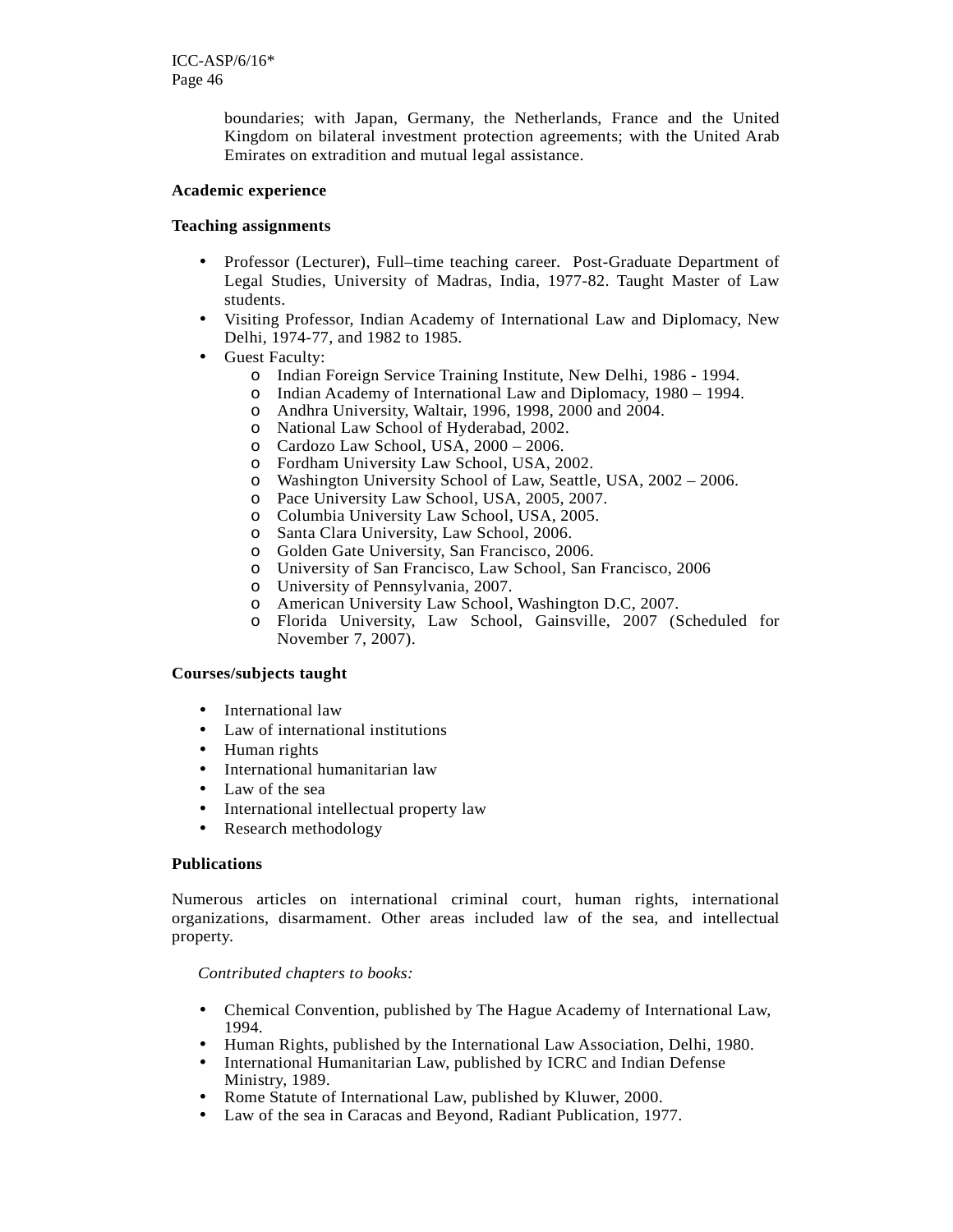boundaries; with Japan, Germany, the Netherlands, France and the United Kingdom on bilateral investment protection agreements; with the United Arab Emirates on extradition and mutual legal assistance.

**Academic experience**

**Teaching assignments**

- Professor (Lecturer), Full–time teaching career. Post-Graduate Department of Legal Studies, University of Madras, India, 1977-82. Taught Master of Law students.
- Visiting Professor, Indian Academy of International Law and Diplomacy, New Delhi, 1974-77, and 1982 to 1985.
- Guest Faculty:
  - Indian Foreign Service Training Institute, New Delhi, 1986 - 1994.
  - Indian Academy of International Law and Diplomacy, 1980 – 1994.
  - Andhra University, Waltair, 1996, 1998, 2000 and 2004.
  - National Law School of Hyderabad, 2002.
  - Cardozo Law School, USA, 2000 – 2006.
  - Fordham University Law School, USA, 2002.
  - Washington University School of Law, Seattle, USA, 2002 – 2006.
  - Pace University Law School, USA, 2005, 2007.
  - Columbia University Law School, USA, 2005.
  - Santa Clara University, Law School, 2006.
  - Golden Gate University, San Francisco, 2006.
  - University of San Francisco, Law School, San Francisco, 2006
  - University of Pennsylvania, 2007.
  - American University Law School, Washington D.C, 2007.
  - Florida University, Law School, Gainsville, 2007 (Scheduled for November 7, 2007).

**Courses/subjects taught**

- International law
- Law of international institutions
- Human rights
- International humanitarian law
- Law of the sea
- International intellectual property law
- Research methodology

**Publications**

Numerous articles on international criminal court, human rights, international organizations, disarmament. Other areas included law of the sea, and intellectual property.

*Contributed chapters to books:*

- Chemical Convention, published by The Hague Academy of International Law, 1994.
- Human Rights, published by the International Law Association, Delhi, 1980.
- International Humanitarian Law, published by ICRC and Indian Defense Ministry, 1989.
- Rome Statute of International Law, published by Kluwer, 2000.
- Law of the sea in Caracas and Beyond, Radiant Publication, 1977.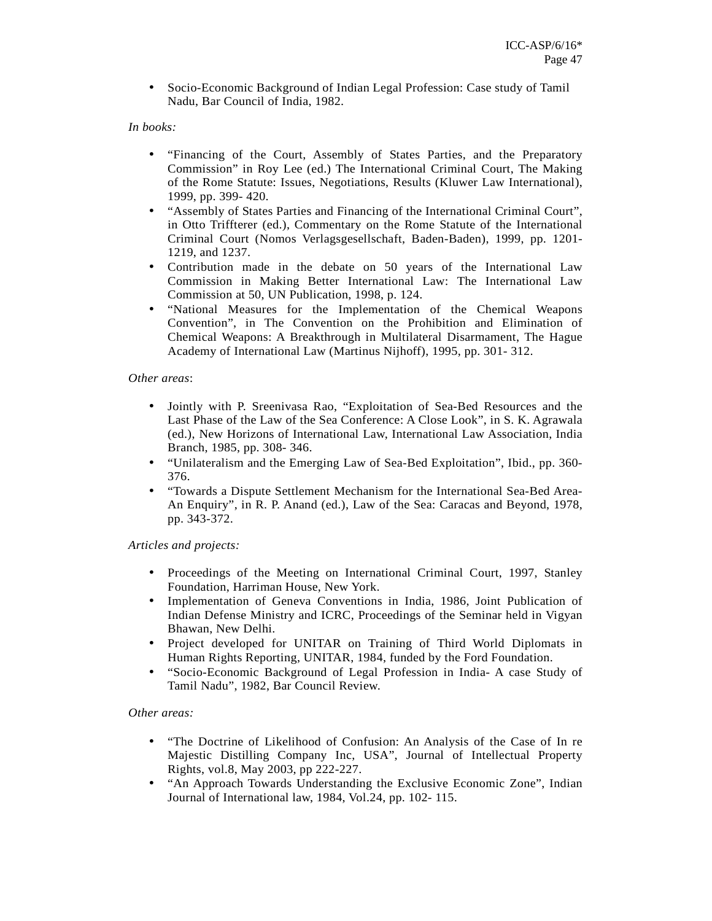- Socio-Economic Background of Indian Legal Profession: Case study of Tamil Nadu, Bar Council of India, 1982.

*In books:*

- "Financing of the Court, Assembly of States Parties, and the Preparatory Commission" in Roy Lee (ed.) The International Criminal Court, The Making of the Rome Statute: Issues, Negotiations, Results (Kluwer Law International), 1999, pp. 399- 420.
- "Assembly of States Parties and Financing of the International Criminal Court", in Otto Triffterer (ed.), Commentary on the Rome Statute of the International Criminal Court (Nomos Verlagsgesellschaft, Baden-Baden), 1999, pp. 1201-1219, and 1237.
- Contribution made in the debate on 50 years of the International Law Commission in Making Better International Law: The International Law Commission at 50, UN Publication, 1998, p. 124.
- "National Measures for the Implementation of the Chemical Weapons Convention", in The Convention on the Prohibition and Elimination of Chemical Weapons: A Breakthrough in Multilateral Disarmament, The Hague Academy of International Law (Martinus Nijhoff), 1995, pp. 301- 312.

*Other areas*:

- Jointly with P. Sreenivasa Rao, "Exploitation of Sea-Bed Resources and the Last Phase of the Law of the Sea Conference: A Close Look", in S. K. Agrawala (ed.), New Horizons of International Law, International Law Association, India Branch, 1985, pp. 308- 346.
- "Unilateralism and the Emerging Law of Sea-Bed Exploitation", Ibid., pp. 360-376.
- "Towards a Dispute Settlement Mechanism for the International Sea-Bed Area- An Enquiry", in R. P. Anand (ed.), Law of the Sea: Caracas and Beyond, 1978, pp. 343-372.

*Articles and projects:*

- Proceedings of the Meeting on International Criminal Court, 1997, Stanley Foundation, Harriman House, New York.
- Implementation of Geneva Conventions in India, 1986, Joint Publication of Indian Defense Ministry and ICRC, Proceedings of the Seminar held in Vigyan Bhawan, New Delhi.
- Project developed for UNITAR on Training of Third World Diplomats in Human Rights Reporting, UNITAR, 1984, funded by the Ford Foundation.
- "Socio-Economic Background of Legal Profession in India- A case Study of Tamil Nadu", 1982, Bar Council Review.

*Other areas:*

- "The Doctrine of Likelihood of Confusion: An Analysis of the Case of In re Majestic Distilling Company Inc, USA", Journal of Intellectual Property Rights, vol.8, May 2003, pp 222-227.
- "An Approach Towards Understanding the Exclusive Economic Zone", Indian Journal of International law, 1984, Vol.24, pp. 102- 115.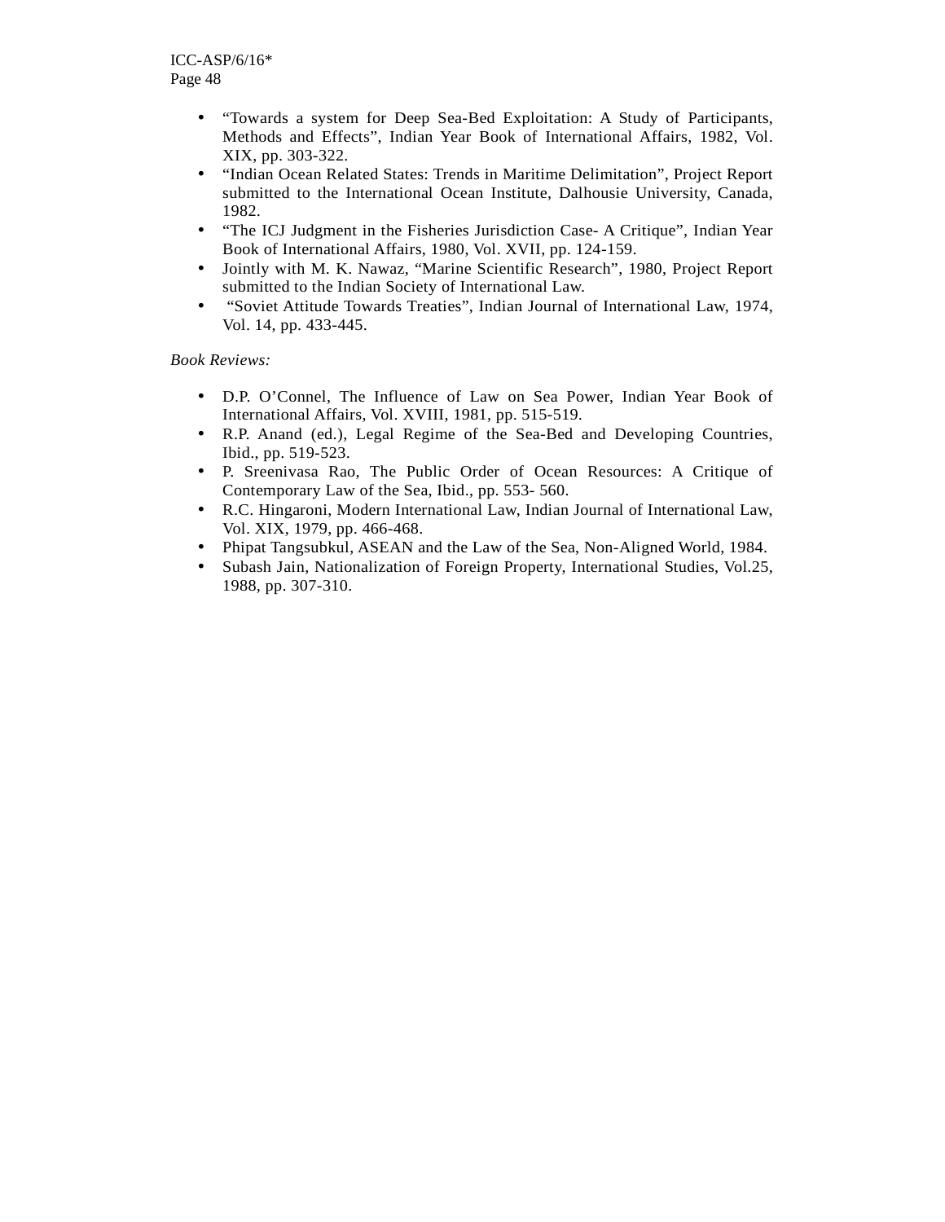- "Towards a system for Deep Sea-Bed Exploitation: A Study of Participants, Methods and Effects", Indian Year Book of International Affairs, 1982, Vol. XIX, pp. 303-322.
- "Indian Ocean Related States: Trends in Maritime Delimitation", Project Report submitted to the International Ocean Institute, Dalhousie University, Canada, 1982.
- "The ICJ Judgment in the Fisheries Jurisdiction Case- A Critique", Indian Year Book of International Affairs, 1980, Vol. XVII, pp. 124-159.
- Jointly with M. K. Nawaz, "Marine Scientific Research", 1980, Project Report submitted to the Indian Society of International Law.
- "Soviet Attitude Towards Treaties", Indian Journal of International Law, 1974, Vol. 14, pp. 433-445.

*Book Reviews:*

- D.P. O'Connel, The Influence of Law on Sea Power, Indian Year Book of International Affairs, Vol. XVIII, 1981, pp. 515-519.
- R.P. Anand (ed.), Legal Regime of the Sea-Bed and Developing Countries, Ibid., pp. 519-523.
- P. Sreenivasa Rao, The Public Order of Ocean Resources: A Critique of Contemporary Law of the Sea, Ibid., pp. 553- 560.
- R.C. Hingaroni, Modern International Law, Indian Journal of International Law, Vol. XIX, 1979, pp. 466-468.
- Phipat Tangsubkul, ASEAN and the Law of the Sea, Non-Aligned World, 1984.
- Subash Jain, Nationalization of Foreign Property, International Studies, Vol.25, 1988, pp. 307-310.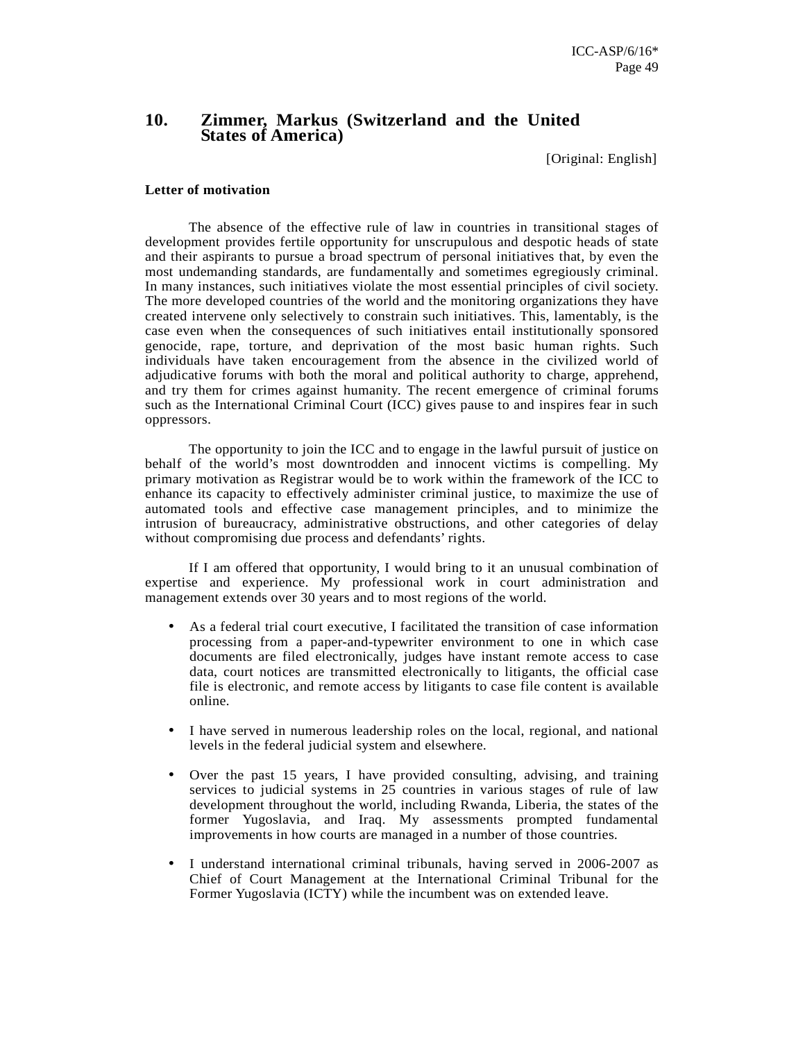## 10. Zimmer, Markus (Switzerland and the United States of America)

[Original: English]

**Letter of motivation**

The absence of the effective rule of law in countries in transitional stages of development provides fertile opportunity for unscrupulous and despotic heads of state and their aspirants to pursue a broad spectrum of personal initiatives that, by even the most undemanding standards, are fundamentally and sometimes egregiously criminal. In many instances, such initiatives violate the most essential principles of civil society. The more developed countries of the world and the monitoring organizations they have created intervene only selectively to constrain such initiatives. This, lamentably, is the case even when the consequences of such initiatives entail institutionally sponsored genocide, rape, torture, and deprivation of the most basic human rights. Such individuals have taken encouragement from the absence in the civilized world of adjudicative forums with both the moral and political authority to charge, apprehend, and try them for crimes against humanity. The recent emergence of criminal forums such as the International Criminal Court (ICC) gives pause to and inspires fear in such oppressors.

The opportunity to join the ICC and to engage in the lawful pursuit of justice on behalf of the world's most downtrodden and innocent victims is compelling. My primary motivation as Registrar would be to work within the framework of the ICC to enhance its capacity to effectively administer criminal justice, to maximize the use of automated tools and effective case management principles, and to minimize the intrusion of bureaucracy, administrative obstructions, and other categories of delay without compromising due process and defendants' rights.

If I am offered that opportunity, I would bring to it an unusual combination of expertise and experience. My professional work in court administration and management extends over 30 years and to most regions of the world.

- As a federal trial court executive, I facilitated the transition of case information processing from a paper-and-typewriter environment to one in which case documents are filed electronically, judges have instant remote access to case data, court notices are transmitted electronically to litigants, the official case file is electronic, and remote access by litigants to case file content is available online.
- I have served in numerous leadership roles on the local, regional, and national levels in the federal judicial system and elsewhere.
- Over the past 15 years, I have provided consulting, advising, and training services to judicial systems in 25 countries in various stages of rule of law development throughout the world, including Rwanda, Liberia, the states of the former Yugoslavia, and Iraq. My assessments prompted fundamental improvements in how courts are managed in a number of those countries.
- I understand international criminal tribunals, having served in 2006-2007 as Chief of Court Management at the International Criminal Tribunal for the Former Yugoslavia (ICTY) while the incumbent was on extended leave.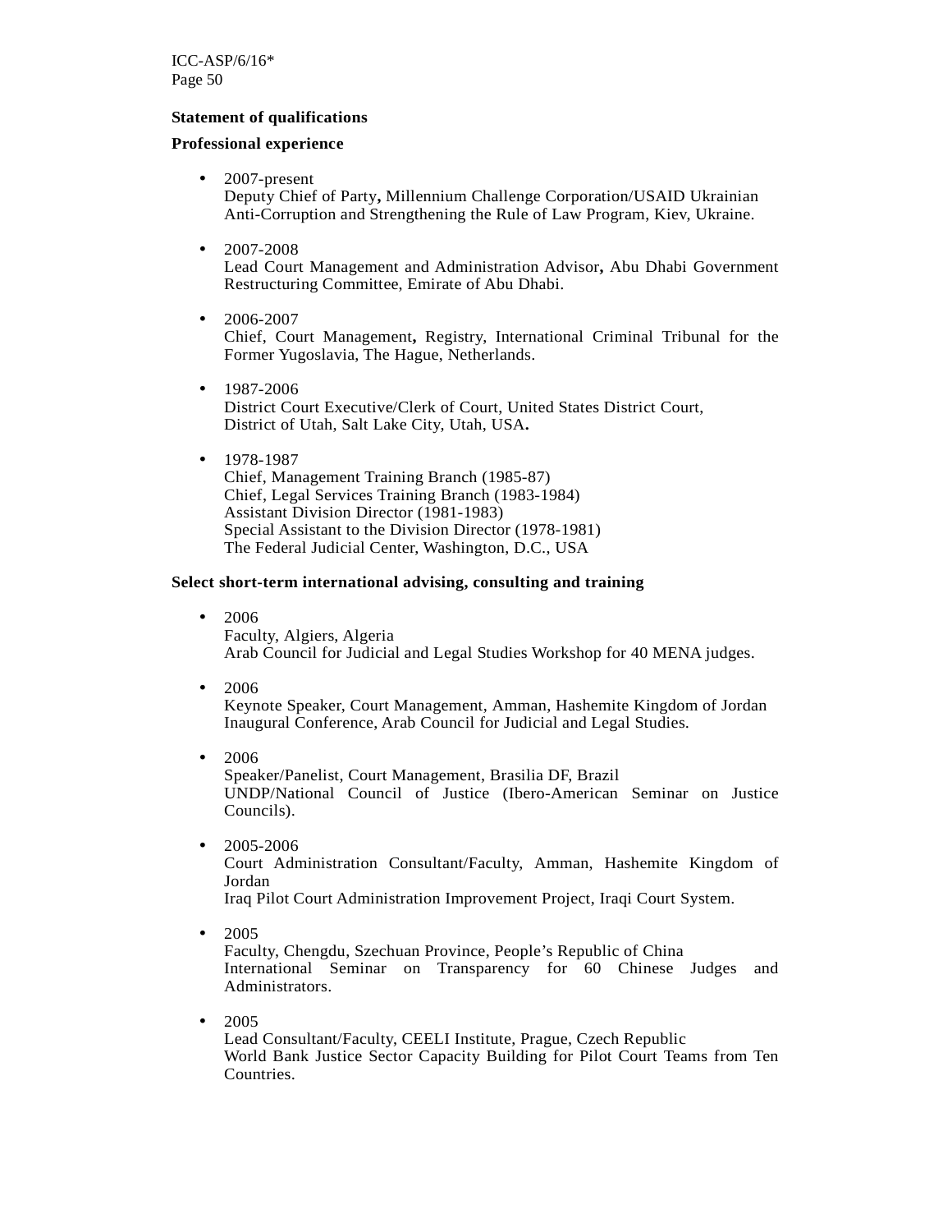**Statement of qualifications**

**Professional experience**

- 2007-present
  Deputy Chief of Party**,** Millennium Challenge Corporation/USAID Ukrainian Anti-Corruption and Strengthening the Rule of Law Program, Kiev, Ukraine.

- 2007-2008
  Lead Court Management and Administration Advisor**,** Abu Dhabi Government Restructuring Committee, Emirate of Abu Dhabi.

- 2006-2007
  Chief, Court Management**,** Registry, International Criminal Tribunal for the Former Yugoslavia, The Hague, Netherlands.

- 1987-2006
  District Court Executive/Clerk of Court, United States District Court, District of Utah, Salt Lake City, Utah, USA**.**

- 1978-1987
  Chief, Management Training Branch (1985-87)
  Chief, Legal Services Training Branch (1983-1984)
  Assistant Division Director (1981-1983)
  Special Assistant to the Division Director (1978-1981)
  The Federal Judicial Center, Washington, D.C., USA

**Select short-term international advising, consulting and training**

- 2006
  Faculty, Algiers, Algeria
  Arab Council for Judicial and Legal Studies Workshop for 40 MENA judges.

- 2006
  Keynote Speaker, Court Management, Amman, Hashemite Kingdom of Jordan
  Inaugural Conference, Arab Council for Judicial and Legal Studies.

- 2006
  Speaker/Panelist, Court Management, Brasilia DF, Brazil
  UNDP/National Council of Justice (Ibero-American Seminar on Justice Councils).

- 2005-2006
  Court Administration Consultant/Faculty, Amman, Hashemite Kingdom of Jordan
  Iraq Pilot Court Administration Improvement Project, Iraqi Court System.

- 2005
  Faculty, Chengdu, Szechuan Province, People's Republic of China
  International Seminar on Transparency for 60 Chinese Judges and Administrators.

- 2005
  Lead Consultant/Faculty, CEELI Institute, Prague, Czech Republic
  World Bank Justice Sector Capacity Building for Pilot Court Teams from Ten Countries.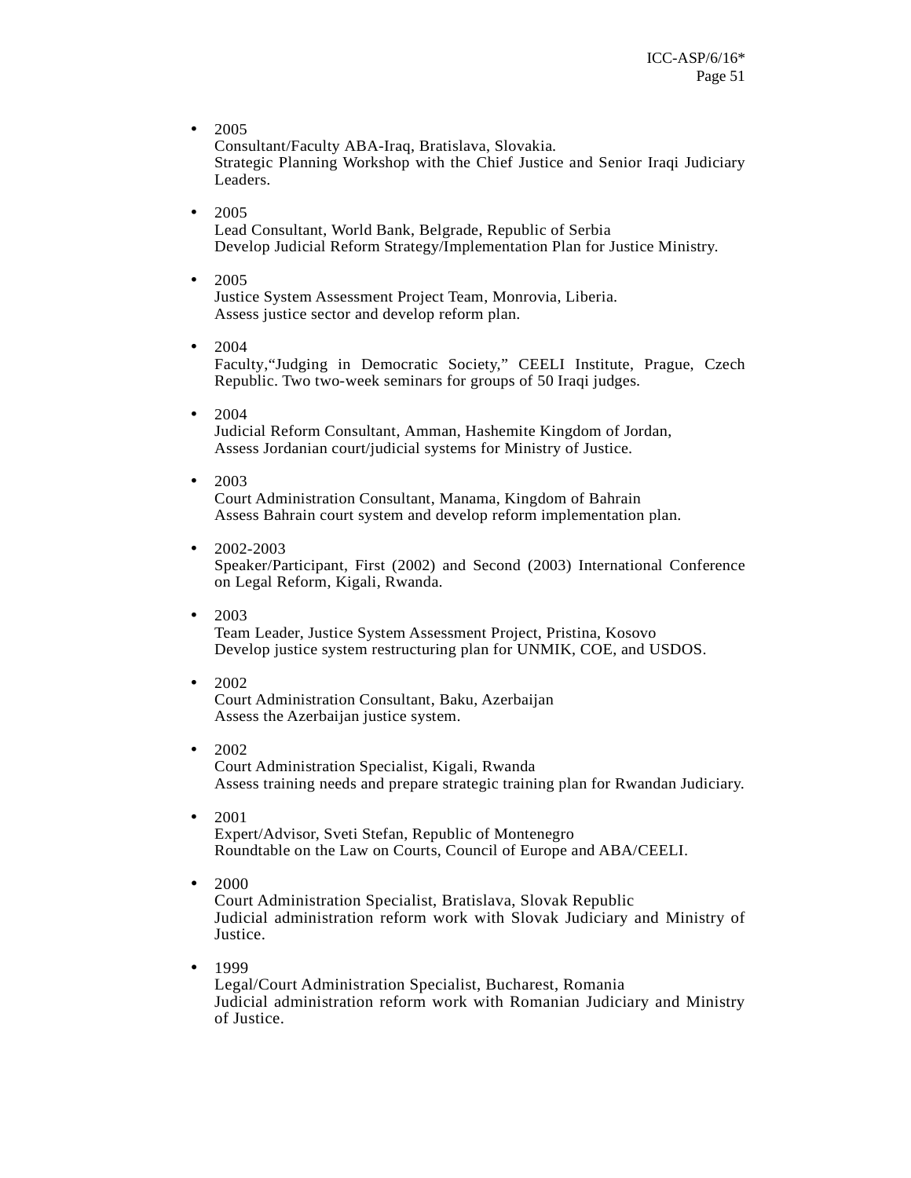- 2005
  Consultant/Faculty ABA-Iraq, Bratislava, Slovakia.
  Strategic Planning Workshop with the Chief Justice and Senior Iraqi Judiciary Leaders.

- 2005
  Lead Consultant, World Bank, Belgrade, Republic of Serbia
  Develop Judicial Reform Strategy/Implementation Plan for Justice Ministry.

- 2005
  Justice System Assessment Project Team, Monrovia, Liberia.
  Assess justice sector and develop reform plan.

- 2004
  Faculty,"Judging in Democratic Society," CEELI Institute, Prague, Czech Republic. Two two-week seminars for groups of 50 Iraqi judges.

- 2004
  Judicial Reform Consultant, Amman, Hashemite Kingdom of Jordan,
  Assess Jordanian court/judicial systems for Ministry of Justice.

- 2003
  Court Administration Consultant, Manama, Kingdom of Bahrain
  Assess Bahrain court system and develop reform implementation plan.

- 2002-2003
  Speaker/Participant, First (2002) and Second (2003) International Conference on Legal Reform, Kigali, Rwanda.

- 2003
  Team Leader, Justice System Assessment Project, Pristina, Kosovo
  Develop justice system restructuring plan for UNMIK, COE, and USDOS.

- 2002
  Court Administration Consultant, Baku, Azerbaijan
  Assess the Azerbaijan justice system.

- 2002
  Court Administration Specialist, Kigali, Rwanda
  Assess training needs and prepare strategic training plan for Rwandan Judiciary.

- 2001
  Expert/Advisor, Sveti Stefan, Republic of Montenegro
  Roundtable on the Law on Courts, Council of Europe and ABA/CEELI.

- 2000
  Court Administration Specialist, Bratislava, Slovak Republic
  Judicial administration reform work with Slovak Judiciary and Ministry of Justice.

- 1999
  Legal/Court Administration Specialist, Bucharest, Romania
  Judicial administration reform work with Romanian Judiciary and Ministry of Justice.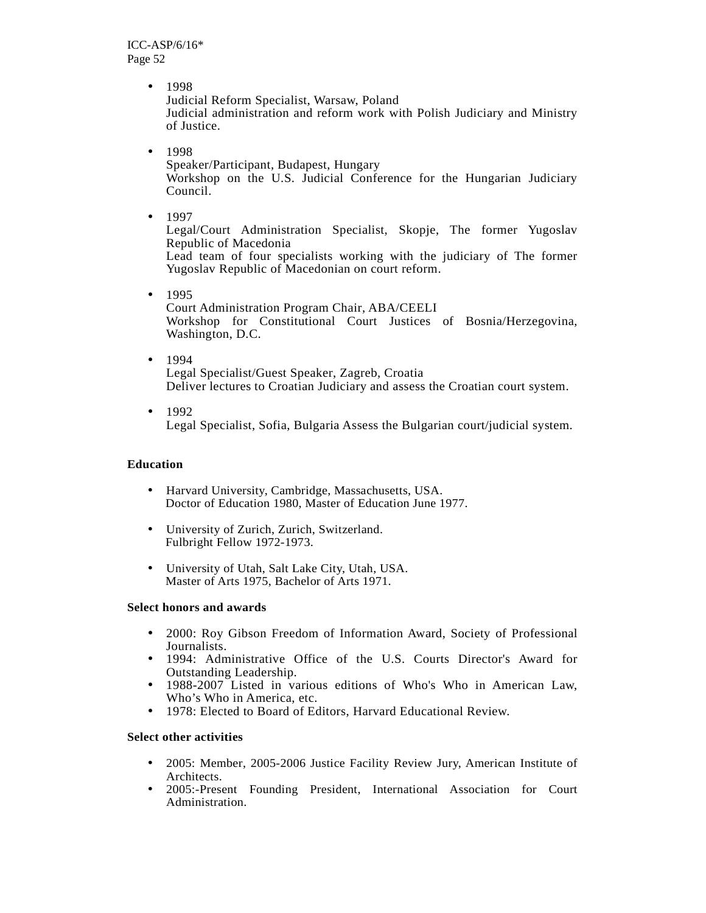- 1998
  Judicial Reform Specialist, Warsaw, Poland
  Judicial administration and reform work with Polish Judiciary and Ministry of Justice.

- 1998
  Speaker/Participant, Budapest, Hungary
  Workshop on the U.S. Judicial Conference for the Hungarian Judiciary Council.

- 1997
  Legal/Court Administration Specialist, Skopje, The former Yugoslav Republic of Macedonia
  Lead team of four specialists working with the judiciary of The former Yugoslav Republic of Macedonian on court reform.

- 1995
  Court Administration Program Chair, ABA/CEELI
  Workshop for Constitutional Court Justices of Bosnia/Herzegovina, Washington, D.C.

- 1994
  Legal Specialist/Guest Speaker, Zagreb, Croatia
  Deliver lectures to Croatian Judiciary and assess the Croatian court system.

- 1992
  Legal Specialist, Sofia, Bulgaria Assess the Bulgarian court/judicial system.

**Education**

- Harvard University, Cambridge, Massachusetts, USA.
  Doctor of Education 1980, Master of Education June 1977.

- University of Zurich, Zurich, Switzerland.
  Fulbright Fellow 1972-1973.

- University of Utah, Salt Lake City, Utah, USA.
  Master of Arts 1975, Bachelor of Arts 1971.

**Select honors and awards**

- 2000: Roy Gibson Freedom of Information Award, Society of Professional Journalists.
- 1994: Administrative Office of the U.S. Courts Director's Award for Outstanding Leadership.
- 1988-2007 Listed in various editions of Who's Who in American Law, Who's Who in America, etc.
- 1978: Elected to Board of Editors, Harvard Educational Review.

**Select other activities**

- 2005: Member, 2005-2006 Justice Facility Review Jury, American Institute of Architects.
- 2005:-Present Founding President, International Association for Court Administration.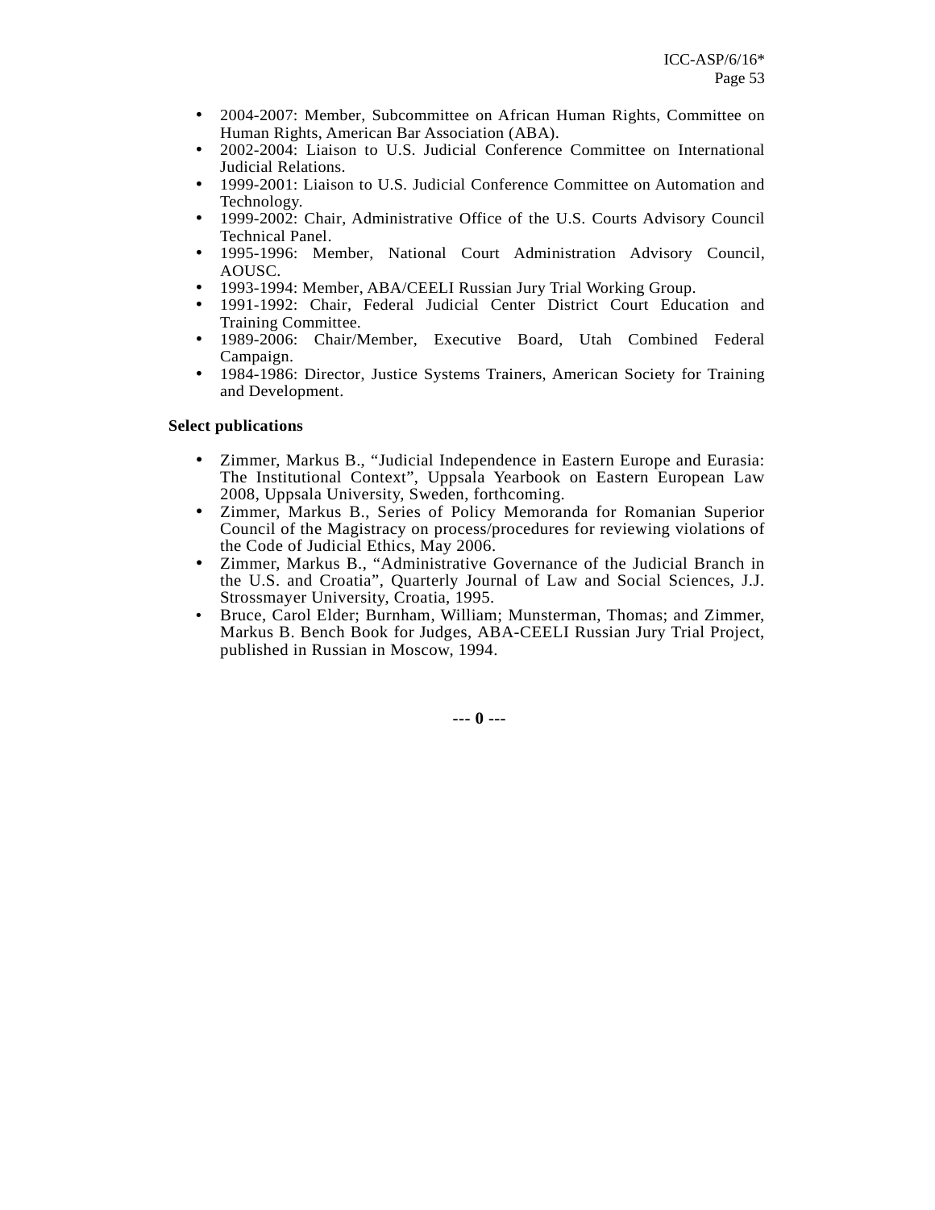- 2004-2007: Member, Subcommittee on African Human Rights, Committee on Human Rights, American Bar Association (ABA).
- 2002-2004: Liaison to U.S. Judicial Conference Committee on International Judicial Relations.
- 1999-2001: Liaison to U.S. Judicial Conference Committee on Automation and Technology.
- 1999-2002: Chair, Administrative Office of the U.S. Courts Advisory Council Technical Panel.
- 1995-1996: Member, National Court Administration Advisory Council, AOUSC.
- 1993-1994: Member, ABA/CEELI Russian Jury Trial Working Group.
- 1991-1992: Chair, Federal Judicial Center District Court Education and Training Committee.
- 1989-2006: Chair/Member, Executive Board, Utah Combined Federal Campaign.
- 1984-1986: Director, Justice Systems Trainers, American Society for Training and Development.

**Select publications**

- Zimmer, Markus B., "Judicial Independence in Eastern Europe and Eurasia: The Institutional Context", Uppsala Yearbook on Eastern European Law 2008, Uppsala University, Sweden, forthcoming.
- Zimmer, Markus B., Series of Policy Memoranda for Romanian Superior Council of the Magistracy on process/procedures for reviewing violations of the Code of Judicial Ethics, May 2006.
- Zimmer, Markus B., "Administrative Governance of the Judicial Branch in the U.S. and Croatia", Quarterly Journal of Law and Social Sciences, J.J. Strossmayer University, Croatia, 1995.
- Bruce, Carol Elder; Burnham, William; Munsterman, Thomas; and Zimmer, Markus B. Bench Book for Judges, ABA-CEELI Russian Jury Trial Project, published in Russian in Moscow, 1994.

**--- 0 ---**